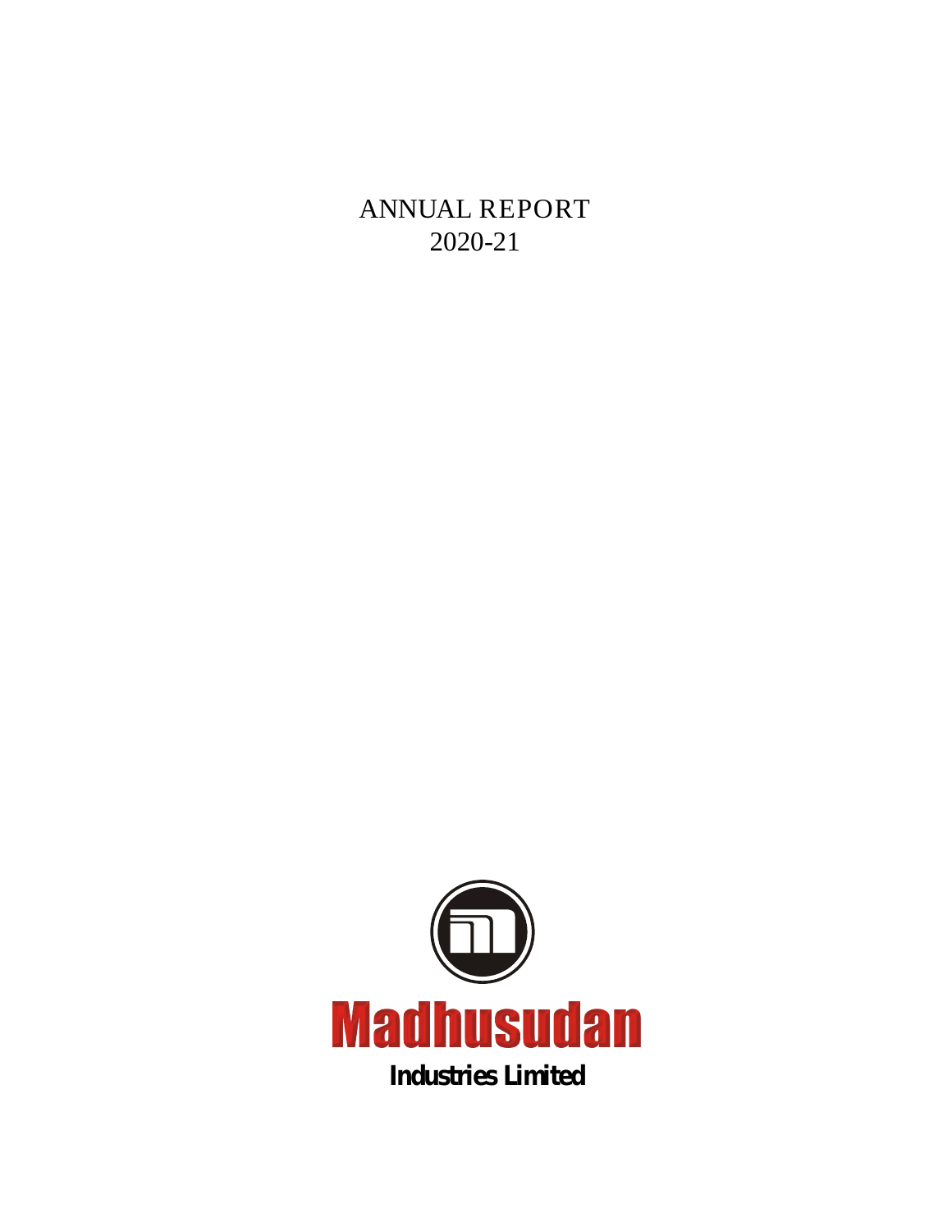# ANNUAL REPORT
# 2020-21

**Madhusudan**

**Industries Limited**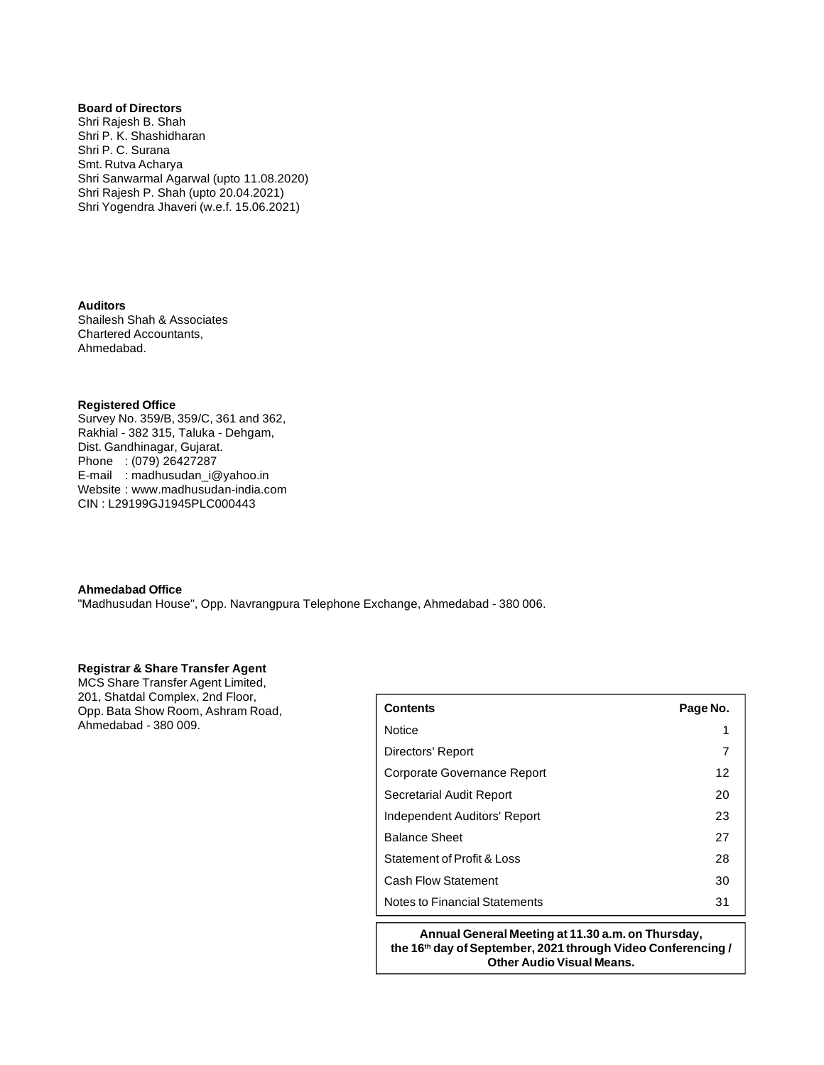**Board of Directors**
Shri Rajesh B. Shah
Shri P. K. Shashidharan
Shri P. C. Surana
Smt. Rutva Acharya
Shri Sanwarmal Agarwal (upto 11.08.2020)
Shri Rajesh P. Shah (upto 20.04.2021)
Shri Yogendra Jhaveri (w.e.f. 15.06.2021)

**Auditors**
Shailesh Shah & Associates
Chartered Accountants,
Ahmedabad.

**Registered Office**
Survey No. 359/B, 359/C, 361 and 362,
Rakhial - 382 315, Taluka - Dehgam,
Dist. Gandhinagar, Gujarat.
Phone : (079) 26427287
E-mail : madhusudan_i@yahoo.in
Website : www.madhusudan-india.com
CIN : L29199GJ1945PLC000443

**Ahmedabad Office**
"Madhusudan House", Opp. Navrangpura Telephone Exchange, Ahmedabad - 380 006.

**Registrar & Share Transfer Agent**
MCS Share Transfer Agent Limited,
201, Shatdal Complex, 2nd Floor,
Opp. Bata Show Room, Ashram Road,
Ahmedabad - 380 009.

| **Contents** | **Page No.** |
|---|---|
| Notice | 1 |
| Directors' Report | 7 |
| Corporate Governance Report | 12 |
| Secretarial Audit Report | 20 |
| Independent Auditors' Report | 23 |
| Balance Sheet | 27 |
| Statement of Profit & Loss | 28 |
| Cash Flow Statement | 30 |
| Notes to Financial Statements | 31 |

**Annual General Meeting at 11.30 a.m. on Thursday, the 16th day of September, 2021 through Video Conferencing / Other Audio Visual Means.**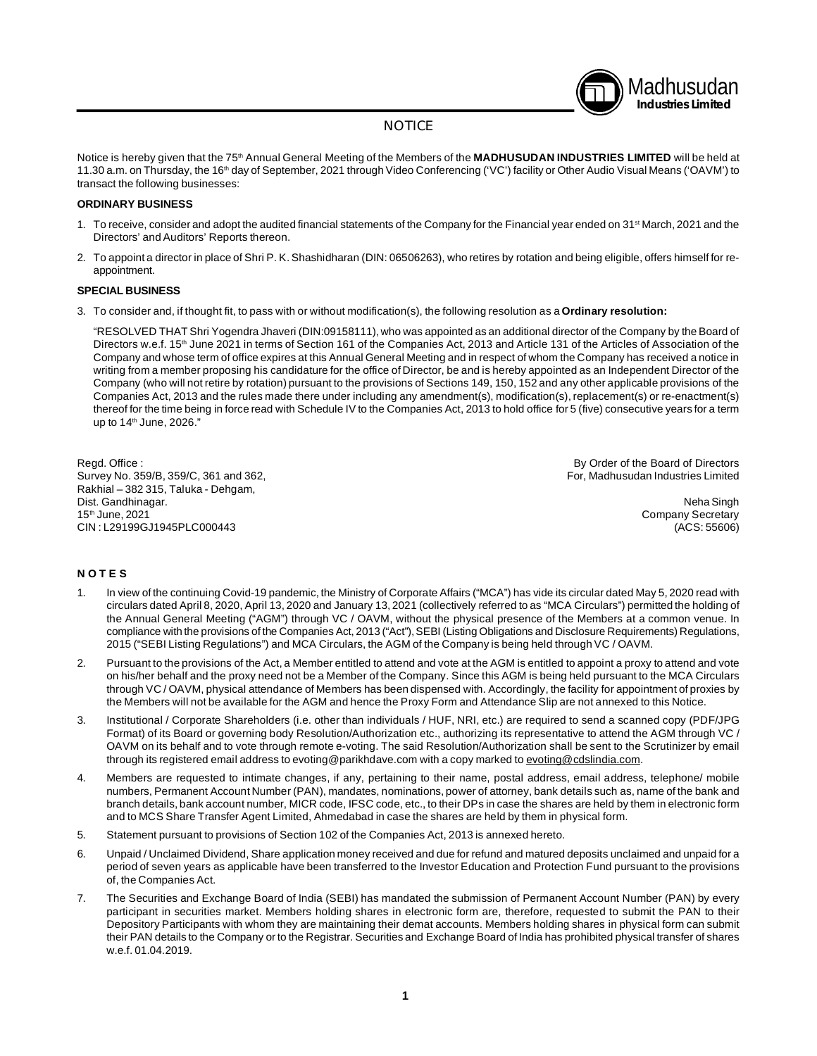Madhusudan **Industries Limited**

# NOTICE

Notice is hereby given that the 75th Annual General Meeting of the Members of the **MADHUSUDAN INDUSTRIES LIMITED** will be held at 11.30 a.m. on Thursday, the 16th day of September, 2021 through Video Conferencing ('VC') facility or Other Audio Visual Means ('OAVM') to transact the following businesses:

**ORDINARY BUSINESS**

1. To receive, consider and adopt the audited financial statements of the Company for the Financial year ended on 31st March, 2021 and the Directors' and Auditors' Reports thereon.
2. To appoint a director in place of Shri P. K. Shashidharan (DIN: 06506263), who retires by rotation and being eligible, offers himself for re-appointment.

**SPECIAL BUSINESS**

3. To consider and, if thought fit, to pass with or without modification(s), the following resolution as a **Ordinary resolution:**

   "RESOLVED THAT Shri Yogendra Jhaveri (DIN:09158111), who was appointed as an additional director of the Company by the Board of Directors w.e.f. 15th June 2021 in terms of Section 161 of the Companies Act, 2013 and Article 131 of the Articles of Association of the Company and whose term of office expires at this Annual General Meeting and in respect of whom the Company has received a notice in writing from a member proposing his candidature for the office of Director, be and is hereby appointed as an Independent Director of the Company (who will not retire by rotation) pursuant to the provisions of Sections 149, 150, 152 and any other applicable provisions of the Companies Act, 2013 and the rules made there under including any amendment(s), modification(s), replacement(s) or re-enactment(s) thereof for the time being in force read with Schedule IV to the Companies Act, 2013 to hold office for 5 (five) consecutive years for a term up to 14th June, 2026."

Regd. Office :
Survey No. 359/B, 359/C, 361 and 362,
Rakhial – 382 315, Taluka - Dehgam,
Dist. Gandhinagar.
15th June, 2021
CIN : L29199GJ1945PLC000443

By Order of the Board of Directors
For, Madhusudan Industries Limited

Neha Singh
Company Secretary
(ACS: 55606)

**N O T E S**

1. In view of the continuing Covid-19 pandemic, the Ministry of Corporate Affairs ("MCA") has vide its circular dated May 5, 2020 read with circulars dated April 8, 2020, April 13, 2020 and January 13, 2021 (collectively referred to as "MCA Circulars") permitted the holding of the Annual General Meeting ("AGM") through VC / OAVM, without the physical presence of the Members at a common venue. In compliance with the provisions of the Companies Act, 2013 ("Act"), SEBI (Listing Obligations and Disclosure Requirements) Regulations, 2015 ("SEBI Listing Regulations") and MCA Circulars, the AGM of the Company is being held through VC / OAVM.
2. Pursuant to the provisions of the Act, a Member entitled to attend and vote at the AGM is entitled to appoint a proxy to attend and vote on his/her behalf and the proxy need not be a Member of the Company. Since this AGM is being held pursuant to the MCA Circulars through VC / OAVM, physical attendance of Members has been dispensed with. Accordingly, the facility for appointment of proxies by the Members will not be available for the AGM and hence the Proxy Form and Attendance Slip are not annexed to this Notice.
3. Institutional / Corporate Shareholders (i.e. other than individuals / HUF, NRI, etc.) are required to send a scanned copy (PDF/JPG Format) of its Board or governing body Resolution/Authorization etc., authorizing its representative to attend the AGM through VC / OAVM on its behalf and to vote through remote e-voting. The said Resolution/Authorization shall be sent to the Scrutinizer by email through its registered email address to evoting@parikhdave.com with a copy marked to evoting@cdslindia.com.
4. Members are requested to intimate changes, if any, pertaining to their name, postal address, email address, telephone/ mobile numbers, Permanent Account Number (PAN), mandates, nominations, power of attorney, bank details such as, name of the bank and branch details, bank account number, MICR code, IFSC code, etc., to their DPs in case the shares are held by them in electronic form and to MCS Share Transfer Agent Limited, Ahmedabad in case the shares are held by them in physical form.
5. Statement pursuant to provisions of Section 102 of the Companies Act, 2013 is annexed hereto.
6. Unpaid / Unclaimed Dividend, Share application money received and due for refund and matured deposits unclaimed and unpaid for a period of seven years as applicable have been transferred to the Investor Education and Protection Fund pursuant to the provisions of, the Companies Act.
7. The Securities and Exchange Board of India (SEBI) has mandated the submission of Permanent Account Number (PAN) by every participant in securities market. Members holding shares in electronic form are, therefore, requested to submit the PAN to their Depository Participants with whom they are maintaining their demat accounts. Members holding shares in physical form can submit their PAN details to the Company or to the Registrar. Securities and Exchange Board of India has prohibited physical transfer of shares w.e.f. 01.04.2019.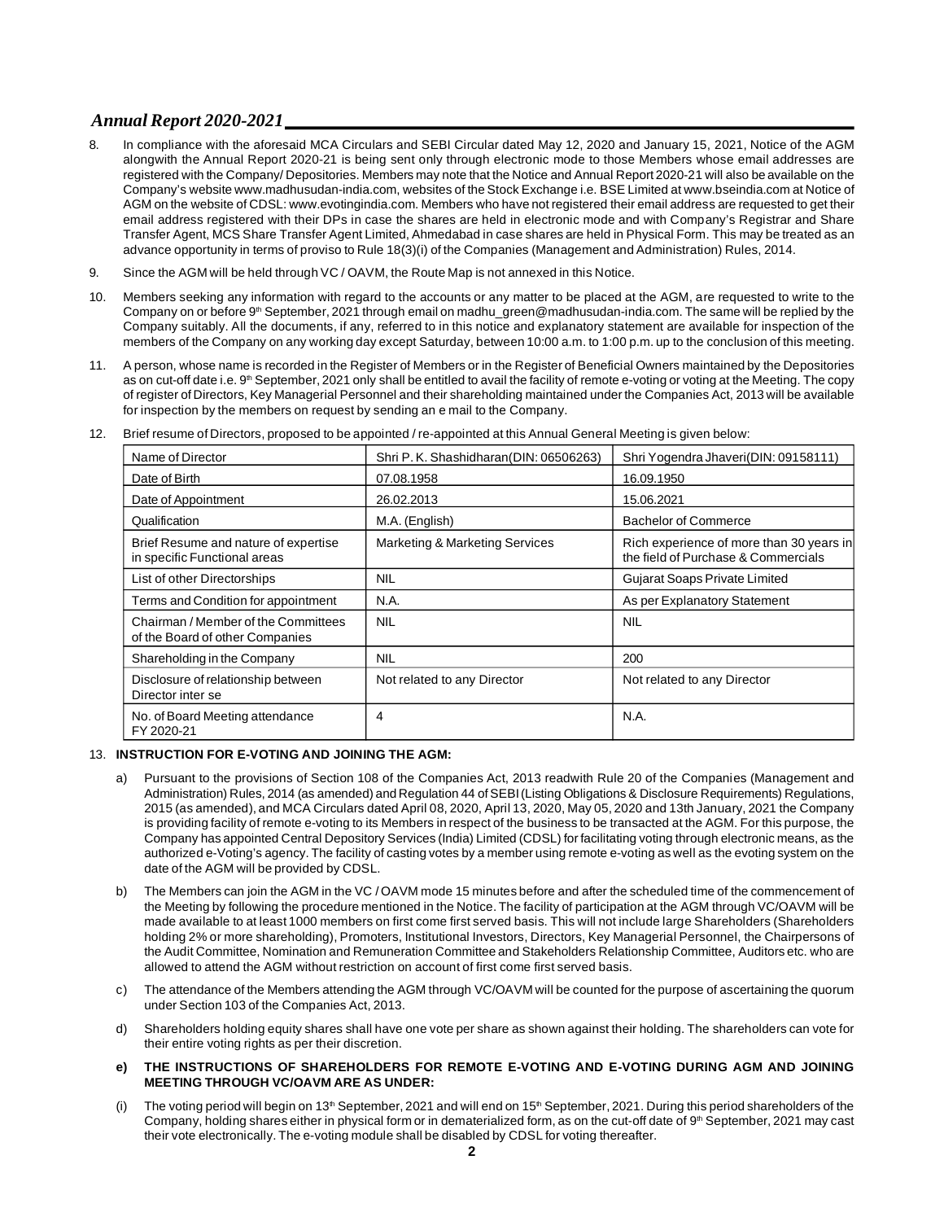8. In compliance with the aforesaid MCA Circulars and SEBI Circular dated May 12, 2020 and January 15, 2021, Notice of the AGM alongwith the Annual Report 2020-21 is being sent only through electronic mode to those Members whose email addresses are registered with the Company/ Depositories. Members may note that the Notice and Annual Report 2020-21 will also be available on the Company's website www.madhusudan-india.com, websites of the Stock Exchange i.e. BSE Limited at www.bseindia.com at Notice of AGM on the website of CDSL: www.evotingindia.com. Members who have not registered their email address are requested to get their email address registered with their DPs in case the shares are held in electronic mode and with Company's Registrar and Share Transfer Agent, MCS Share Transfer Agent Limited, Ahmedabad in case shares are held in Physical Form. This may be treated as an advance opportunity in terms of proviso to Rule 18(3)(i) of the Companies (Management and Administration) Rules, 2014.

9. Since the AGM will be held through VC / OAVM, the Route Map is not annexed in this Notice.

10. Members seeking any information with regard to the accounts or any matter to be placed at the AGM, are requested to write to the Company on or before 9th September, 2021 through email on madhu_green@madhusudan-india.com. The same will be replied by the Company suitably. All the documents, if any, referred to in this notice and explanatory statement are available for inspection of the members of the Company on any working day except Saturday, between 10:00 a.m. to 1:00 p.m. up to the conclusion of this meeting.

11. A person, whose name is recorded in the Register of Members or in the Register of Beneficial Owners maintained by the Depositories as on cut-off date i.e. 9th September, 2021 only shall be entitled to avail the facility of remote e-voting or voting at the Meeting. The copy of register of Directors, Key Managerial Personnel and their shareholding maintained under the Companies Act, 2013 will be available for inspection by the members on request by sending an e mail to the Company.

12. Brief resume of Directors, proposed to be appointed / re-appointed at this Annual General Meeting is given below:

| Name of Director | Shri P. K. Shashidharan(DIN: 06506263) | Shri Yogendra Jhaveri(DIN: 09158111) |
|---|---|---|
| Date of Birth | 07.08.1958 | 16.09.1950 |
| Date of Appointment | 26.02.2013 | 15.06.2021 |
| Qualification | M.A. (English) | Bachelor of Commerce |
| Brief Resume and nature of expertise in specific Functional areas | Marketing & Marketing Services | Rich experience of more than 30 years in the field of Purchase & Commercials |
| List of other Directorships | NIL | Gujarat Soaps Private Limited |
| Terms and Condition for appointment | N.A. | As per Explanatory Statement |
| Chairman / Member of the Committees of the Board of other Companies | NIL | NIL |
| Shareholding in the Company | NIL | 200 |
| Disclosure of relationship between Director inter se | Not related to any Director | Not related to any Director |
| No. of Board Meeting attendance FY 2020-21 | 4 | N.A. |

13. **INSTRUCTION FOR E-VOTING AND JOINING THE AGM:**

a) Pursuant to the provisions of Section 108 of the Companies Act, 2013 readwith Rule 20 of the Companies (Management and Administration) Rules, 2014 (as amended) and Regulation 44 of SEBI (Listing Obligations & Disclosure Requirements) Regulations, 2015 (as amended), and MCA Circulars dated April 08, 2020, April 13, 2020, May 05, 2020 and 13th January, 2021 the Company is providing facility of remote e-voting to its Members in respect of the business to be transacted at the AGM. For this purpose, the Company has appointed Central Depository Services (India) Limited (CDSL) for facilitating voting through electronic means, as the authorized e-Voting's agency. The facility of casting votes by a member using remote e-voting as well as the evoting system on the date of the AGM will be provided by CDSL.

b) The Members can join the AGM in the VC / OAVM mode 15 minutes before and after the scheduled time of the commencement of the Meeting by following the procedure mentioned in the Notice. The facility of participation at the AGM through VC/OAVM will be made available to at least 1000 members on first come first served basis. This will not include large Shareholders (Shareholders holding 2% or more shareholding), Promoters, Institutional Investors, Directors, Key Managerial Personnel, the Chairpersons of the Audit Committee, Nomination and Remuneration Committee and Stakeholders Relationship Committee, Auditors etc. who are allowed to attend the AGM without restriction on account of first come first served basis.

c) The attendance of the Members attending the AGM through VC/OAVM will be counted for the purpose of ascertaining the quorum under Section 103 of the Companies Act, 2013.

d) Shareholders holding equity shares shall have one vote per share as shown against their holding. The shareholders can vote for their entire voting rights as per their discretion.

e) **THE INSTRUCTIONS OF SHAREHOLDERS FOR REMOTE E-VOTING AND E-VOTING DURING AGM AND JOINING MEETING THROUGH VC/OAVM ARE AS UNDER:**

(i) The voting period will begin on 13th September, 2021 and will end on 15th September, 2021. During this period shareholders of the Company, holding shares either in physical form or in dematerialized form, as on the cut-off date of 9th September, 2021 may cast their vote electronically. The e-voting module shall be disabled by CDSL for voting thereafter.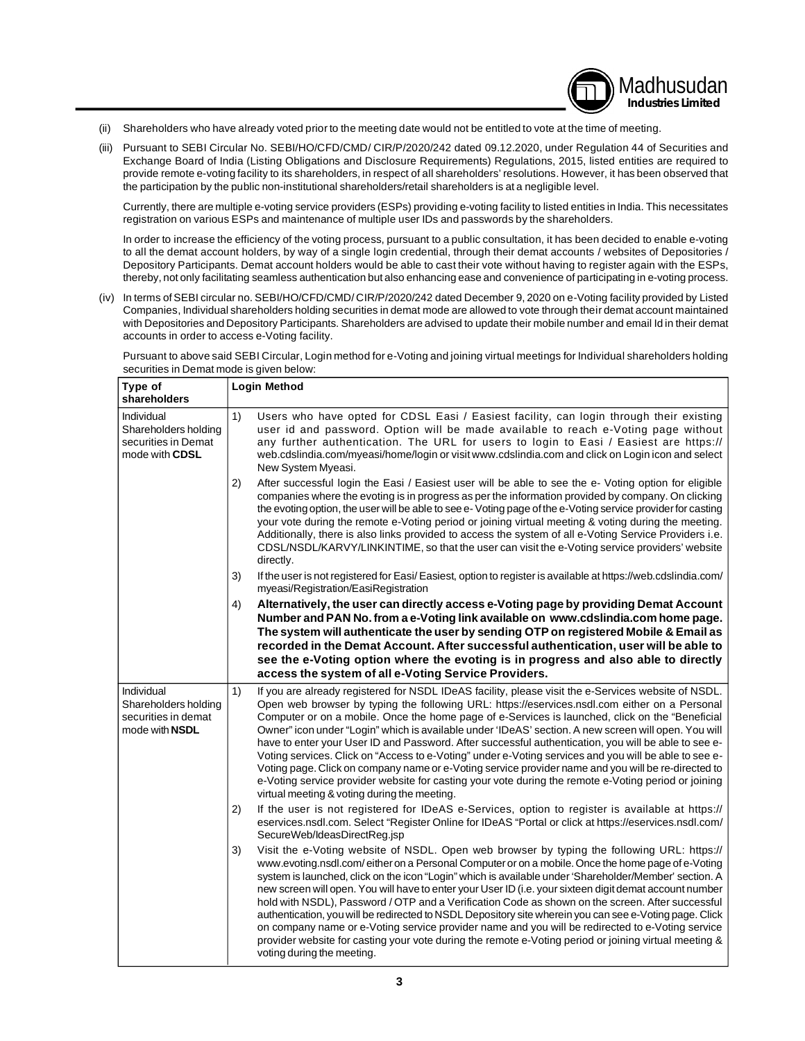(ii) Shareholders who have already voted prior to the meeting date would not be entitled to vote at the time of meeting.

(iii) Pursuant to SEBI Circular No. SEBI/HO/CFD/CMD/ CIR/P/2020/242 dated 09.12.2020, under Regulation 44 of Securities and Exchange Board of India (Listing Obligations and Disclosure Requirements) Regulations, 2015, listed entities are required to provide remote e-voting facility to its shareholders, in respect of all shareholders' resolutions. However, it has been observed that the participation by the public non-institutional shareholders/retail shareholders is at a negligible level.

Currently, there are multiple e-voting service providers (ESPs) providing e-voting facility to listed entities in India. This necessitates registration on various ESPs and maintenance of multiple user IDs and passwords by the shareholders.

In order to increase the efficiency of the voting process, pursuant to a public consultation, it has been decided to enable e-voting to all the demat account holders, by way of a single login credential, through their demat accounts / websites of Depositories / Depository Participants. Demat account holders would be able to cast their vote without having to register again with the ESPs, thereby, not only facilitating seamless authentication but also enhancing ease and convenience of participating in e-voting process.

(iv) In terms of SEBI circular no. SEBI/HO/CFD/CMD/ CIR/P/2020/242 dated December 9, 2020 on e-Voting facility provided by Listed Companies, Individual shareholders holding securities in demat mode are allowed to vote through their demat account maintained with Depositories and Depository Participants. Shareholders are advised to update their mobile number and email Id in their demat accounts in order to access e-Voting facility.

Pursuant to above said SEBI Circular, Login method for e-Voting and joining virtual meetings for Individual shareholders holding securities in Demat mode is given below:

| Type of shareholders | Login Method |
|---|---|
| Individual Shareholders holding securities in Demat mode with **CDSL** | 1) Users who have opted for CDSL Easi / Easiest facility, can login through their existing user id and password. Option will be made available to reach e-Voting page without any further authentication. The URL for users to login to Easi / Easiest are https://web.cdslindia.com/myeasi/home/login or visit www.cdslindia.com and click on Login icon and select New System Myeasi.<br>2) After successful login the Easi / Easiest user will be able to see the e- Voting option for eligible companies where the evoting is in progress as per the information provided by company. On clicking the evoting option, the user will be able to see e- Voting page of the e-Voting service provider for casting your vote during the remote e-Voting period or joining virtual meeting & voting during the meeting. Additionally, there is also links provided to access the system of all e-Voting Service Providers i.e. CDSL/NSDL/KARVY/LINKINTIME, so that the user can visit the e-Voting service providers' website directly.<br>3) If the user is not registered for Easi/ Easiest, option to register is available at https://web.cdslindia.com/myeasi/Registration/EasiRegistration<br>4) **Alternatively, the user can directly access e-Voting page by providing Demat Account Number and PAN No. from a e-Voting link available on www.cdslindia.com home page. The system will authenticate the user by sending OTP on registered Mobile & Email as recorded in the Demat Account. After successful authentication, user will be able to see the e-Voting option where the evoting is in progress and also able to directly access the system of all e-Voting Service Providers.** |
| Individual Shareholders holding securities in demat mode with **NSDL** | 1) If you are already registered for NSDL IDeAS facility, please visit the e-Services website of NSDL. Open web browser by typing the following URL: https://eservices.nsdl.com either on a Personal Computer or on a mobile. Once the home page of e-Services is launched, click on the "Beneficial Owner" icon under "Login" which is available under 'IDeAS' section. A new screen will open. You will have to enter your User ID and Password. After successful authentication, you will be able to see e-Voting services. Click on "Access to e-Voting" under e-Voting services and you will be able to see e-Voting page. Click on company name or e-Voting service provider name and you will be re-directed to e-Voting service provider website for casting your vote during the remote e-Voting period or joining virtual meeting & voting during the meeting.<br>2) If the user is not registered for IDeAS e-Services, option to register is available at https://eservices.nsdl.com. Select "Register Online for IDeAS "Portal or click at https://eservices.nsdl.com/SecureWeb/IdeasDirectReg.jsp<br>3) Visit the e-Voting website of NSDL. Open web browser by typing the following URL: https://www.evoting.nsdl.com/ either on a Personal Computer or on a mobile. Once the home page of e-Voting system is launched, click on the icon "Login" which is available under 'Shareholder/Member' section. A new screen will open. You will have to enter your User ID (i.e. your sixteen digit demat account number hold with NSDL), Password / OTP and a Verification Code as shown on the screen. After successful authentication, you will be redirected to NSDL Depository site wherein you can see e-Voting page. Click on company name or e-Voting service provider name and you will be redirected to e-Voting service provider website for casting your vote during the remote e-Voting period or joining virtual meeting & voting during the meeting. |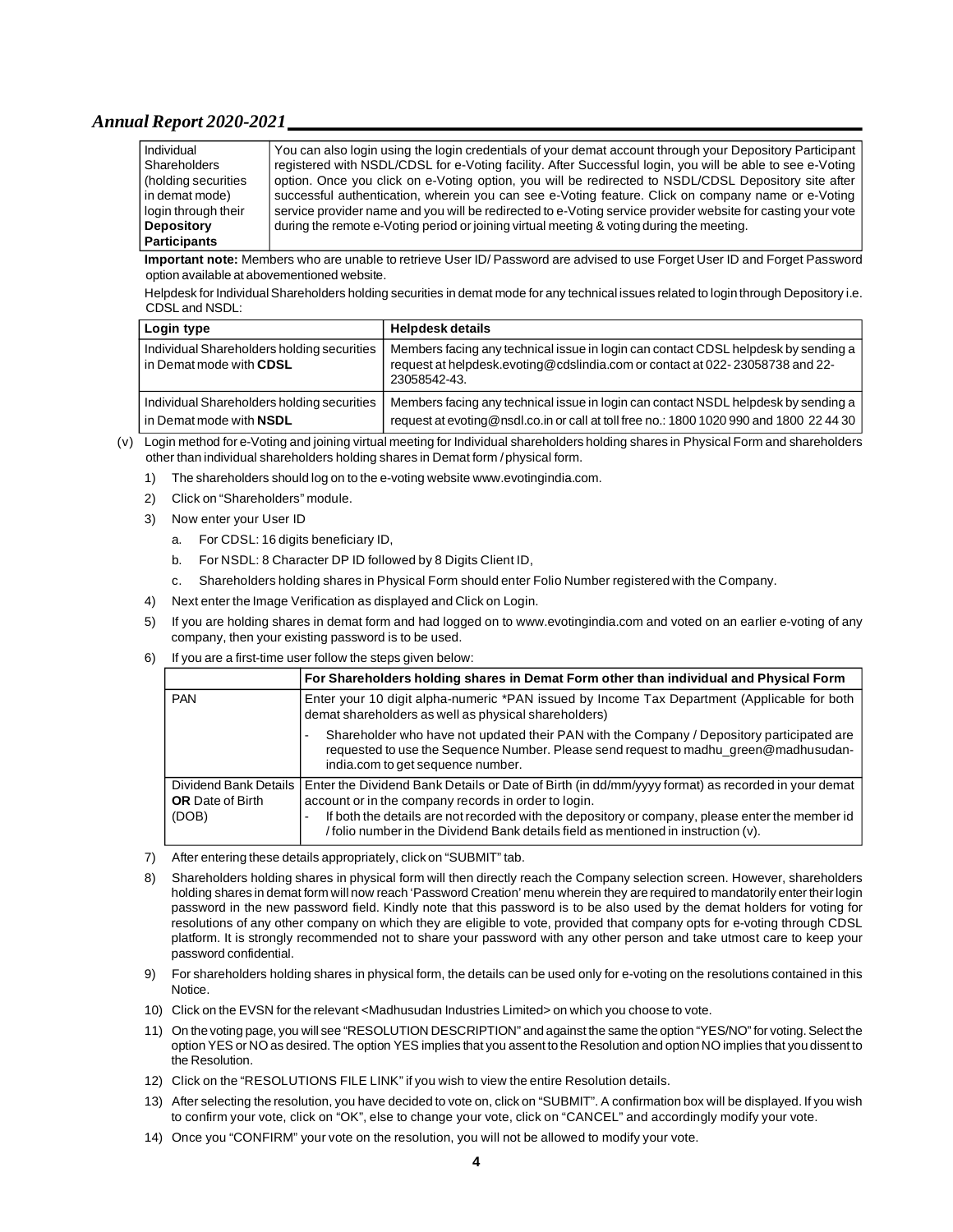| Individual Shareholders (holding securities in demat mode) login through their **Depository Participants** | You can also login using the login credentials of your demat account through your Depository Participant registered with NSDL/CDSL for e-Voting facility. After Successful login, you will be able to see e-Voting option. Once you click on e-Voting option, you will be redirected to NSDL/CDSL Depository site after successful authentication, wherein you can see e-Voting feature. Click on company name or e-Voting service provider name and you will be redirected to e-Voting service provider website for casting your vote during the remote e-Voting period or joining virtual meeting & voting during the meeting. |
|---|---|

**Important note:** Members who are unable to retrieve User ID/ Password are advised to use Forget User ID and Forget Password option available at abovementioned website.

Helpdesk for Individual Shareholders holding securities in demat mode for any technical issues related to login through Depository i.e. CDSL and NSDL:

| Login type | Helpdesk details |
|---|---|
| Individual Shareholders holding securities in Demat mode with **CDSL** | Members facing any technical issue in login can contact CDSL helpdesk by sending a request at helpdesk.evoting@cdslindia.com or contact at 022- 23058738 and 22-23058542-43. |
| Individual Shareholders holding securities in Demat mode with **NSDL** | Members facing any technical issue in login can contact NSDL helpdesk by sending a request at evoting@nsdl.co.in or call at toll free no.: 1800 1020 990 and 1800 22 44 30 |

(v) Login method for e-Voting and joining virtual meeting for Individual shareholders holding shares in Physical Form and shareholders other than individual shareholders holding shares in Demat form / physical form.

1) The shareholders should log on to the e-voting website www.evotingindia.com.
2) Click on "Shareholders" module.
3) Now enter your User ID
   a. For CDSL: 16 digits beneficiary ID,
   b. For NSDL: 8 Character DP ID followed by 8 Digits Client ID,
   c. Shareholders holding shares in Physical Form should enter Folio Number registered with the Company.
4) Next enter the Image Verification as displayed and Click on Login.
5) If you are holding shares in demat form and had logged on to www.evotingindia.com and voted on an earlier e-voting of any company, then your existing password is to be used.
6) If you are a first-time user follow the steps given below:

| | For Shareholders holding shares in Demat Form other than individual and Physical Form |
|---|---|
| PAN | Enter your 10 digit alpha-numeric *PAN issued by Income Tax Department (Applicable for both demat shareholders as well as physical shareholders)<br>- Shareholder who have not updated their PAN with the Company / Depository participated are requested to use the Sequence Number. Please send request to madhu_green@madhusudan-india.com to get sequence number. |
| Dividend Bank Details **OR** Date of Birth (DOB) | Enter the Dividend Bank Details or Date of Birth (in dd/mm/yyyy format) as recorded in your demat account or in the company records in order to login.<br>- If both the details are not recorded with the depository or company, please enter the member id / folio number in the Dividend Bank details field as mentioned in instruction (v). |

7) After entering these details appropriately, click on "SUBMIT" tab.
8) Shareholders holding shares in physical form will then directly reach the Company selection screen. However, shareholders holding shares in demat form will now reach 'Password Creation' menu wherein they are required to mandatorily enter their login password in the new password field. Kindly note that this password is to be also used by the demat holders for voting for resolutions of any other company on which they are eligible to vote, provided that company opts for e-voting through CDSL platform. It is strongly recommended not to share your password with any other person and take utmost care to keep your password confidential.
9) For shareholders holding shares in physical form, the details can be used only for e-voting on the resolutions contained in this Notice.
10) Click on the EVSN for the relevant <Madhusudan Industries Limited> on which you choose to vote.
11) On the voting page, you will see "RESOLUTION DESCRIPTION" and against the same the option "YES/NO" for voting. Select the option YES or NO as desired. The option YES implies that you assent to the Resolution and option NO implies that you dissent to the Resolution.
12) Click on the "RESOLUTIONS FILE LINK" if you wish to view the entire Resolution details.
13) After selecting the resolution, you have decided to vote on, click on "SUBMIT". A confirmation box will be displayed. If you wish to confirm your vote, click on "OK", else to change your vote, click on "CANCEL" and accordingly modify your vote.
14) Once you "CONFIRM" your vote on the resolution, you will not be allowed to modify your vote.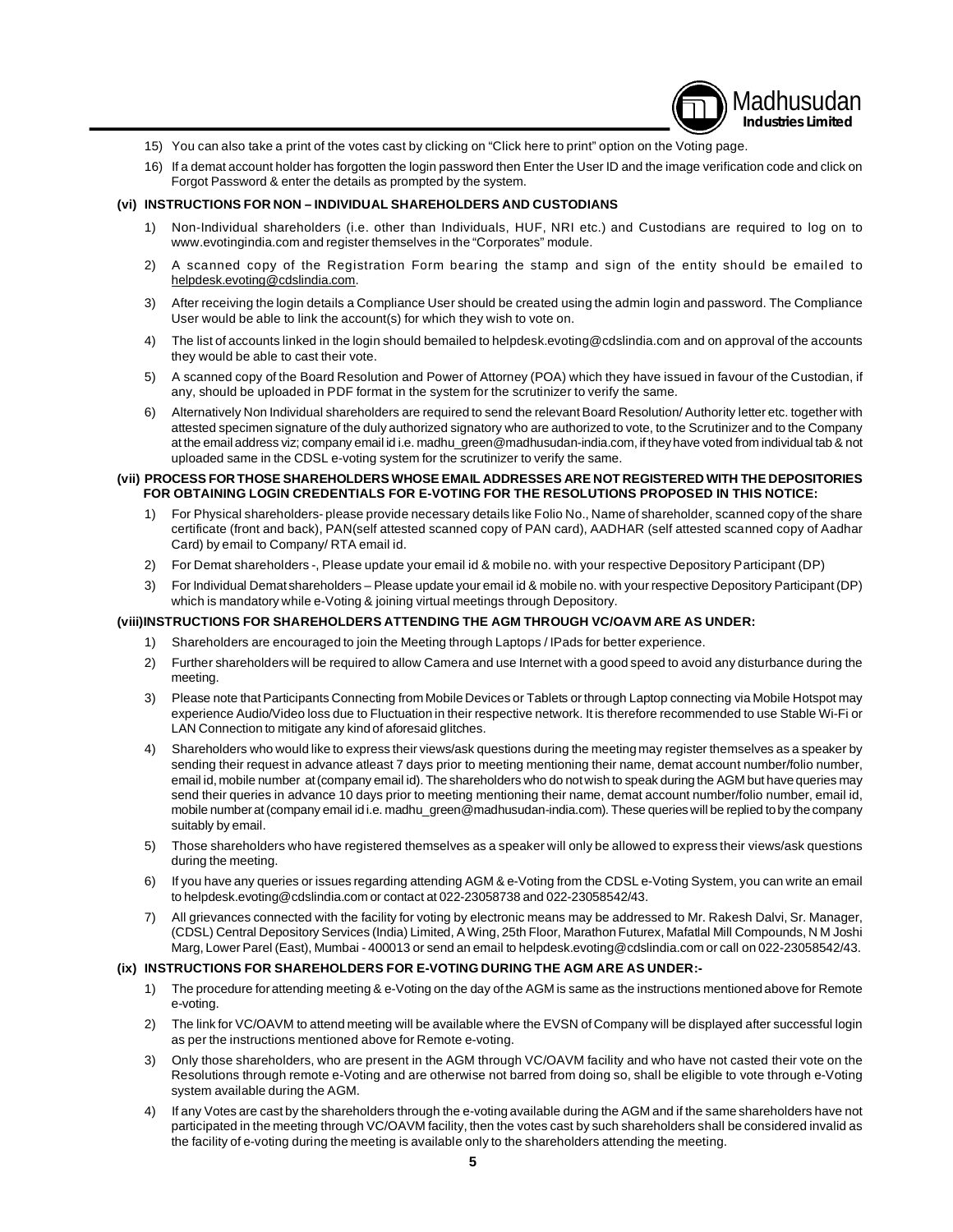15) You can also take a print of the votes cast by clicking on "Click here to print" option on the Voting page.

16) If a demat account holder has forgotten the login password then Enter the User ID and the image verification code and click on Forgot Password & enter the details as prompted by the system.

**(vi) INSTRUCTIONS FOR NON – INDIVIDUAL SHAREHOLDERS AND CUSTODIANS**

1) Non-Individual shareholders (i.e. other than Individuals, HUF, NRI etc.) and Custodians are required to log on to www.evotingindia.com and register themselves in the "Corporates" module.

2) A scanned copy of the Registration Form bearing the stamp and sign of the entity should be emailed to helpdesk.evoting@cdslindia.com.

3) After receiving the login details a Compliance User should be created using the admin login and password. The Compliance User would be able to link the account(s) for which they wish to vote on.

4) The list of accounts linked in the login should bemailed to helpdesk.evoting@cdslindia.com and on approval of the accounts they would be able to cast their vote.

5) A scanned copy of the Board Resolution and Power of Attorney (POA) which they have issued in favour of the Custodian, if any, should be uploaded in PDF format in the system for the scrutinizer to verify the same.

6) Alternatively Non Individual shareholders are required to send the relevant Board Resolution/ Authority letter etc. together with attested specimen signature of the duly authorized signatory who are authorized to vote, to the Scrutinizer and to the Company at the email address viz; company email id i.e. madhu_green@madhusudan-india.com, if they have voted from individual tab & not uploaded same in the CDSL e-voting system for the scrutinizer to verify the same.

**(vii) PROCESS FOR THOSE SHAREHOLDERS WHOSE EMAIL ADDRESSES ARE NOT REGISTERED WITH THE DEPOSITORIES FOR OBTAINING LOGIN CREDENTIALS FOR E-VOTING FOR THE RESOLUTIONS PROPOSED IN THIS NOTICE:**

1) For Physical shareholders- please provide necessary details like Folio No., Name of shareholder, scanned copy of the share certificate (front and back), PAN(self attested scanned copy of PAN card), AADHAR (self attested scanned copy of Aadhar Card) by email to Company/ RTA email id.

2) For Demat shareholders -, Please update your email id & mobile no. with your respective Depository Participant (DP)

3) For Individual Demat shareholders – Please update your email id & mobile no. with your respective Depository Participant (DP) which is mandatory while e-Voting & joining virtual meetings through Depository.

**(viii)INSTRUCTIONS FOR SHAREHOLDERS ATTENDING THE AGM THROUGH VC/OAVM ARE AS UNDER:**

1) Shareholders are encouraged to join the Meeting through Laptops / IPads for better experience.

2) Further shareholders will be required to allow Camera and use Internet with a good speed to avoid any disturbance during the meeting.

3) Please note that Participants Connecting from Mobile Devices or Tablets or through Laptop connecting via Mobile Hotspot may experience Audio/Video loss due to Fluctuation in their respective network. It is therefore recommended to use Stable Wi-Fi or LAN Connection to mitigate any kind of aforesaid glitches.

4) Shareholders who would like to express their views/ask questions during the meeting may register themselves as a speaker by sending their request in advance atleast 7 days prior to meeting mentioning their name, demat account number/folio number, email id, mobile number at (company email id). The shareholders who do not wish to speak during the AGM but have queries may send their queries in advance 10 days prior to meeting mentioning their name, demat account number/folio number, email id, mobile number at (company email id i.e. madhu_green@madhusudan-india.com). These queries will be replied to by the company suitably by email.

5) Those shareholders who have registered themselves as a speaker will only be allowed to express their views/ask questions during the meeting.

6) If you have any queries or issues regarding attending AGM & e-Voting from the CDSL e-Voting System, you can write an email to helpdesk.evoting@cdslindia.com or contact at 022-23058738 and 022-23058542/43.

7) All grievances connected with the facility for voting by electronic means may be addressed to Mr. Rakesh Dalvi, Sr. Manager, (CDSL) Central Depository Services (India) Limited, A Wing, 25th Floor, Marathon Futurex, Mafatlal Mill Compounds, N M Joshi Marg, Lower Parel (East), Mumbai - 400013 or send an email to helpdesk.evoting@cdslindia.com or call on 022-23058542/43.

**(ix) INSTRUCTIONS FOR SHAREHOLDERS FOR E-VOTING DURING THE AGM ARE AS UNDER:-**

1) The procedure for attending meeting & e-Voting on the day of the AGM is same as the instructions mentioned above for Remote e-voting.

2) The link for VC/OAVM to attend meeting will be available where the EVSN of Company will be displayed after successful login as per the instructions mentioned above for Remote e-voting.

3) Only those shareholders, who are present in the AGM through VC/OAVM facility and who have not casted their vote on the Resolutions through remote e-Voting and are otherwise not barred from doing so, shall be eligible to vote through e-Voting system available during the AGM.

4) If any Votes are cast by the shareholders through the e-voting available during the AGM and if the same shareholders have not participated in the meeting through VC/OAVM facility, then the votes cast by such shareholders shall be considered invalid as the facility of e-voting during the meeting is available only to the shareholders attending the meeting.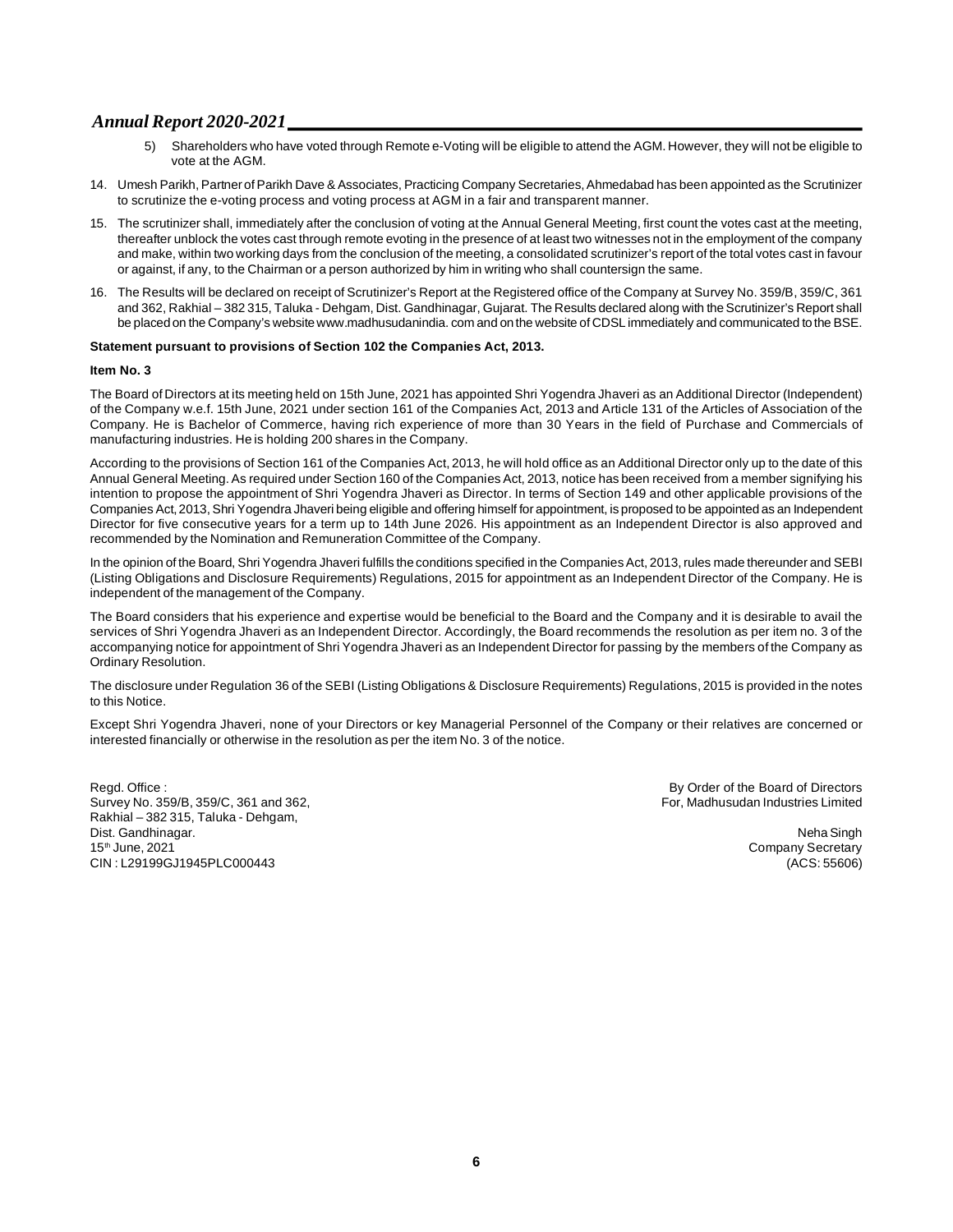5) Shareholders who have voted through Remote e-Voting will be eligible to attend the AGM. However, they will not be eligible to vote at the AGM.

14. Umesh Parikh, Partner of Parikh Dave & Associates, Practicing Company Secretaries, Ahmedabad has been appointed as the Scrutinizer to scrutinize the e-voting process and voting process at AGM in a fair and transparent manner.

15. The scrutinizer shall, immediately after the conclusion of voting at the Annual General Meeting, first count the votes cast at the meeting, thereafter unblock the votes cast through remote evoting in the presence of at least two witnesses not in the employment of the company and make, within two working days from the conclusion of the meeting, a consolidated scrutinizer's report of the total votes cast in favour or against, if any, to the Chairman or a person authorized by him in writing who shall countersign the same.

16. The Results will be declared on receipt of Scrutinizer's Report at the Registered office of the Company at Survey No. 359/B, 359/C, 361 and 362, Rakhial – 382 315, Taluka - Dehgam, Dist. Gandhinagar, Gujarat. The Results declared along with the Scrutinizer's Report shall be placed on the Company's website www.madhusudanindia. com and on the website of CDSL immediately and communicated to the BSE.

**Statement pursuant to provisions of Section 102 the Companies Act, 2013.**

**Item No. 3**

The Board of Directors at its meeting held on 15th June, 2021 has appointed Shri Yogendra Jhaveri as an Additional Director (Independent) of the Company w.e.f. 15th June, 2021 under section 161 of the Companies Act, 2013 and Article 131 of the Articles of Association of the Company. He is Bachelor of Commerce, having rich experience of more than 30 Years in the field of Purchase and Commercials of manufacturing industries. He is holding 200 shares in the Company.

According to the provisions of Section 161 of the Companies Act, 2013, he will hold office as an Additional Director only up to the date of this Annual General Meeting. As required under Section 160 of the Companies Act, 2013, notice has been received from a member signifying his intention to propose the appointment of Shri Yogendra Jhaveri as Director. In terms of Section 149 and other applicable provisions of the Companies Act, 2013, Shri Yogendra Jhaveri being eligible and offering himself for appointment, is proposed to be appointed as an Independent Director for five consecutive years for a term up to 14th June 2026. His appointment as an Independent Director is also approved and recommended by the Nomination and Remuneration Committee of the Company.

In the opinion of the Board, Shri Yogendra Jhaveri fulfills the conditions specified in the Companies Act, 2013, rules made thereunder and SEBI (Listing Obligations and Disclosure Requirements) Regulations, 2015 for appointment as an Independent Director of the Company. He is independent of the management of the Company.

The Board considers that his experience and expertise would be beneficial to the Board and the Company and it is desirable to avail the services of Shri Yogendra Jhaveri as an Independent Director. Accordingly, the Board recommends the resolution as per item no. 3 of the accompanying notice for appointment of Shri Yogendra Jhaveri as an Independent Director for passing by the members of the Company as Ordinary Resolution.

The disclosure under Regulation 36 of the SEBI (Listing Obligations & Disclosure Requirements) Regulations, 2015 is provided in the notes to this Notice.

Except Shri Yogendra Jhaveri, none of your Directors or key Managerial Personnel of the Company or their relatives are concerned or interested financially or otherwise in the resolution as per the item No. 3 of the notice.

Regd. Office :
Survey No. 359/B, 359/C, 361 and 362,
Rakhial – 382 315, Taluka - Dehgam,
Dist. Gandhinagar.
15th June, 2021
CIN : L29199GJ1945PLC000443

By Order of the Board of Directors
For, Madhusudan Industries Limited

Neha Singh
Company Secretary
(ACS: 55606)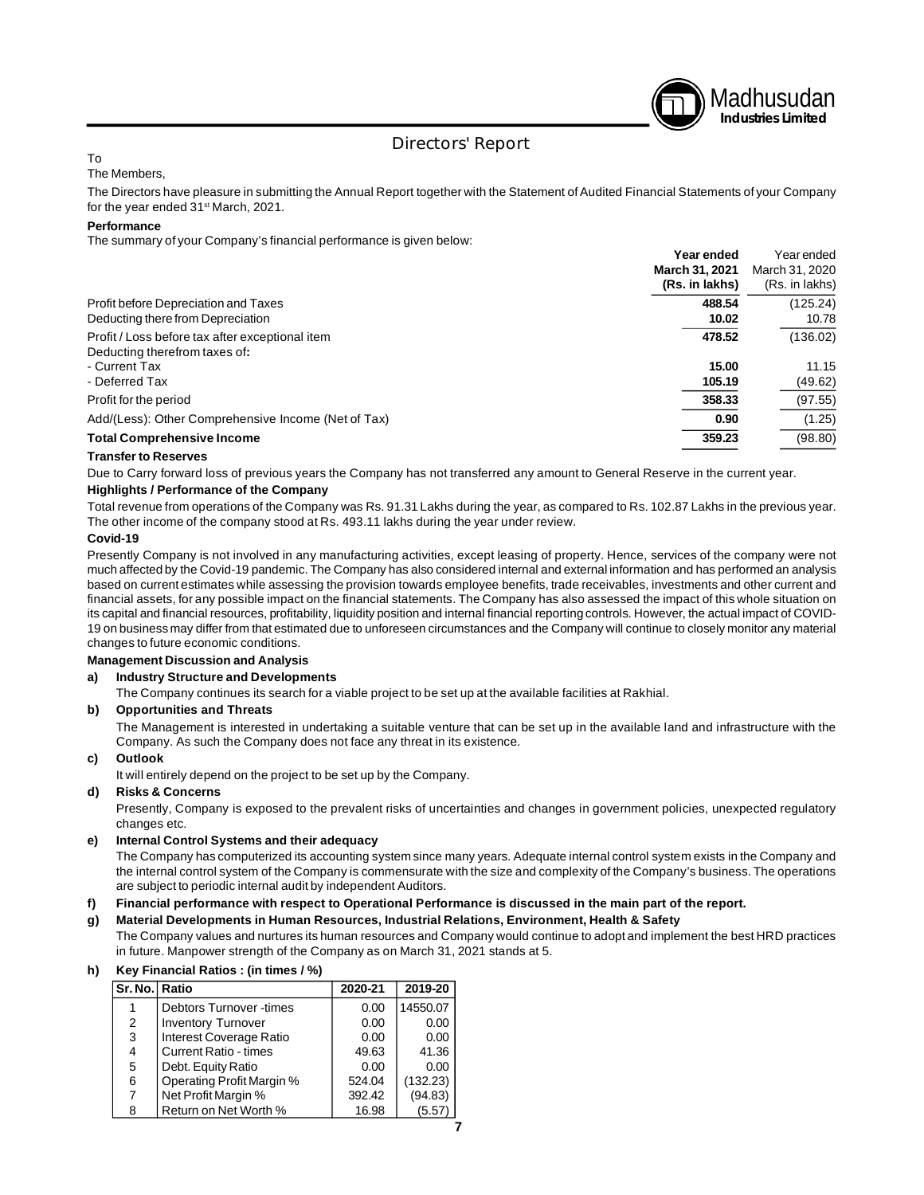# Directors' Report

To

The Members,

The Directors have pleasure in submitting the Annual Report together with the Statement of Audited Financial Statements of your Company for the year ended 31st March, 2021.

**Performance**

The summary of your Company's financial performance is given below:

| | **Year ended March 31, 2021 (Rs. in lakhs)** | Year ended March 31, 2020 (Rs. in lakhs) |
|---|---|---|
| Profit before Depreciation and Taxes | **488.54** | (125.24) |
| Deducting there from Depreciation | **10.02** | 10.78 |
| Profit / Loss before tax after exceptional item | **478.52** | (136.02) |
| Deducting therefrom taxes of**:** | | |
| - Current Tax | **15.00** | 11.15 |
| - Deferred Tax | **105.19** | (49.62) |
| Profit for the period | **358.33** | (97.55) |
| Add/(Less): Other Comprehensive Income (Net of Tax) | **0.90** | (1.25) |
| **Total Comprehensive Income** | **359.23** | (98.80) |

**Transfer to Reserves**

Due to Carry forward loss of previous years the Company has not transferred any amount to General Reserve in the current year.

**Highlights / Performance of the Company**

Total revenue from operations of the Company was Rs. 91.31 Lakhs during the year, as compared to Rs. 102.87 Lakhs in the previous year. The other income of the company stood at Rs. 493.11 lakhs during the year under review.

**Covid-19**

Presently Company is not involved in any manufacturing activities, except leasing of property. Hence, services of the company were not much affected by the Covid-19 pandemic. The Company has also considered internal and external information and has performed an analysis based on current estimates while assessing the provision towards employee benefits, trade receivables, investments and other current and financial assets, for any possible impact on the financial statements. The Company has also assessed the impact of this whole situation on its capital and financial resources, profitability, liquidity position and internal financial reporting controls. However, the actual impact of COVID-19 on business may differ from that estimated due to unforeseen circumstances and the Company will continue to closely monitor any material changes to future economic conditions.

**Management Discussion and Analysis**

**a) Industry Structure and Developments**

The Company continues its search for a viable project to be set up at the available facilities at Rakhial.

**b) Opportunities and Threats**

The Management is interested in undertaking a suitable venture that can be set up in the available land and infrastructure with the Company. As such the Company does not face any threat in its existence.

**c) Outlook**

It will entirely depend on the project to be set up by the Company.

**d) Risks & Concerns**

Presently, Company is exposed to the prevalent risks of uncertainties and changes in government policies, unexpected regulatory changes etc.

**e) Internal Control Systems and their adequacy**

The Company has computerized its accounting system since many years. Adequate internal control system exists in the Company and the internal control system of the Company is commensurate with the size and complexity of the Company's business. The operations are subject to periodic internal audit by independent Auditors.

**f) Financial performance with respect to Operational Performance is discussed in the main part of the report.**

**g) Material Developments in Human Resources, Industrial Relations, Environment, Health & Safety**

The Company values and nurtures its human resources and Company would continue to adopt and implement the best HRD practices in future. Manpower strength of the Company as on March 31, 2021 stands at 5.

**h) Key Financial Ratios : (in times / %)**

| Sr. No. | Ratio | 2020-21 | 2019-20 |
|---|---|---|---|
| 1 | Debtors Turnover -times | 0.00 | 14550.07 |
| 2 | Inventory Turnover | 0.00 | 0.00 |
| 3 | Interest Coverage Ratio | 0.00 | 0.00 |
| 4 | Current Ratio - times | 49.63 | 41.36 |
| 5 | Debt. Equity Ratio | 0.00 | 0.00 |
| 6 | Operating Profit Margin % | 524.04 | (132.23) |
| 7 | Net Profit Margin % | 392.42 | (94.83) |
| 8 | Return on Net Worth % | 16.98 | (5.57) |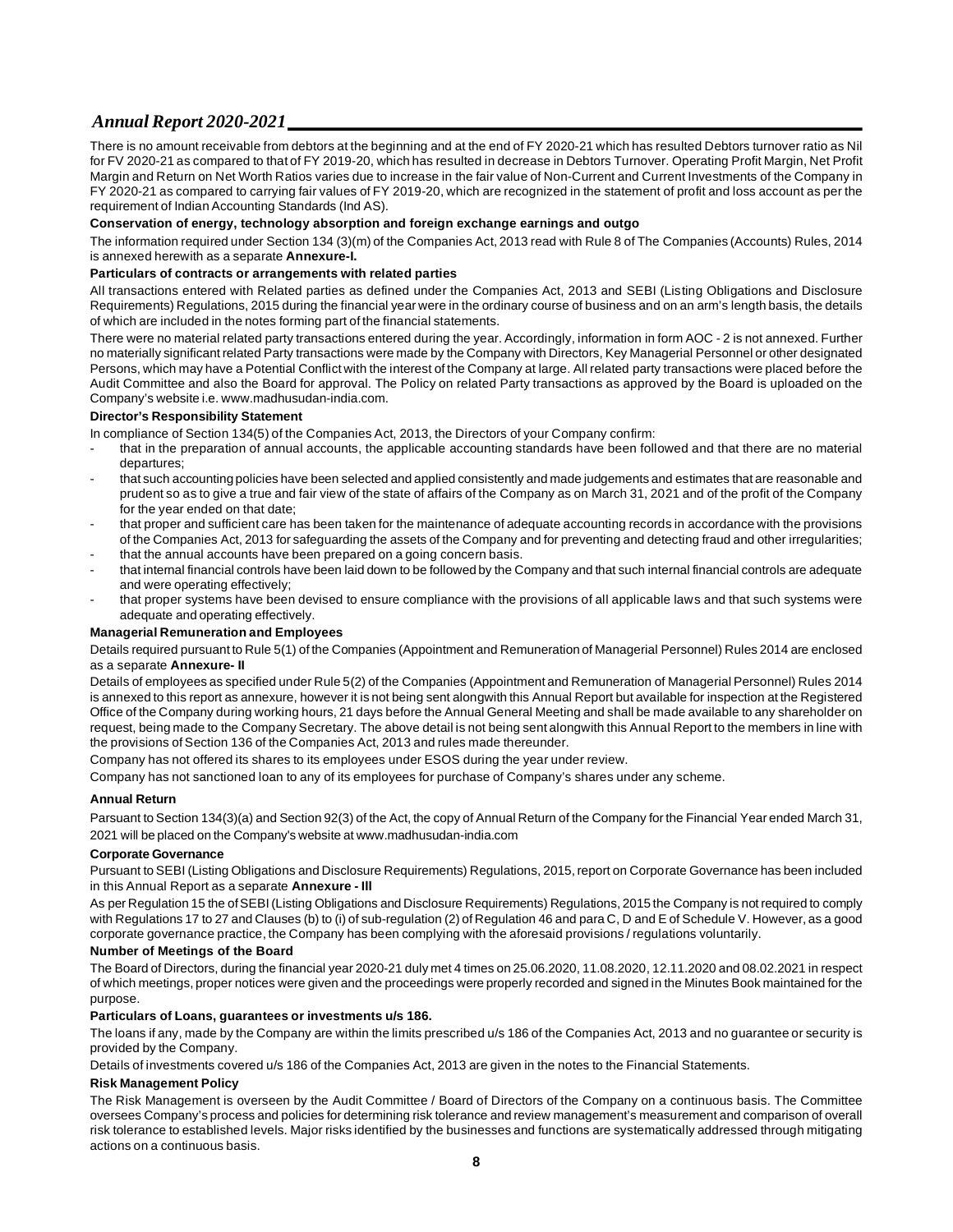There is no amount receivable from debtors at the beginning and at the end of FY 2020-21 which has resulted Debtors turnover ratio as Nil for FV 2020-21 as compared to that of FY 2019-20, which has resulted in decrease in Debtors Turnover. Operating Profit Margin, Net Profit Margin and Return on Net Worth Ratios varies due to increase in the fair value of Non-Current and Current Investments of the Company in FY 2020-21 as compared to carrying fair values of FY 2019-20, which are recognized in the statement of profit and loss account as per the requirement of Indian Accounting Standards (Ind AS).

**Conservation of energy, technology absorption and foreign exchange earnings and outgo**

The information required under Section 134 (3)(m) of the Companies Act, 2013 read with Rule 8 of The Companies (Accounts) Rules, 2014 is annexed herewith as a separate **Annexure-I.**

**Particulars of contracts or arrangements with related parties**

All transactions entered with Related parties as defined under the Companies Act, 2013 and SEBI (Listing Obligations and Disclosure Requirements) Regulations, 2015 during the financial year were in the ordinary course of business and on an arm's length basis, the details of which are included in the notes forming part of the financial statements.

There were no material related party transactions entered during the year. Accordingly, information in form AOC - 2 is not annexed. Further no materially significant related Party transactions were made by the Company with Directors, Key Managerial Personnel or other designated Persons, which may have a Potential Conflict with the interest of the Company at large. All related party transactions were placed before the Audit Committee and also the Board for approval. The Policy on related Party transactions as approved by the Board is uploaded on the Company's website i.e. www.madhusudan-india.com.

**Director's Responsibility Statement**

In compliance of Section 134(5) of the Companies Act, 2013, the Directors of your Company confirm:

- that in the preparation of annual accounts, the applicable accounting standards have been followed and that there are no material departures;
- that such accounting policies have been selected and applied consistently and made judgements and estimates that are reasonable and prudent so as to give a true and fair view of the state of affairs of the Company as on March 31, 2021 and of the profit of the Company for the year ended on that date;
- that proper and sufficient care has been taken for the maintenance of adequate accounting records in accordance with the provisions of the Companies Act, 2013 for safeguarding the assets of the Company and for preventing and detecting fraud and other irregularities;
- that the annual accounts have been prepared on a going concern basis.
- that internal financial controls have been laid down to be followed by the Company and that such internal financial controls are adequate and were operating effectively;
- that proper systems have been devised to ensure compliance with the provisions of all applicable laws and that such systems were adequate and operating effectively.

**Managerial Remuneration and Employees**

Details required pursuant to Rule 5(1) of the Companies (Appointment and Remuneration of Managerial Personnel) Rules 2014 are enclosed as a separate **Annexure- II**

Details of employees as specified under Rule 5(2) of the Companies (Appointment and Remuneration of Managerial Personnel) Rules 2014 is annexed to this report as annexure, however it is not being sent alongwith this Annual Report but available for inspection at the Registered Office of the Company during working hours, 21 days before the Annual General Meeting and shall be made available to any shareholder on request, being made to the Company Secretary. The above detail is not being sent alongwith this Annual Report to the members in line with the provisions of Section 136 of the Companies Act, 2013 and rules made thereunder.

Company has not offered its shares to its employees under ESOS during the year under review.

Company has not sanctioned loan to any of its employees for purchase of Company's shares under any scheme.

**Annual Return**

Parsuant to Section 134(3)(a) and Section 92(3) of the Act, the copy of Annual Return of the Company for the Financial Year ended March 31, 2021 will be placed on the Company's website at www.madhusudan-india.com

**Corporate Governance**

Pursuant to SEBI (Listing Obligations and Disclosure Requirements) Regulations, 2015, report on Corporate Governance has been included in this Annual Report as a separate **Annexure - III**

As per Regulation 15 the of SEBI (Listing Obligations and Disclosure Requirements) Regulations, 2015 the Company is not required to comply with Regulations 17 to 27 and Clauses (b) to (i) of sub-regulation (2) of Regulation 46 and para C, D and E of Schedule V. However, as a good corporate governance practice, the Company has been complying with the aforesaid provisions / regulations voluntarily.

**Number of Meetings of the Board**

The Board of Directors, during the financial year 2020-21 duly met 4 times on 25.06.2020, 11.08.2020, 12.11.2020 and 08.02.2021 in respect of which meetings, proper notices were given and the proceedings were properly recorded and signed in the Minutes Book maintained for the purpose.

**Particulars of Loans, guarantees or investments u/s 186.**

The loans if any, made by the Company are within the limits prescribed u/s 186 of the Companies Act, 2013 and no guarantee or security is provided by the Company.

Details of investments covered u/s 186 of the Companies Act, 2013 are given in the notes to the Financial Statements.

**Risk Management Policy**

The Risk Management is overseen by the Audit Committee / Board of Directors of the Company on a continuous basis. The Committee oversees Company's process and policies for determining risk tolerance and review management's measurement and comparison of overall risk tolerance to established levels. Major risks identified by the businesses and functions are systematically addressed through mitigating actions on a continuous basis.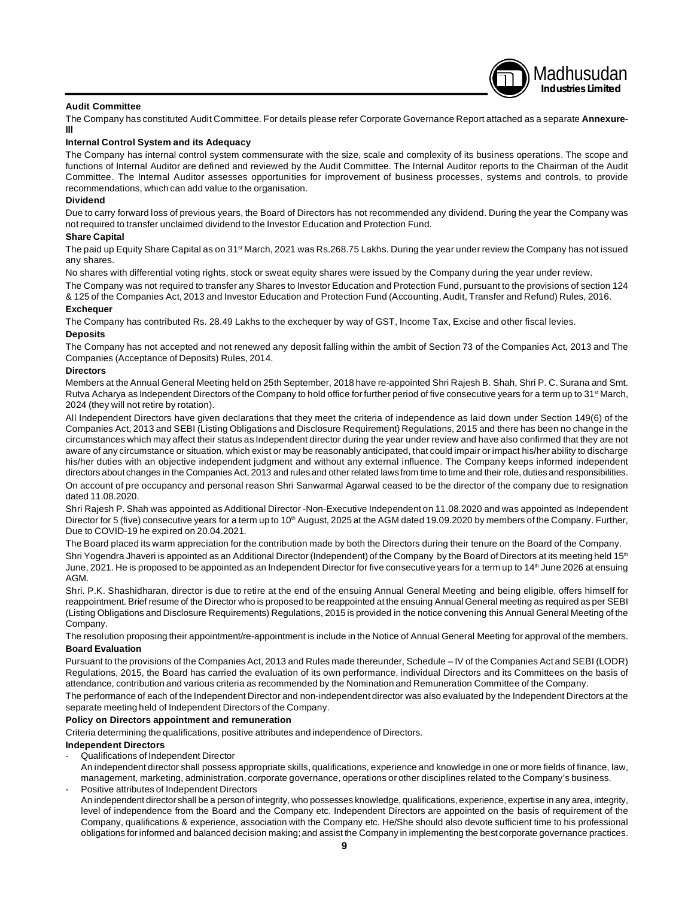### Audit Committee

The Company has constituted Audit Committee. For details please refer Corporate Governance Report attached as a separate **Annexure-III**

### Internal Control System and its Adequacy

The Company has internal control system commensurate with the size, scale and complexity of its business operations. The scope and functions of Internal Auditor are defined and reviewed by the Audit Committee. The Internal Auditor reports to the Chairman of the Audit Committee. The Internal Auditor assesses opportunities for improvement of business processes, systems and controls, to provide recommendations, which can add value to the organisation.

### Dividend

Due to carry forward loss of previous years, the Board of Directors has not recommended any dividend. During the year the Company was not required to transfer unclaimed dividend to the Investor Education and Protection Fund.

### Share Capital

The paid up Equity Share Capital as on 31st March, 2021 was Rs.268.75 Lakhs. During the year under review the Company has not issued any shares.

No shares with differential voting rights, stock or sweat equity shares were issued by the Company during the year under review.

The Company was not required to transfer any Shares to Investor Education and Protection Fund, pursuant to the provisions of section 124 & 125 of the Companies Act, 2013 and Investor Education and Protection Fund (Accounting, Audit, Transfer and Refund) Rules, 2016.

### Exchequer

The Company has contributed Rs. 28.49 Lakhs to the exchequer by way of GST, Income Tax, Excise and other fiscal levies.

### Deposits

The Company has not accepted and not renewed any deposit falling within the ambit of Section 73 of the Companies Act, 2013 and The Companies (Acceptance of Deposits) Rules, 2014.

### Directors

Members at the Annual General Meeting held on 25th September, 2018 have re-appointed Shri Rajesh B. Shah, Shri P. C. Surana and Smt. Rutva Acharya as Independent Directors of the Company to hold office for further period of five consecutive years for a term up to 31st March, 2024 (they will not retire by rotation).

All Independent Directors have given declarations that they meet the criteria of independence as laid down under Section 149(6) of the Companies Act, 2013 and SEBI (Listing Obligations and Disclosure Requirement) Regulations, 2015 and there has been no change in the circumstances which may affect their status as Independent director during the year under review and have also confirmed that they are not aware of any circumstance or situation, which exist or may be reasonably anticipated, that could impair or impact his/her ability to discharge his/her duties with an objective independent judgment and without any external influence. The Company keeps informed independent directors about changes in the Companies Act, 2013 and rules and other related laws from time to time and their role, duties and responsibilities.

On account of pre occupancy and personal reason Shri Sanwarmal Agarwal ceased to be the director of the company due to resignation dated 11.08.2020.

Shri Rajesh P. Shah was appointed as Additional Director -Non-Executive Independent on 11.08.2020 and was appointed as Independent Director for 5 (five) consecutive years for a term up to 10th August, 2025 at the AGM dated 19.09.2020 by members of the Company. Further, Due to COVID-19 he expired on 20.04.2021.

The Board placed its warm appreciation for the contribution made by both the Directors during their tenure on the Board of the Company.

Shri Yogendra Jhaveri is appointed as an Additional Director (Independent) of the Company by the Board of Directors at its meeting held 15th June, 2021. He is proposed to be appointed as an Independent Director for five consecutive years for a term up to 14th June 2026 at ensuing AGM.

Shri. P.K. Shashidharan, director is due to retire at the end of the ensuing Annual General Meeting and being eligible, offers himself for reappointment. Brief resume of the Director who is proposed to be reappointed at the ensuing Annual General meeting as required as per SEBI (Listing Obligations and Disclosure Requirements) Regulations, 2015 is provided in the notice convening this Annual General Meeting of the Company.

The resolution proposing their appointment/re-appointment is include in the Notice of Annual General Meeting for approval of the members.

### Board Evaluation

Pursuant to the provisions of the Companies Act, 2013 and Rules made thereunder, Schedule – IV of the Companies Act and SEBI (LODR) Regulations, 2015, the Board has carried the evaluation of its own performance, individual Directors and its Committees on the basis of attendance, contribution and various criteria as recommended by the Nomination and Remuneration Committee of the Company.

The performance of each of the Independent Director and non-independent director was also evaluated by the Independent Directors at the separate meeting held of Independent Directors of the Company.

### Policy on Directors appointment and remuneration

Criteria determining the qualifications, positive attributes and independence of Directors.

### Independent Directors

- Qualifications of Independent Director

  An independent director shall possess appropriate skills, qualifications, experience and knowledge in one or more fields of finance, law, management, marketing, administration, corporate governance, operations or other disciplines related to the Company's business.

- Positive attributes of Independent Directors

  An independent director shall be a person of integrity, who possesses knowledge, qualifications, experience, expertise in any area, integrity, level of independence from the Board and the Company etc. Independent Directors are appointed on the basis of requirement of the Company, qualifications & experience, association with the Company etc. He/She should also devote sufficient time to his professional obligations for informed and balanced decision making; and assist the Company in implementing the best corporate governance practices.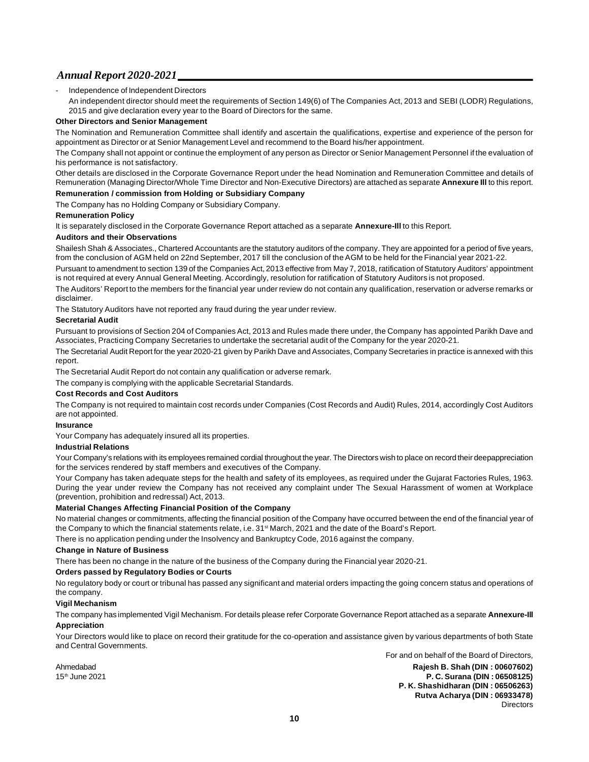- Independence of Independent Directors

  An independent director should meet the requirements of Section 149(6) of The Companies Act, 2013 and SEBI (LODR) Regulations, 2015 and give declaration every year to the Board of Directors for the same.

**Other Directors and Senior Management**

The Nomination and Remuneration Committee shall identify and ascertain the qualifications, expertise and experience of the person for appointment as Director or at Senior Management Level and recommend to the Board his/her appointment.

The Company shall not appoint or continue the employment of any person as Director or Senior Management Personnel if the evaluation of his performance is not satisfactory.

Other details are disclosed in the Corporate Governance Report under the head Nomination and Remuneration Committee and details of Remuneration (Managing Director/Whole Time Director and Non-Executive Directors) are attached as separate **Annexure III** to this report.

**Remuneration / commission from Holding or Subsidiary Company**

The Company has no Holding Company or Subsidiary Company.

**Remuneration Policy**

It is separately disclosed in the Corporate Governance Report attached as a separate **Annexure-III** to this Report.

**Auditors and their Observations**

Shailesh Shah & Associates., Chartered Accountants are the statutory auditors of the company. They are appointed for a period of five years, from the conclusion of AGM held on 22nd September, 2017 till the conclusion of the AGM to be held for the Financial year 2021-22.

Pursuant to amendment to section 139 of the Companies Act, 2013 effective from May 7, 2018, ratification of Statutory Auditors' appointment is not required at every Annual General Meeting. Accordingly, resolution for ratification of Statutory Auditors is not proposed.

The Auditors' Report to the members for the financial year under review do not contain any qualification, reservation or adverse remarks or disclaimer.

The Statutory Auditors have not reported any fraud during the year under review.

**Secretarial Audit**

Pursuant to provisions of Section 204 of Companies Act, 2013 and Rules made there under, the Company has appointed Parikh Dave and Associates, Practicing Company Secretaries to undertake the secretarial audit of the Company for the year 2020-21.

The Secretarial Audit Report for the year 2020-21 given by Parikh Dave and Associates, Company Secretaries in practice is annexed with this report.

The Secretarial Audit Report do not contain any qualification or adverse remark.

The company is complying with the applicable Secretarial Standards.

**Cost Records and Cost Auditors**

The Company is not required to maintain cost records under Companies (Cost Records and Audit) Rules, 2014, accordingly Cost Auditors are not appointed.

**Insurance**

Your Company has adequately insured all its properties.

**Industrial Relations**

Your Company's relations with its employees remained cordial throughout the year. The Directors wish to place on record their deepappreciation for the services rendered by staff members and executives of the Company.

Your Company has taken adequate steps for the health and safety of its employees, as required under the Gujarat Factories Rules, 1963. During the year under review the Company has not received any complaint under The Sexual Harassment of women at Workplace (prevention, prohibition and redressal) Act, 2013.

**Material Changes Affecting Financial Position of the Company**

No material changes or commitments, affecting the financial position of the Company have occurred between the end of the financial year of the Company to which the financial statements relate, i.e. 31st March, 2021 and the date of the Board's Report.

There is no application pending under the Insolvency and Bankruptcy Code, 2016 against the company.

**Change in Nature of Business**

There has been no change in the nature of the business of the Company during the Financial year 2020-21.

**Orders passed by Regulatory Bodies or Courts**

No regulatory body or court or tribunal has passed any significant and material orders impacting the going concern status and operations of the company.

**Vigil Mechanism**

The company has implemented Vigil Mechanism. For details please refer Corporate Governance Report attached as a separate **Annexure-III**

**Appreciation**

Your Directors would like to place on record their gratitude for the co-operation and assistance given by various departments of both State and Central Governments.

For and on behalf of the Board of Directors,

Ahmedabad
15th June 2021

**Rajesh B. Shah (DIN : 00607602)**
**P. C. Surana (DIN : 06508125)**
**P. K. Shashidharan (DIN : 06506263)**
**Rutva Acharya (DIN : 06933478)**
Directors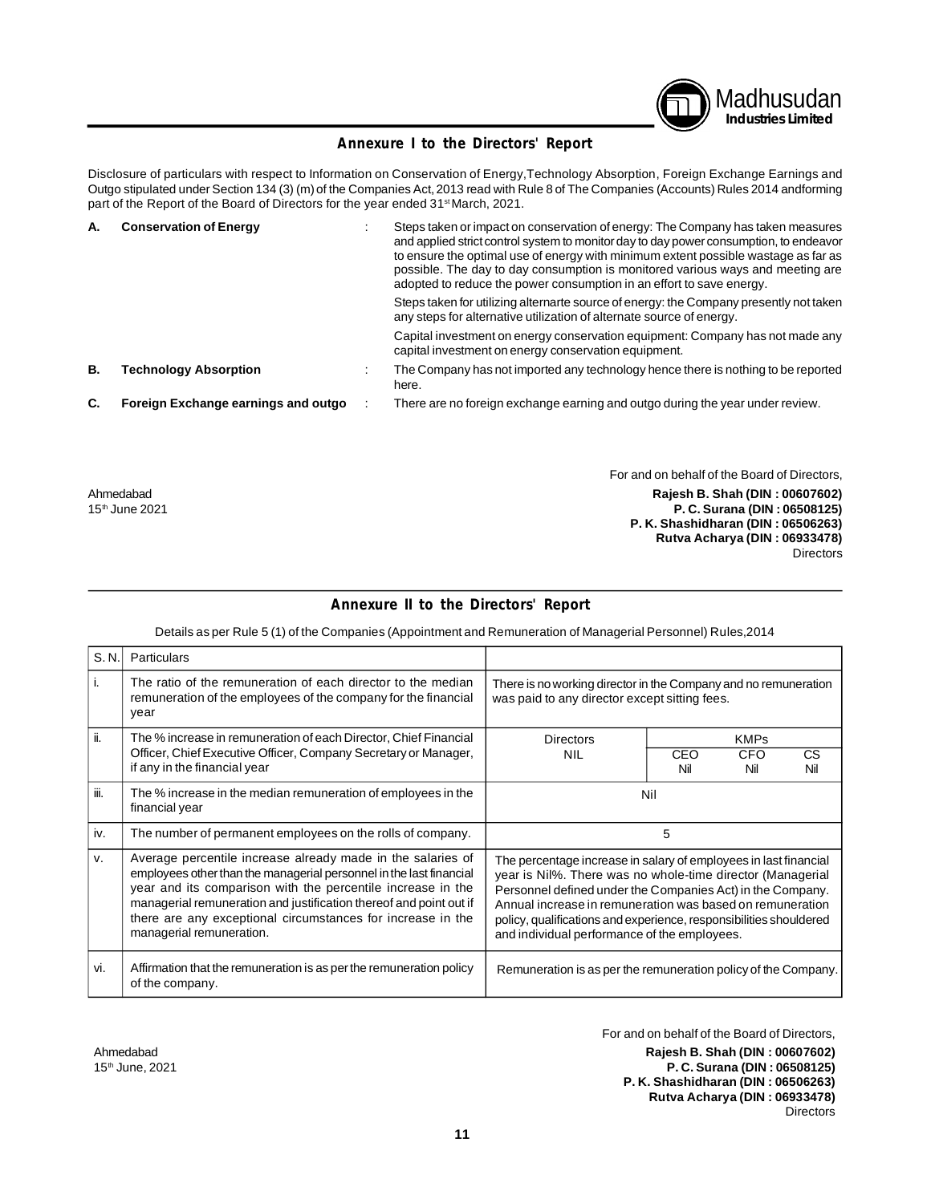## Annexure I to the Directors' Report

Disclosure of particulars with respect to Information on Conservation of Energy,Technology Absorption, Foreign Exchange Earnings and Outgo stipulated under Section 134 (3) (m) of the Companies Act, 2013 read with Rule 8 of The Companies (Accounts) Rules 2014 andforming part of the Report of the Board of Directors for the year ended 31st March, 2021.

**A. Conservation of Energy** :

Steps taken or impact on conservation of energy: The Company has taken measures and applied strict control system to monitor day to day power consumption, to endeavor to ensure the optimal use of energy with minimum extent possible wastage as far as possible. The day to day consumption is monitored various ways and meeting are adopted to reduce the power consumption in an effort to save energy.

Steps taken for utilizing alternarte source of energy: the Company presently not taken any steps for alternative utilization of alternate source of energy.

Capital investment on energy conservation equipment: Company has not made any capital investment on energy conservation equipment.

**B. Technology Absorption** : The Company has not imported any technology hence there is nothing to be reported here.

**C. Foreign Exchange earnings and outgo** : There are no foreign exchange earning and outgo during the year under review.

For and on behalf of the Board of Directors,

Ahmedabad
15th June 2021

**Rajesh B. Shah (DIN : 00607602)**
**P. C. Surana (DIN : 06508125)**
**P. K. Shashidharan (DIN : 06506263)**
**Rutva Acharya (DIN : 06933478)**
Directors

## Annexure II to the Directors' Report

Details as per Rule 5 (1) of the Companies (Appointment and Remuneration of Managerial Personnel) Rules,2014

| S. N. | Particulars | | | | |
|---|---|---|---|---|---|
| i. | The ratio of the remuneration of each director to the median remuneration of the employees of the company for the financial year | There is no working director in the Company and no remuneration was paid to any director except sitting fees. | | | |
| ii. | The % increase in remuneration of each Director, Chief Financial Officer, Chief Executive Officer, Company Secretary or Manager, if any in the financial year | Directors | KMPs | | |
| | | NIL | CEO<br>Nil | CFO<br>Nil | CS<br>Nil |
| iii. | The % increase in the median remuneration of employees in the financial year | Nil | | | |
| iv. | The number of permanent employees on the rolls of company. | 5 | | | |
| v. | Average percentile increase already made in the salaries of employees other than the managerial personnel in the last financial year and its comparison with the percentile increase in the managerial remuneration and justification thereof and point out if there are any exceptional circumstances for increase in the managerial remuneration. | The percentage increase in salary of employees in last financial year is Nil%. There was no whole-time director (Managerial Personnel defined under the Companies Act) in the Company. Annual increase in remuneration was based on remuneration policy, qualifications and experience, responsibilities shouldered and individual performance of the employees. | | | |
| vi. | Affirmation that the remuneration is as per the remuneration policy of the company. | Remuneration is as per the remuneration policy of the Company. | | | |

For and on behalf of the Board of Directors,

Ahmedabad
15th June, 2021

**Rajesh B. Shah (DIN : 00607602)**
**P. C. Surana (DIN : 06508125)**
**P. K. Shashidharan (DIN : 06506263)**
**Rutva Acharya (DIN : 06933478)**
Directors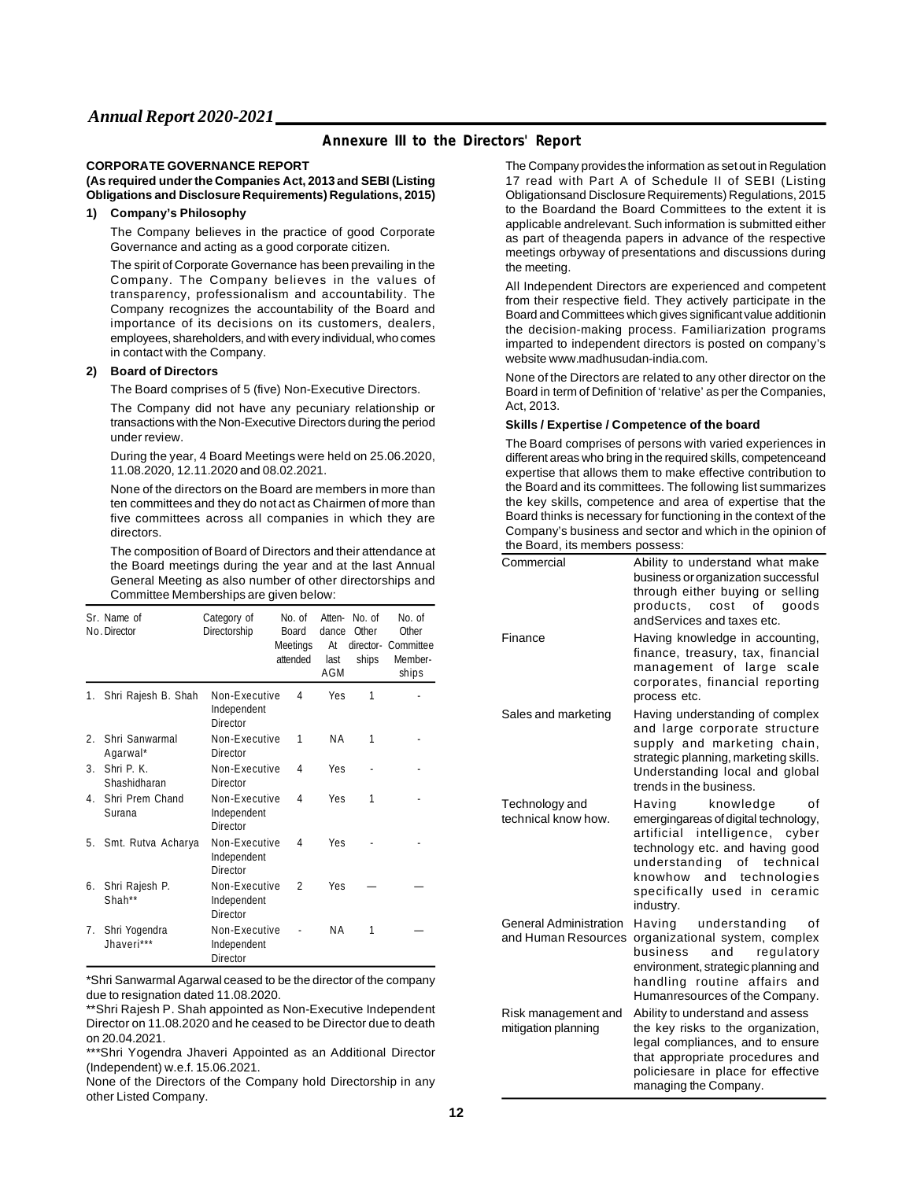## Annexure III to the Directors' Report

**CORPORATE GOVERNANCE REPORT**

**(As required under the Companies Act, 2013 and SEBI (Listing Obligations and Disclosure Requirements) Regulations, 2015)**

**1) Company's Philosophy**

The Company believes in the practice of good Corporate Governance and acting as a good corporate citizen.

The spirit of Corporate Governance has been prevailing in the Company. The Company believes in the values of transparency, professionalism and accountability. The Company recognizes the accountability of the Board and importance of its decisions on its customers, dealers, employees, shareholders, and with every individual, who comes in contact with the Company.

**2) Board of Directors**

The Board comprises of 5 (five) Non-Executive Directors.

The Company did not have any pecuniary relationship or transactions with the Non-Executive Directors during the period under review.

During the year, 4 Board Meetings were held on 25.06.2020, 11.08.2020, 12.11.2020 and 08.02.2021.

None of the directors on the Board are members in more than ten committees and they do not act as Chairmen of more than five committees across all companies in which they are directors.

The composition of Board of Directors and their attendance at the Board meetings during the year and at the last Annual General Meeting as also number of other directorships and Committee Memberships are given below:

| Sr. No. | Name of Director | Category of Directorship | No. of Board Meetings attended | Attendance At last AGM | No. of Other directorships | No. of Other Committee Memberships |
|---|---|---|---|---|---|---|
| 1. | Shri Rajesh B. Shah | Non-Executive Independent Director | 4 | Yes | 1 | - |
| 2. | Shri Sanwarmal Agarwal* | Non-Executive Director | 1 | NA | 1 | - |
| 3. | Shri P. K. Shashidharan | Non-Executive Director | 4 | Yes | - | - |
| 4. | Shri Prem Chand Surana | Non-Executive Independent Director | 4 | Yes | 1 | - |
| 5. | Smt. Rutva Acharya | Non-Executive Independent Director | 4 | Yes | - | - |
| 6. | Shri Rajesh P. Shah** | Non-Executive Independent Director | 2 | Yes | — | — |
| 7. | Shri Yogendra Jhaveri*** | Non-Executive Independent Director | - | NA | 1 | — |

*Shri Sanwarmal Agarwal ceased to be the director of the company due to resignation dated 11.08.2020.

**Shri Rajesh P. Shah appointed as Non-Executive Independent Director on 11.08.2020 and he ceased to be Director due to death on 20.04.2021.

***Shri Yogendra Jhaveri Appointed as an Additional Director (Independent) w.e.f. 15.06.2021.

None of the Directors of the Company hold Directorship in any other Listed Company.

The Company provides the information as set out in Regulation 17 read with Part A of Schedule II of SEBI (Listing Obligationsand Disclosure Requirements) Regulations, 2015 to the Boardand the Board Committees to the extent it is applicable andrelevant. Such information is submitted either as part of theagenda papers in advance of the respective meetings orbyway of presentations and discussions during the meeting.

All Independent Directors are experienced and competent from their respective field. They actively participate in the Board and Committees which gives significant value additionin the decision-making process. Familiarization programs imparted to independent directors is posted on company's website www.madhusudan-india.com.

None of the Directors are related to any other director on the Board in term of Definition of 'relative' as per the Companies, Act, 2013.

**Skills / Expertise / Competence of the board**

The Board comprises of persons with varied experiences in different areas who bring in the required skills, competenceand expertise that allows them to make effective contribution to the Board and its committees. The following list summarizes the key skills, competence and area of expertise that the Board thinks is necessary for functioning in the context of the Company's business and sector and which in the opinion of the Board, its members possess:

| | |
|---|---|
| Commercial | Ability to understand what make business or organization successful through either buying or selling products, cost of goods andServices and taxes etc. |
| Finance | Having knowledge in accounting, finance, treasury, tax, financial management of large scale corporates, financial reporting process etc. |
| Sales and marketing | Having understanding of complex and large corporate structure supply and marketing chain, strategic planning, marketing skills. Understanding local and global trends in the business. |
| Technology and technical know how. | Having knowledge of emergingareas of digital technology, artificial intelligence, cyber technology etc. and having good understanding of technical knowhow and technologies specifically used in ceramic industry. |
| General Administration and Human Resources | Having understanding of organizational system, complex business and regulatory environment, strategic planning and handling routine affairs and Humanresources of the Company. |
| Risk management and mitigation planning | Ability to understand and assess the key risks to the organization, legal compliances, and to ensure that appropriate procedures and policiesare in place for effective managing the Company. |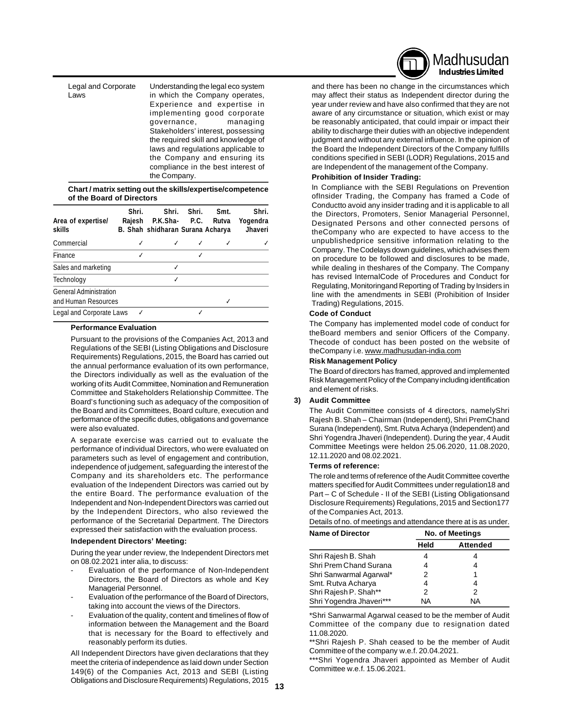| Legal and Corporate Laws | Understanding the legal eco system in which the Company operates, Experience and expertise in implementing good corporate governance, managing Stakeholders' interest, possessing the required skill and knowledge of laws and regulations applicable to the Company and ensuring its compliance in the best interest of the Company. |
|---|---|

**Chart / matrix setting out the skills/expertise/competence of the Board of Directors**

| Area of expertise/ skills | Shri. Rajesh B. Shah | Shri. P.K.Sha-shidharan | Shri. P.C. Surana | Smt. Rutva Acharya | Shri. Yogendra Jhaveri |
|---|---|---|---|---|---|
| Commercial | ✓ | ✓ | ✓ | ✓ | ✓ |
| Finance | ✓ | | ✓ | | |
| Sales and marketing | | ✓ | | | |
| Technology | | ✓ | | | |
| General Administration and Human Resources | | | | ✓ | |
| Legal and Corporate Laws | ✓ | | ✓ | | |

**Performance Evaluation**

Pursuant to the provisions of the Companies Act, 2013 and Regulations of the SEBI (Listing Obligations and Disclosure Requirements) Regulations, 2015, the Board has carried out the annual performance evaluation of its own performance, the Directors individually as well as the evaluation of the working of its Audit Committee, Nomination and Remuneration Committee and Stakeholders Relationship Committee. The Board's functioning such as adequacy of the composition of the Board and its Committees, Board culture, execution and performance of the specific duties, obligations and governance were also evaluated.

A separate exercise was carried out to evaluate the performance of individual Directors, who were evaluated on parameters such as level of engagement and contribution, independence of judgement, safeguarding the interest of the Company and its shareholders etc. The performance evaluation of the Independent Directors was carried out by the entire Board. The performance evaluation of the Independent and Non-Independent Directors was carried out by the Independent Directors, who also reviewed the performance of the Secretarial Department. The Directors expressed their satisfaction with the evaluation process.

**Independent Directors' Meeting:**

During the year under review, the Independent Directors met on 08.02.2021 inter alia, to discuss:

- Evaluation of the performance of Non-Independent Directors, the Board of Directors as whole and Key Managerial Personnel.
- Evaluation of the performance of the Board of Directors, taking into account the views of the Directors.
- Evaluation of the quality, content and timelines of flow of information between the Management and the Board that is necessary for the Board to effectively and reasonably perform its duties.

All Independent Directors have given declarations that they meet the criteria of independence as laid down under Section 149(6) of the Companies Act, 2013 and SEBI (Listing Obligations and Disclosure Requirements) Regulations, 2015 and there has been no change in the circumstances which may affect their status as Independent director during the year under review and have also confirmed that they are not aware of any circumstance or situation, which exist or may be reasonably anticipated, that could impair or impact their ability to discharge their duties with an objective independent judgment and without any external influence. In the opinion of the Board the Independent Directors of the Company fulfills conditions specified in SEBI (LODR) Regulations, 2015 and are Independent of the management of the Company.

**Prohibition of Insider Trading:**

In Compliance with the SEBI Regulations on Prevention ofInsider Trading, the Company has framed a Code of Conductto avoid any insider trading and it is applicable to all the Directors, Promoters, Senior Managerial Personnel, Designated Persons and other connected persons of theCompany who are expected to have access to the unpublishedprice sensitive information relating to the Company. The Codelays down guidelines, which advises them on procedure to be followed and disclosures to be made, while dealing in theshares of the Company. The Company has revised InternalCode of Procedures and Conduct for Regulating, Monitoringand Reporting of Trading by Insiders in line with the amendments in SEBI (Prohibition of Insider Trading) Regulations, 2015.

**Code of Conduct**

The Company has implemented model code of conduct for theBoard members and senior Officers of the Company. Thecode of conduct has been posted on the website of theCompany i.e. www.madhusudan-india.com

**Risk Management Policy**

The Board of directors has framed, approved and implemented Risk Management Policy of the Company including identification and element of risks.

**3) Audit Committee**

The Audit Committee consists of 4 directors, namelyShri Rajesh B. Shah – Chairman (Independent), Shri PremChand Surana (Independent), Smt. Rutva Acharya (Independent) and Shri Yogendra Jhaveri (Independent). During the year, 4 Audit Committee Meetings were heldon 25.06.2020, 11.08.2020, 12.11.2020 and 08.02.2021.

**Terms of reference:**

The role and terms of reference of the Audit Committee coverthe matters specified for Audit Committees under regulation18 and Part – C of Schedule - II of the SEBI (Listing Obligationsand Disclosure Requirements) Regulations, 2015 and Section177 of the Companies Act, 2013.

Details of no. of meetings and attendance there at is as under.

| Name of Director | No. of Meetings | |
|---|---|---|
| | Held | Attended |
| Shri Rajesh B. Shah | 4 | 4 |
| Shri Prem Chand Surana | 4 | 4 |
| Shri Sanwarmal Agarwal* | 2 | 1 |
| Smt. Rutva Acharya | 4 | 4 |
| Shri Rajesh P. Shah** | 2 | 2 |
| Shri Yogendra Jhaveri*** | NA | NA |

*Shri Sanwarmal Agarwal ceased to be the member of Audit Committee of the company due to resignation dated 11.08.2020.

**Shri Rajesh P. Shah ceased to be the member of Audit Committee of the company w.e.f. 20.04.2021.

***Shri Yogendra Jhaveri appointed as Member of Audit Committee w.e.f. 15.06.2021.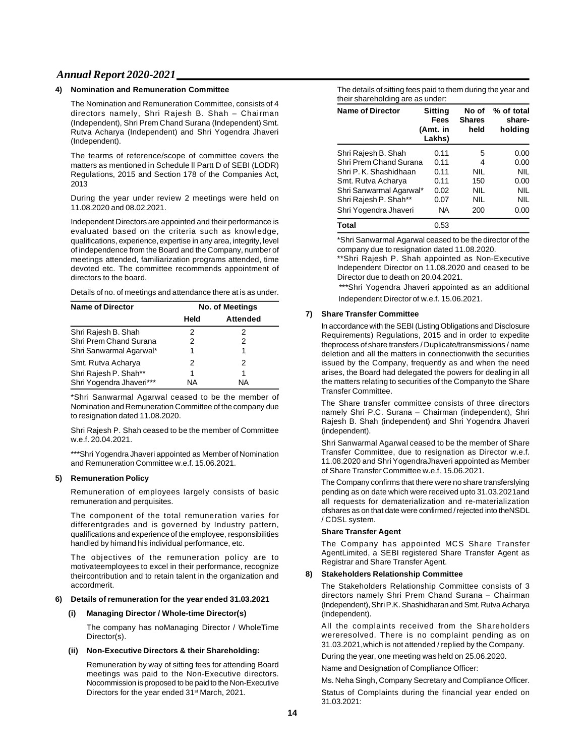### 4) Nomination and Remuneration Committee

The Nomination and Remuneration Committee, consists of 4 directors namely, Shri Rajesh B. Shah – Chairman (Independent), Shri Prem Chand Surana (Independent) Smt. Rutva Acharya (Independent) and Shri Yogendra Jhaveri (Independent).

The tearms of reference/scope of committee covers the matters as mentioned in Schedule ll Partt D of SEBI (LODR) Regulations, 2015 and Section 178 of the Companies Act, 2013

During the year under review 2 meetings were held on 11.08.2020 and 08.02.2021.

Independent Directors are appointed and their performance is evaluated based on the criteria such as knowledge, qualifications, experience, expertise in any area, integrity, level of independence from the Board and the Company, number of meetings attended, familiarization programs attended, time devoted etc. The committee recommends appointment of directors to the board.

Details of no. of meetings and attendance there at is as under.

| Name of Director | No. of Meetings | |
|---|---|---|
| | Held | Attended |
| Shri Rajesh B. Shah | 2 | 2 |
| Shri Prem Chand Surana | 2 | 2 |
| Shri Sanwarmal Agarwal* | 1 | 1 |
| Smt. Rutva Acharya | 2 | 2 |
| Shri Rajesh P. Shah** | 1 | 1 |
| Shri Yogendra Jhaveri*** | NA | NA |

*Shri Sanwarmal Agarwal ceased to be the member of Nomination and Remuneration Committee of the company due to resignation dated 11.08.2020.

Shri Rajesh P. Shah ceased to be the member of Committee w.e.f. 20.04.2021.

***Shri Yogendra Jhaveri appointed as Member of Nomination and Remuneration Committee w.e.f. 15.06.2021.

### 5) Remuneration Policy

Remuneration of employees largely consists of basic remuneration and perquisites.

The component of the total remuneration varies for differentgrades and is governed by Industry pattern, qualifications and experience of the employee, responsibilities handled by himand his individual performance, etc.

The objectives of the remuneration policy are to motivateemployees to excel in their performance, recognize theircontribution and to retain talent in the organization and accordmerit.

### 6) Details of remuneration for the year ended 31.03.2021

#### (i) Managing Director / Whole-time Director(s)

The company has noManaging Director / WholeTime Director(s).

#### (ii) Non-Executive Directors & their Shareholding:

Remuneration by way of sitting fees for attending Board meetings was paid to the Non-Executive directors. Nocommission is proposed to be paid to the Non-Executive Directors for the year ended 31st March, 2021.

The details of sitting fees paid to them during the year and their shareholding are as under:

| Name of Director | Sitting Fees (Amt. in Lakhs) | No of Shares held | % of total share-holding |
|---|---|---|---|
| Shri Rajesh B. Shah | 0.11 | 5 | 0.00 |
| Shri Prem Chand Surana | 0.11 | 4 | 0.00 |
| Shri P. K. Shashidhaan | 0.11 | NIL | NIL |
| Smt. Rutva Acharya | 0.11 | 150 | 0.00 |
| Shri Sanwarmal Agarwal* | 0.02 | NIL | NIL |
| Shri Rajesh P. Shah** | 0.07 | NIL | NIL |
| Shri Yogendra Jhaveri | NA | 200 | 0.00 |
| **Total** | 0.53 | | |

*Shri Sanwarmal Agarwal ceased to be the director of the company due to resignation dated 11.08.2020.

**Shri Rajesh P. Shah appointed as Non-Executive Independent Director on 11.08.2020 and ceased to be Director due to death on 20.04.2021.

***Shri Yogendra Jhaveri appointed as an additional Independent Director of w.e.f. 15.06.2021.

### 7) Share Transfer Committee

In accordance with the SEBI (Listing Obligations and Disclosure Requirements) Regulations, 2015 and in order to expedite theprocess of share transfers / Duplicate/transmissions / name deletion and all the matters in connectionwith the securities issued by the Company, frequently as and when the need arises, the Board had delegated the powers for dealing in all the matters relating to securities of the Companyto the Share Transfer Committee.

The Share transfer committee consists of three directors namely Shri P.C. Surana – Chairman (independent), Shri Rajesh B. Shah (independent) and Shri Yogendra Jhaveri (independent).

Shri Sanwarmal Agarwal ceased to be the member of Share Transfer Committee, due to resignation as Director w.e.f. 11.08.2020 and Shri YogendraJhaveri appointed as Member of Share Transfer Committee w.e.f. 15.06.2021.

The Company confirms that there were no share transferslying pending as on date which were received upto 31.03.2021and all requests for dematerialization and re-materialization ofshares as on that date were confirmed / rejected into theNSDL / CDSL system.

**Share Transfer Agent**

The Company has appointed MCS Share Transfer AgentLimited, a SEBI registered Share Transfer Agent as Registrar and Share Transfer Agent.

### 8) Stakeholders Relationship Committee

The Stakeholders Relationship Committee consists of 3 directors namely Shri Prem Chand Surana – Chairman (Independent), Shri P.K. Shashidharan and Smt. Rutva Acharya (Independent).

All the complaints received from the Shareholders wereresolved. There is no complaint pending as on 31.03.2021,which is not attended / replied by the Company.

During the year, one meeting was held on 25.06.2020.

Name and Designation of Compliance Officer:

Ms. Neha Singh, Company Secretary and Compliance Officer.

Status of Complaints during the financial year ended on 31.03.2021: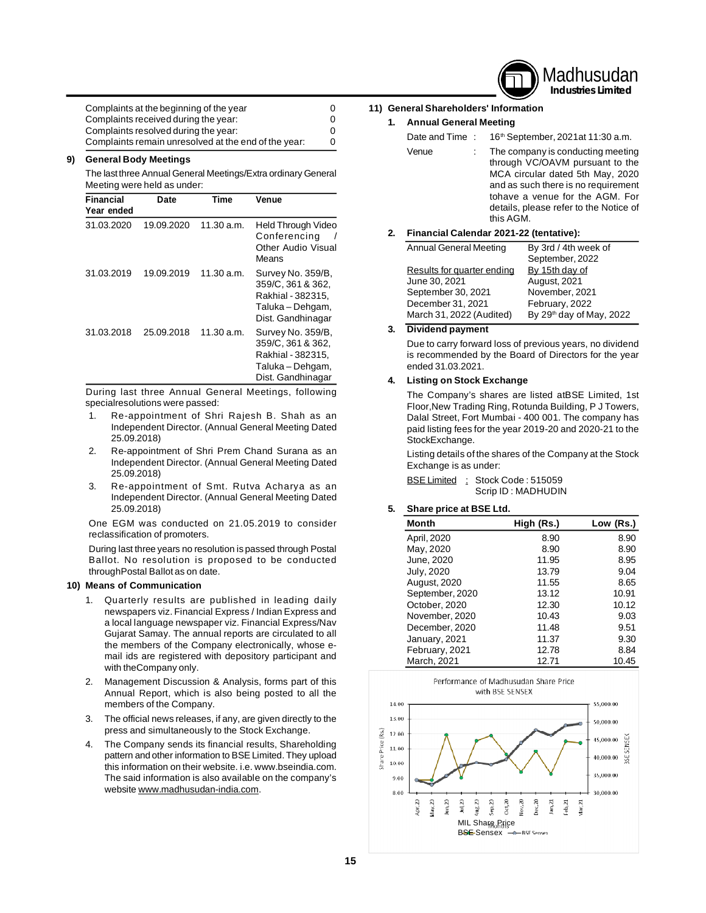| | |
|---|---|
| Complaints at the beginning of the year | 0 |
| Complaints received during the year: | 0 |
| Complaints resolved during the year: | 0 |
| Complaints remain unresolved at the end of the year: | 0 |

**9) General Body Meetings**

The last three Annual General Meetings/Extra ordinary General Meeting were held as under:

| Financial Year ended | Date | Time | Venue |
|---|---|---|---|
| 31.03.2020 | 19.09.2020 | 11.30 a.m. | Held Through Video Conferencing / Other Audio Visual Means |
| 31.03.2019 | 19.09.2019 | 11.30 a.m. | Survey No. 359/B, 359/C, 361 & 362, Rakhial - 382315, Taluka – Dehgam, Dist. Gandhinagar |
| 31.03.2018 | 25.09.2018 | 11.30 a.m. | Survey No. 359/B, 359/C, 361 & 362, Rakhial - 382315, Taluka – Dehgam, Dist. Gandhinagar |

During last three Annual General Meetings, following specialresolutions were passed:

1. Re-appointment of Shri Rajesh B. Shah as an Independent Director. (Annual General Meeting Dated 25.09.2018)
2. Re-appointment of Shri Prem Chand Surana as an Independent Director. (Annual General Meeting Dated 25.09.2018)
3. Re-appointment of Smt. Rutva Acharya as an Independent Director. (Annual General Meeting Dated 25.09.2018)

One EGM was conducted on 21.05.2019 to consider reclassification of promoters.

During last three years no resolution is passed through Postal Ballot. No resolution is proposed to be conducted throughPostal Ballot as on date.

**10) Means of Communication**

1. Quarterly results are published in leading daily newspapers viz. Financial Express / Indian Express and a local language newspaper viz. Financial Express/Nav Gujarat Samay. The annual reports are circulated to all the members of the Company electronically, whose e-mail ids are registered with depository participant and with theCompany only.
2. Management Discussion & Analysis, forms part of this Annual Report, which is also being posted to all the members of the Company.
3. The official news releases, if any, are given directly to the press and simultaneously to the Stock Exchange.
4. The Company sends its financial results, Shareholding pattern and other information to BSE Limited. They upload this information on their website. i.e. www.bseindia.com. The said information is also available on the company's website www.madhusudan-india.com.

**11) General Shareholders' Information**

**1. Annual General Meeting**

Date and Time : 16th September, 2021at 11:30 a.m.

Venue : The company is conducting meeting through VC/OAVM pursuant to the MCA circular dated 5th May, 2020 and as such there is no requirement tohave a venue for the AGM. For details, please refer to the Notice of this AGM.

**2. Financial Calendar 2021-22 (tentative):**

| | |
|---|---|
| Annual General Meeting | By 3rd / 4th week of September, 2022 |
| Results for quarter ending | By 15th day of |
| June 30, 2021 | August, 2021 |
| September 30, 2021 | November, 2021 |
| December 31, 2021 | February, 2022 |
| March 31, 2022 (Audited) | By 29th day of May, 2022 |

**3. Dividend payment**

Due to carry forward loss of previous years, no dividend is recommended by the Board of Directors for the year ended 31.03.2021.

**4. Listing on Stock Exchange**

The Company's shares are listed atBSE Limited, 1st Floor,New Trading Ring, Rotunda Building, P J Towers, Dalal Street, Fort Mumbai - 400 001. The company has paid listing fees for the year 2019-20 and 2020-21 to the StockExchange.

Listing details of the shares of the Company at the Stock Exchange is as under:

BSE Limited : Stock Code : 515059
Scrip ID : MADHUDIN

**5. Share price at BSE Ltd.**

| Month | High (Rs.) | Low (Rs.) |
|---|---|---|
| April, 2020 | 8.90 | 8.90 |
| May, 2020 | 8.90 | 8.90 |
| June, 2020 | 11.95 | 8.95 |
| July, 2020 | 13.79 | 9.04 |
| August, 2020 | 11.55 | 8.65 |
| September, 2020 | 13.12 | 10.91 |
| October, 2020 | 12.30 | 10.12 |
| November, 2020 | 10.43 | 9.03 |
| December, 2020 | 11.48 | 9.51 |
| January, 2021 | 11.37 | 9.30 |
| February, 2021 | 12.78 | 8.84 |
| March, 2021 | 12.71 | 10.45 |

Performance of Madhusudan Share Price with BSE SENSEX

MIL Share Price
BSE Sensex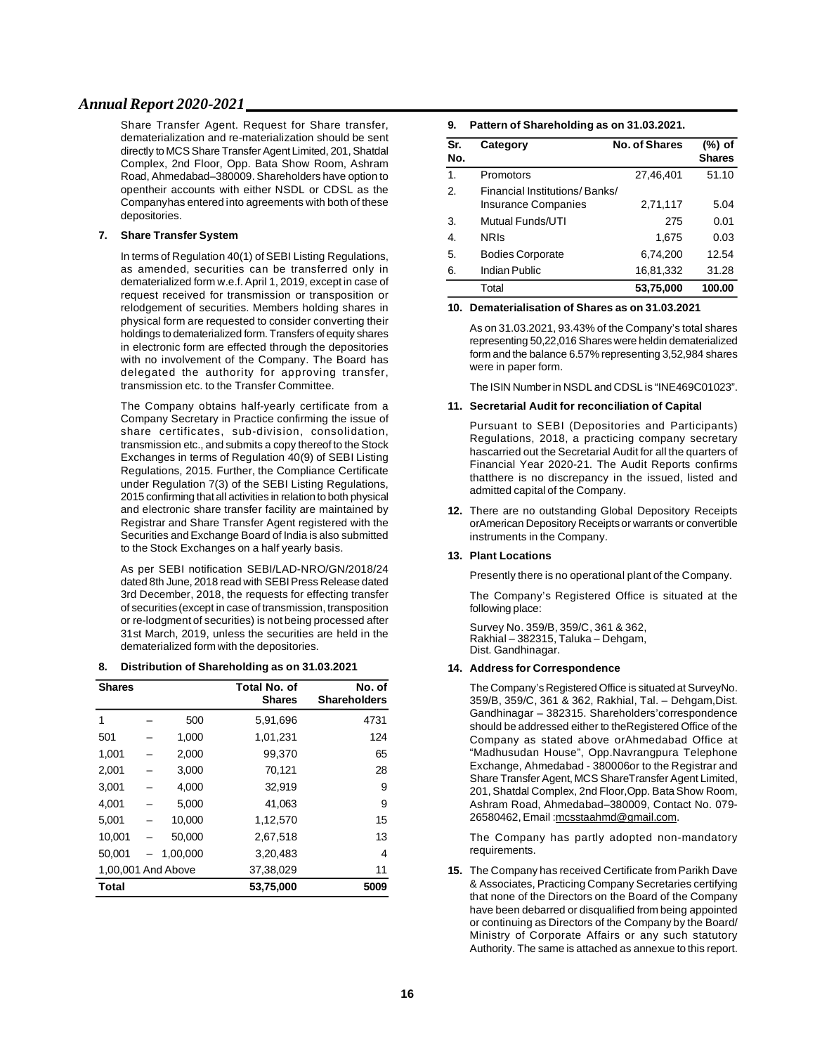Share Transfer Agent. Request for Share transfer, dematerialization and re-materialization should be sent directly to MCS Share Transfer Agent Limited, 201, Shatdal Complex, 2nd Floor, Opp. Bata Show Room, Ashram Road, Ahmedabad–380009. Shareholders have option to opentheir accounts with either NSDL or CDSL as the Companyhas entered into agreements with both of these depositories.

**7. Share Transfer System**

In terms of Regulation 40(1) of SEBI Listing Regulations, as amended, securities can be transferred only in dematerialized form w.e.f. April 1, 2019, except in case of request received for transmission or transposition or relodgement of securities. Members holding shares in physical form are requested to consider converting their holdings to dematerialized form. Transfers of equity shares in electronic form are effected through the depositories with no involvement of the Company. The Board has delegated the authority for approving transfer, transmission etc. to the Transfer Committee.

The Company obtains half-yearly certificate from a Company Secretary in Practice confirming the issue of share certificates, sub-division, consolidation, transmission etc., and submits a copy thereof to the Stock Exchanges in terms of Regulation 40(9) of SEBI Listing Regulations, 2015. Further, the Compliance Certificate under Regulation 7(3) of the SEBI Listing Regulations, 2015 confirming that all activities in relation to both physical and electronic share transfer facility are maintained by Registrar and Share Transfer Agent registered with the Securities and Exchange Board of India is also submitted to the Stock Exchanges on a half yearly basis.

As per SEBI notification SEBI/LAD-NRO/GN/2018/24 dated 8th June, 2018 read with SEBI Press Release dated 3rd December, 2018, the requests for effecting transfer of securities (except in case of transmission, transposition or re-lodgment of securities) is not being processed after 31st March, 2019, unless the securities are held in the dematerialized form with the depositories.

**8. Distribution of Shareholding as on 31.03.2021**

| Shares | Total No. of Shares | No. of Shareholders |
|---|---|---|
| 1 – 500 | 5,91,696 | 4731 |
| 501 – 1,000 | 1,01,231 | 124 |
| 1,001 – 2,000 | 99,370 | 65 |
| 2,001 – 3,000 | 70,121 | 28 |
| 3,001 – 4,000 | 32,919 | 9 |
| 4,001 – 5,000 | 41,063 | 9 |
| 5,001 – 10,000 | 1,12,570 | 15 |
| 10,001 – 50,000 | 2,67,518 | 13 |
| 50,001 – 1,00,000 | 3,20,483 | 4 |
| 1,00,001 And Above | 37,38,029 | 11 |
| **Total** | **53,75,000** | **5009** |

**9. Pattern of Shareholding as on 31.03.2021.**

| Sr. No. | Category | No. of Shares | (%) of Shares |
|---|---|---|---|
| 1. | Promotors | 27,46,401 | 51.10 |
| 2. | Financial Institutions/ Banks/ Insurance Companies | 2,71,117 | 5.04 |
| 3. | Mutual Funds/UTI | 275 | 0.01 |
| 4. | NRIs | 1,675 | 0.03 |
| 5. | Bodies Corporate | 6,74,200 | 12.54 |
| 6. | Indian Public | 16,81,332 | 31.28 |
| | Total | **53,75,000** | **100.00** |

**10. Dematerialisation of Shares as on 31.03.2021**

As on 31.03.2021, 93.43% of the Company's total shares representing 50,22,016 Shares were heldin dematerialized form and the balance 6.57% representing 3,52,984 shares were in paper form.

The ISIN Number in NSDL and CDSL is "INE469C01023".

**11. Secretarial Audit for reconciliation of Capital**

Pursuant to SEBI (Depositories and Participants) Regulations, 2018, a practicing company secretary hascarried out the Secretarial Audit for all the quarters of Financial Year 2020-21. The Audit Reports confirms thatthere is no discrepancy in the issued, listed and admitted capital of the Company.

**12.** There are no outstanding Global Depository Receipts orAmerican Depository Receipts or warrants or convertible instruments in the Company.

**13. Plant Locations**

Presently there is no operational plant of the Company.

The Company's Registered Office is situated at the following place:

Survey No. 359/B, 359/C, 361 & 362,
Rakhial – 382315, Taluka – Dehgam,
Dist. Gandhinagar.

**14. Address for Correspondence**

The Company's Registered Office is situated at SurveyNo. 359/B, 359/C, 361 & 362, Rakhial, Tal. – Dehgam,Dist. Gandhinagar – 382315. Shareholders'correspondence should be addressed either to theRegistered Office of the Company as stated above orAhmedabad Office at "Madhusudan House", Opp.Navrangpura Telephone Exchange, Ahmedabad - 380006or to the Registrar and Share Transfer Agent, MCS ShareTransfer Agent Limited, 201, Shatdal Complex, 2nd Floor,Opp. Bata Show Room, Ashram Road, Ahmedabad–380009, Contact No. 079-26580462, Email :mcsstaahmd@gmail.com.

The Company has partly adopted non-mandatory requirements.

**15.** The Company has received Certificate from Parikh Dave & Associates, Practicing Company Secretaries certifying that none of the Directors on the Board of the Company have been debarred or disqualified from being appointed or continuing as Directors of the Company by the Board/ Ministry of Corporate Affairs or any such statutory Authority. The same is attached as annexue to this report.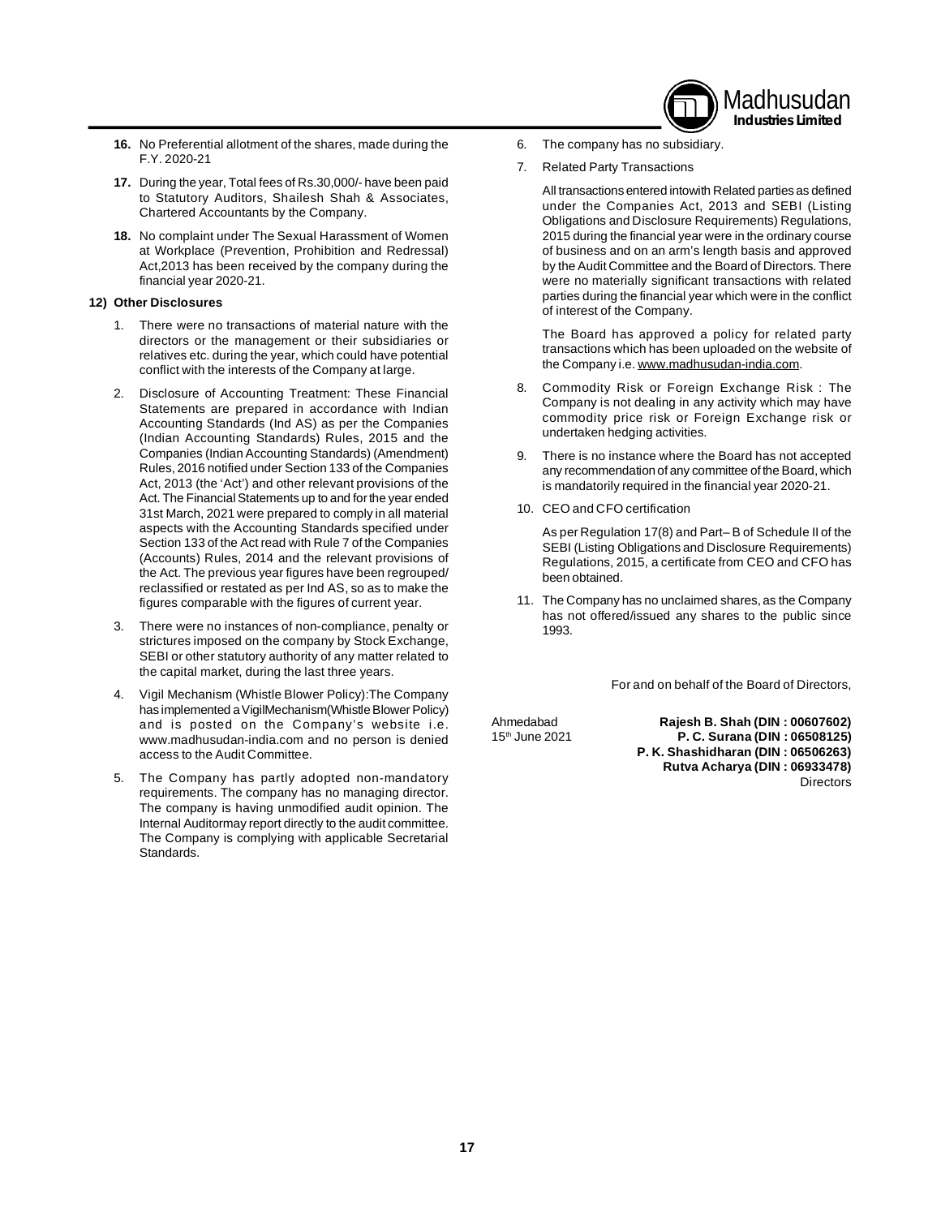**16.** No Preferential allotment of the shares, made during the F.Y. 2020-21

**17.** During the year, Total fees of Rs.30,000/- have been paid to Statutory Auditors, Shailesh Shah & Associates, Chartered Accountants by the Company.

**18.** No complaint under The Sexual Harassment of Women at Workplace (Prevention, Prohibition and Redressal) Act,2013 has been received by the company during the financial year 2020-21.

**12) Other Disclosures**

1. There were no transactions of material nature with the directors or the management or their subsidiaries or relatives etc. during the year, which could have potential conflict with the interests of the Company at large.

2. Disclosure of Accounting Treatment: These Financial Statements are prepared in accordance with Indian Accounting Standards (Ind AS) as per the Companies (Indian Accounting Standards) Rules, 2015 and the Companies (Indian Accounting Standards) (Amendment) Rules, 2016 notified under Section 133 of the Companies Act, 2013 (the 'Act') and other relevant provisions of the Act. The Financial Statements up to and for the year ended 31st March, 2021 were prepared to comply in all material aspects with the Accounting Standards specified under Section 133 of the Act read with Rule 7 of the Companies (Accounts) Rules, 2014 and the relevant provisions of the Act. The previous year figures have been regrouped/ reclassified or restated as per Ind AS, so as to make the figures comparable with the figures of current year.

3. There were no instances of non-compliance, penalty or strictures imposed on the company by Stock Exchange, SEBI or other statutory authority of any matter related to the capital market, during the last three years.

4. Vigil Mechanism (Whistle Blower Policy):The Company has implemented a VigilMechanism(Whistle Blower Policy) and is posted on the Company's website i.e. www.madhusudan-india.com and no person is denied access to the Audit Committee.

5. The Company has partly adopted non-mandatory requirements. The company has no managing director. The company is having unmodified audit opinion. The Internal Auditormay report directly to the audit committee. The Company is complying with applicable Secretarial Standards.

6. The company has no subsidiary.

7. Related Party Transactions

   All transactions entered intowith Related parties as defined under the Companies Act, 2013 and SEBI (Listing Obligations and Disclosure Requirements) Regulations, 2015 during the financial year were in the ordinary course of business and on an arm's length basis and approved by the Audit Committee and the Board of Directors. There were no materially significant transactions with related parties during the financial year which were in the conflict of interest of the Company.

   The Board has approved a policy for related party transactions which has been uploaded on the website of the Company i.e. www.madhusudan-india.com.

8. Commodity Risk or Foreign Exchange Risk : The Company is not dealing in any activity which may have commodity price risk or Foreign Exchange risk or undertaken hedging activities.

9. There is no instance where the Board has not accepted any recommendation of any committee of the Board, which is mandatorily required in the financial year 2020-21.

10. CEO and CFO certification

    As per Regulation 17(8) and Part– B of Schedule II of the SEBI (Listing Obligations and Disclosure Requirements) Regulations, 2015, a certificate from CEO and CFO has been obtained.

11. The Company has no unclaimed shares, as the Company has not offered/issued any shares to the public since 1993.

For and on behalf of the Board of Directors,

Ahmedabad
15th June 2021

**Rajesh B. Shah (DIN : 00607602)**
**P. C. Surana (DIN : 06508125)**
**P. K. Shashidharan (DIN : 06506263)**
**Rutva Acharya (DIN : 06933478)**
Directors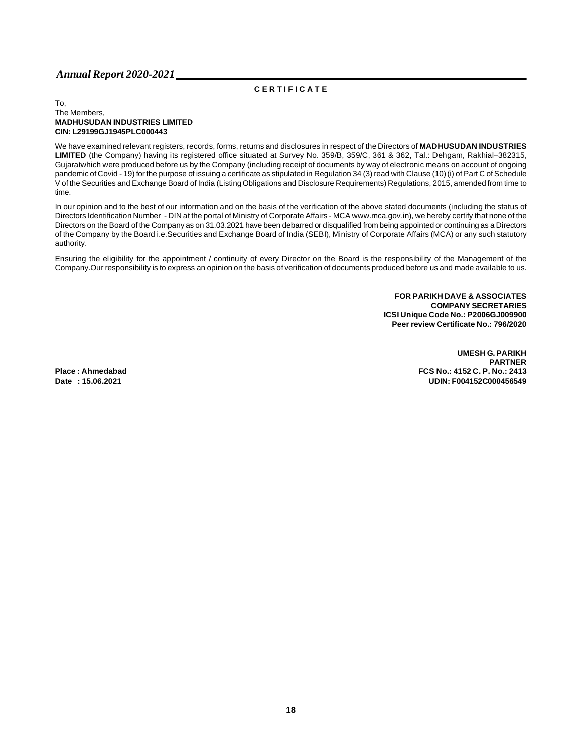## CERTIFICATE

To,
The Members,
**MADHUSUDAN INDUSTRIES LIMITED**
**CIN: L29199GJ1945PLC000443**

We have examined relevant registers, records, forms, returns and disclosures in respect of the Directors of **MADHUSUDAN INDUSTRIES LIMITED** (the Company) having its registered office situated at Survey No. 359/B, 359/C, 361 & 362, Tal.: Dehgam, Rakhial–382315, Gujaratwhich were produced before us by the Company (including receipt of documents by way of electronic means on account of ongoing pandemic of Covid - 19) for the purpose of issuing a certificate as stipulated in Regulation 34 (3) read with Clause (10) (i) of Part C of Schedule V of the Securities and Exchange Board of India (Listing Obligations and Disclosure Requirements) Regulations, 2015, amended from time to time.

In our opinion and to the best of our information and on the basis of the verification of the above stated documents (including the status of Directors Identification Number - DIN at the portal of Ministry of Corporate Affairs - MCA www.mca.gov.in), we hereby certify that none of the Directors on the Board of the Company as on 31.03.2021 have been debarred or disqualified from being appointed or continuing as a Directors of the Company by the Board i.e.Securities and Exchange Board of India (SEBI), Ministry of Corporate Affairs (MCA) or any such statutory authority.

Ensuring the eligibility for the appointment / continuity of every Director on the Board is the responsibility of the Management of the Company.Our responsibility is to express an opinion on the basis of verification of documents produced before us and made available to us.

**FOR PARIKH DAVE & ASSOCIATES**
**COMPANY SECRETARIES**
**ICSI Unique Code No.: P2006GJ009900**
**Peer review Certificate No.: 796/2020**

**UMESH G. PARIKH**
**PARTNER**
**FCS No.: 4152 C. P. No.: 2413**
**UDIN: F004152C000456549**

**Place : Ahmedabad**
**Date : 15.06.2021**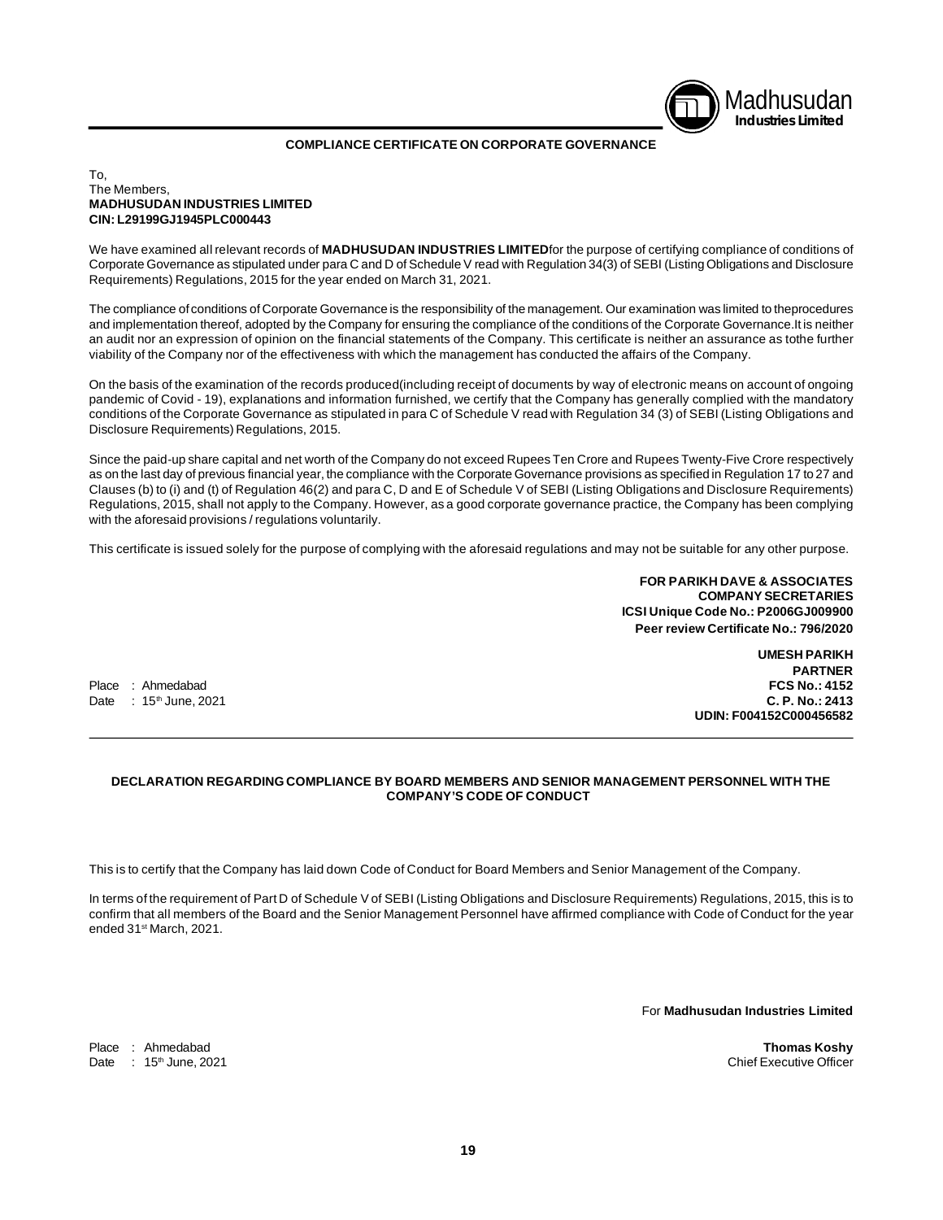## COMPLIANCE CERTIFICATE ON CORPORATE GOVERNANCE

To,
The Members,
**MADHUSUDAN INDUSTRIES LIMITED**
**CIN: L29199GJ1945PLC000443**

We have examined all relevant records of **MADHUSUDAN INDUSTRIES LIMITED** for the purpose of certifying compliance of conditions of Corporate Governance as stipulated under para C and D of Schedule V read with Regulation 34(3) of SEBI (Listing Obligations and Disclosure Requirements) Regulations, 2015 for the year ended on March 31, 2021.

The compliance of conditions of Corporate Governance is the responsibility of the management. Our examination was limited to theprocedures and implementation thereof, adopted by the Company for ensuring the compliance of the conditions of the Corporate Governance.It is neither an audit nor an expression of opinion on the financial statements of the Company. This certificate is neither an assurance as tothe further viability of the Company nor of the effectiveness with which the management has conducted the affairs of the Company.

On the basis of the examination of the records produced(including receipt of documents by way of electronic means on account of ongoing pandemic of Covid - 19), explanations and information furnished, we certify that the Company has generally complied with the mandatory conditions of the Corporate Governance as stipulated in para C of Schedule V read with Regulation 34 (3) of SEBI (Listing Obligations and Disclosure Requirements) Regulations, 2015.

Since the paid-up share capital and net worth of the Company do not exceed Rupees Ten Crore and Rupees Twenty-Five Crore respectively as on the last day of previous financial year, the compliance with the Corporate Governance provisions as specified in Regulation 17 to 27 and Clauses (b) to (i) and (t) of Regulation 46(2) and para C, D and E of Schedule V of SEBI (Listing Obligations and Disclosure Requirements) Regulations, 2015, shall not apply to the Company. However, as a good corporate governance practice, the Company has been complying with the aforesaid provisions / regulations voluntarily.

This certificate is issued solely for the purpose of complying with the aforesaid regulations and may not be suitable for any other purpose.

**FOR PARIKH DAVE & ASSOCIATES**
**COMPANY SECRETARIES**
**ICSI Unique Code No.: P2006GJ009900**
**Peer review Certificate No.: 796/2020**

**UMESH PARIKH**
**PARTNER**
**FCS No.: 4152**
**C. P. No.: 2413**
**UDIN: F004152C000456582**

Place : Ahmedabad
Date : 15th June, 2021

---

## DECLARATION REGARDING COMPLIANCE BY BOARD MEMBERS AND SENIOR MANAGEMENT PERSONNEL WITH THE COMPANY'S CODE OF CONDUCT

This is to certify that the Company has laid down Code of Conduct for Board Members and Senior Management of the Company.

In terms of the requirement of Part D of Schedule V of SEBI (Listing Obligations and Disclosure Requirements) Regulations, 2015, this is to confirm that all members of the Board and the Senior Management Personnel have affirmed compliance with Code of Conduct for the year ended 31st March, 2021.

For **Madhusudan Industries Limited**

Place : Ahmedabad
Date : 15th June, 2021

**Thomas Koshy**
Chief Executive Officer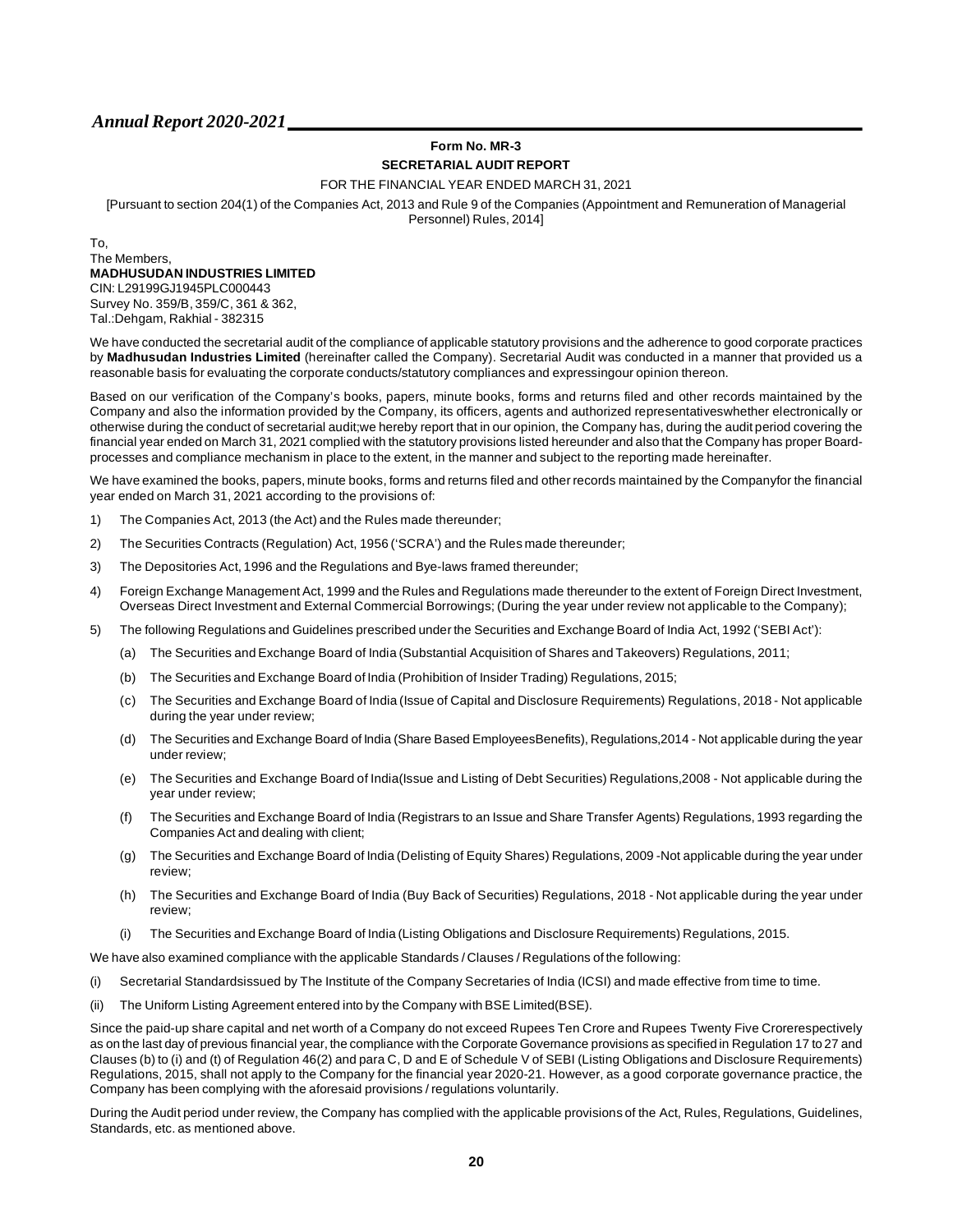# Form No. MR-3

## SECRETARIAL AUDIT REPORT

FOR THE FINANCIAL YEAR ENDED MARCH 31, 2021

[Pursuant to section 204(1) of the Companies Act, 2013 and Rule 9 of the Companies (Appointment and Remuneration of Managerial Personnel) Rules, 2014]

To,
The Members,
**MADHUSUDAN INDUSTRIES LIMITED**
CIN: L29199GJ1945PLC000443
Survey No. 359/B, 359/C, 361 & 362,
Tal.:Dehgam, Rakhial - 382315

We have conducted the secretarial audit of the compliance of applicable statutory provisions and the adherence to good corporate practices by **Madhusudan Industries Limited** (hereinafter called the Company). Secretarial Audit was conducted in a manner that provided us a reasonable basis for evaluating the corporate conducts/statutory compliances and expressingour opinion thereon.

Based on our verification of the Company's books, papers, minute books, forms and returns filed and other records maintained by the Company and also the information provided by the Company, its officers, agents and authorized representativeswhether electronically or otherwise during the conduct of secretarial audit;we hereby report that in our opinion, the Company has, during the audit period covering the financial year ended on March 31, 2021 complied with the statutory provisions listed hereunder and also that the Company has proper Board-processes and compliance mechanism in place to the extent, in the manner and subject to the reporting made hereinafter.

We have examined the books, papers, minute books, forms and returns filed and other records maintained by the Companyfor the financial year ended on March 31, 2021 according to the provisions of:

1) The Companies Act, 2013 (the Act) and the Rules made thereunder;
2) The Securities Contracts (Regulation) Act, 1956 ('SCRA') and the Rules made thereunder;
3) The Depositories Act, 1996 and the Regulations and Bye-laws framed thereunder;
4) Foreign Exchange Management Act, 1999 and the Rules and Regulations made thereunder to the extent of Foreign Direct Investment, Overseas Direct Investment and External Commercial Borrowings; (During the year under review not applicable to the Company);
5) The following Regulations and Guidelines prescribed under the Securities and Exchange Board of India Act, 1992 ('SEBI Act'):
   (a) The Securities and Exchange Board of India (Substantial Acquisition of Shares and Takeovers) Regulations, 2011;
   (b) The Securities and Exchange Board of India (Prohibition of Insider Trading) Regulations, 2015;
   (c) The Securities and Exchange Board of India (Issue of Capital and Disclosure Requirements) Regulations, 2018 - Not applicable during the year under review;
   (d) The Securities and Exchange Board of India (Share Based EmployeesBenefits), Regulations,2014 - Not applicable during the year under review;
   (e) The Securities and Exchange Board of India(Issue and Listing of Debt Securities) Regulations,2008 - Not applicable during the year under review;
   (f) The Securities and Exchange Board of India (Registrars to an Issue and Share Transfer Agents) Regulations, 1993 regarding the Companies Act and dealing with client;
   (g) The Securities and Exchange Board of India (Delisting of Equity Shares) Regulations, 2009 -Not applicable during the year under review;
   (h) The Securities and Exchange Board of India (Buy Back of Securities) Regulations, 2018 - Not applicable during the year under review;
   (i) The Securities and Exchange Board of India (Listing Obligations and Disclosure Requirements) Regulations, 2015.

We have also examined compliance with the applicable Standards / Clauses / Regulations of the following:

(i) Secretarial Standardsissued by The Institute of the Company Secretaries of India (ICSI) and made effective from time to time.
(ii) The Uniform Listing Agreement entered into by the Company with BSE Limited(BSE).

Since the paid-up share capital and net worth of a Company do not exceed Rupees Ten Crore and Rupees Twenty Five Crorerespectively as on the last day of previous financial year, the compliance with the Corporate Governance provisions as specified in Regulation 17 to 27 and Clauses (b) to (i) and (t) of Regulation 46(2) and para C, D and E of Schedule V of SEBI (Listing Obligations and Disclosure Requirements) Regulations, 2015, shall not apply to the Company for the financial year 2020-21. However, as a good corporate governance practice, the Company has been complying with the aforesaid provisions / regulations voluntarily.

During the Audit period under review, the Company has complied with the applicable provisions of the Act, Rules, Regulations, Guidelines, Standards, etc. as mentioned above.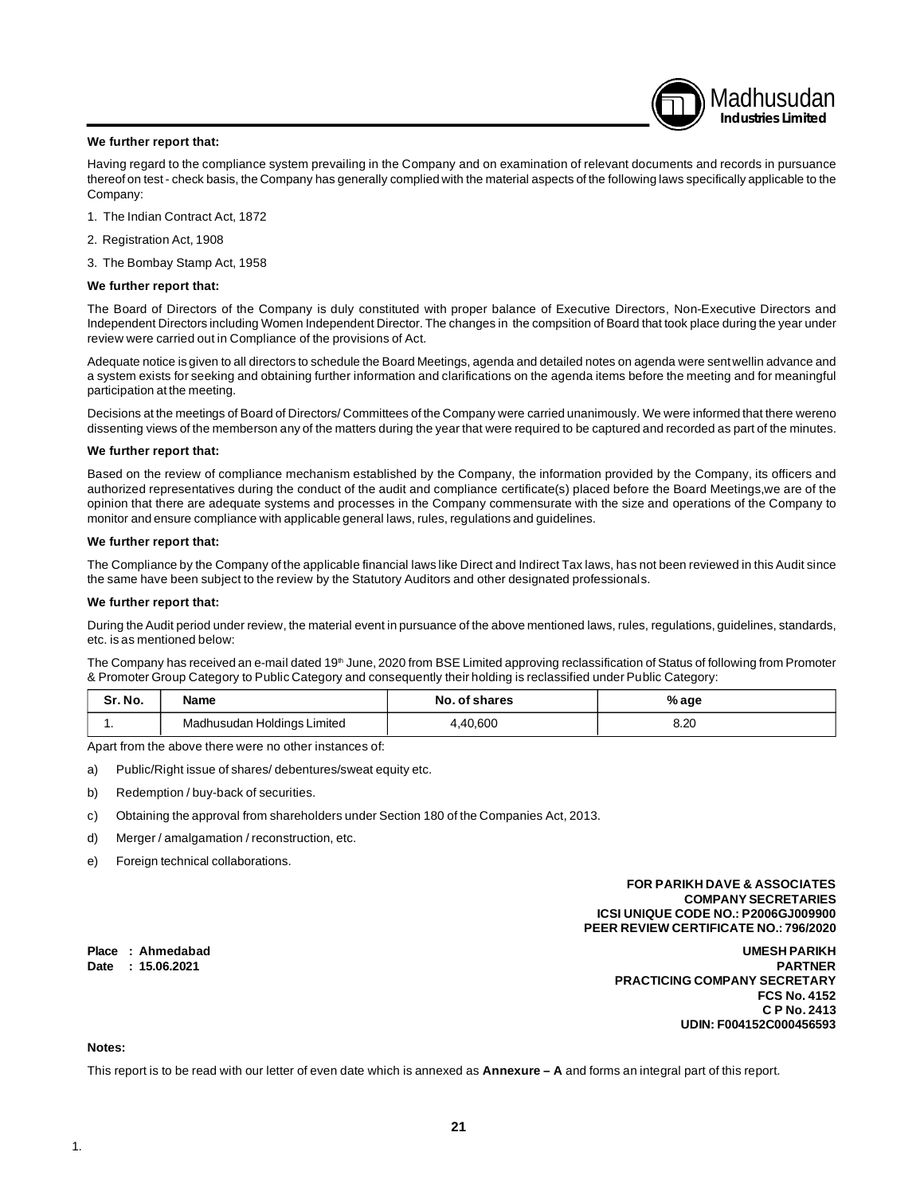**We further report that:**

Having regard to the compliance system prevailing in the Company and on examination of relevant documents and records in pursuance thereof on test - check basis, the Company has generally complied with the material aspects of the following laws specifically applicable to the Company:

1. The Indian Contract Act, 1872
2. Registration Act, 1908
3. The Bombay Stamp Act, 1958

**We further report that:**

The Board of Directors of the Company is duly constituted with proper balance of Executive Directors, Non-Executive Directors and Independent Directors including Women Independent Director. The changes in the compsition of Board that took place during the year under review were carried out in Compliance of the provisions of Act.

Adequate notice is given to all directors to schedule the Board Meetings, agenda and detailed notes on agenda were sent wellin advance and a system exists for seeking and obtaining further information and clarifications on the agenda items before the meeting and for meaningful participation at the meeting.

Decisions at the meetings of Board of Directors/ Committees of the Company were carried unanimously. We were informed that there wereno dissenting views of the memberson any of the matters during the year that were required to be captured and recorded as part of the minutes.

**We further report that:**

Based on the review of compliance mechanism established by the Company, the information provided by the Company, its officers and authorized representatives during the conduct of the audit and compliance certificate(s) placed before the Board Meetings,we are of the opinion that there are adequate systems and processes in the Company commensurate with the size and operations of the Company to monitor and ensure compliance with applicable general laws, rules, regulations and guidelines.

**We further report that:**

The Compliance by the Company of the applicable financial laws like Direct and Indirect Tax laws, has not been reviewed in this Audit since the same have been subject to the review by the Statutory Auditors and other designated professionals.

**We further report that:**

During the Audit period under review, the material event in pursuance of the above mentioned laws, rules, regulations, guidelines, standards, etc. is as mentioned below:

The Company has received an e-mail dated 19th June, 2020 from BSE Limited approving reclassification of Status of following from Promoter & Promoter Group Category to Public Category and consequently their holding is reclassified under Public Category:

| Sr. No. | Name | No. of shares | % age |
|---|---|---|---|
| 1. | Madhusudan Holdings Limited | 4,40,600 | 8.20 |

Apart from the above there were no other instances of:

a) Public/Right issue of shares/ debentures/sweat equity etc.

b) Redemption / buy-back of securities.

c) Obtaining the approval from shareholders under Section 180 of the Companies Act, 2013.

d) Merger / amalgamation / reconstruction, etc.

e) Foreign technical collaborations.

**FOR PARIKH DAVE & ASSOCIATES**
**COMPANY SECRETARIES**
**ICSI UNIQUE CODE NO.: P2006GJ009900**
**PEER REVIEW CERTIFICATE NO.: 796/2020**

**Place : Ahmedabad**
**Date : 15.06.2021**

**UMESH PARIKH**
**PARTNER**
**PRACTICING COMPANY SECRETARY**
**FCS No. 4152**
**C P No. 2413**
**UDIN: F004152C000456593**

**Notes:**

This report is to be read with our letter of even date which is annexed as **Annexure – A** and forms an integral part of this report.

1.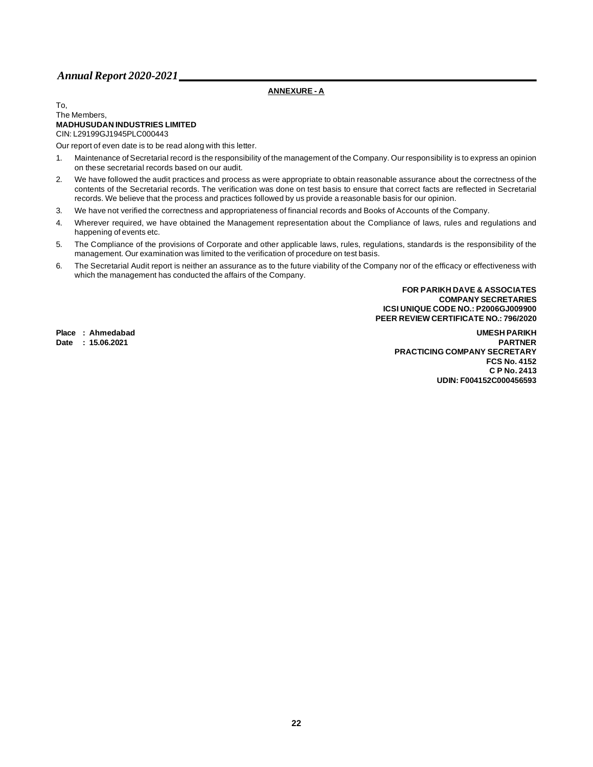## ANNEXURE - A

To,
The Members,
**MADHUSUDAN INDUSTRIES LIMITED**
CIN: L29199GJ1945PLC000443

Our report of even date is to be read along with this letter.

1. Maintenance of Secretarial record is the responsibility of the management of the Company. Our responsibility is to express an opinion on these secretarial records based on our audit.
2. We have followed the audit practices and process as were appropriate to obtain reasonable assurance about the correctness of the contents of the Secretarial records. The verification was done on test basis to ensure that correct facts are reflected in Secretarial records. We believe that the process and practices followed by us provide a reasonable basis for our opinion.
3. We have not verified the correctness and appropriateness of financial records and Books of Accounts of the Company.
4. Wherever required, we have obtained the Management representation about the Compliance of laws, rules and regulations and happening of events etc.
5. The Compliance of the provisions of Corporate and other applicable laws, rules, regulations, standards is the responsibility of the management. Our examination was limited to the verification of procedure on test basis.
6. The Secretarial Audit report is neither an assurance as to the future viability of the Company nor of the efficacy or effectiveness with which the management has conducted the affairs of the Company.

**FOR PARIKH DAVE & ASSOCIATES**
**COMPANY SECRETARIES**
**ICSI UNIQUE CODE NO.: P2006GJ009900**
**PEER REVIEW CERTIFICATE NO.: 796/2020**

**Place : Ahmedabad**
**Date : 15.06.2021**

**UMESH PARIKH**
**PARTNER**
**PRACTICING COMPANY SECRETARY**
**FCS No. 4152**
**C P No. 2413**
**UDIN: F004152C000456593**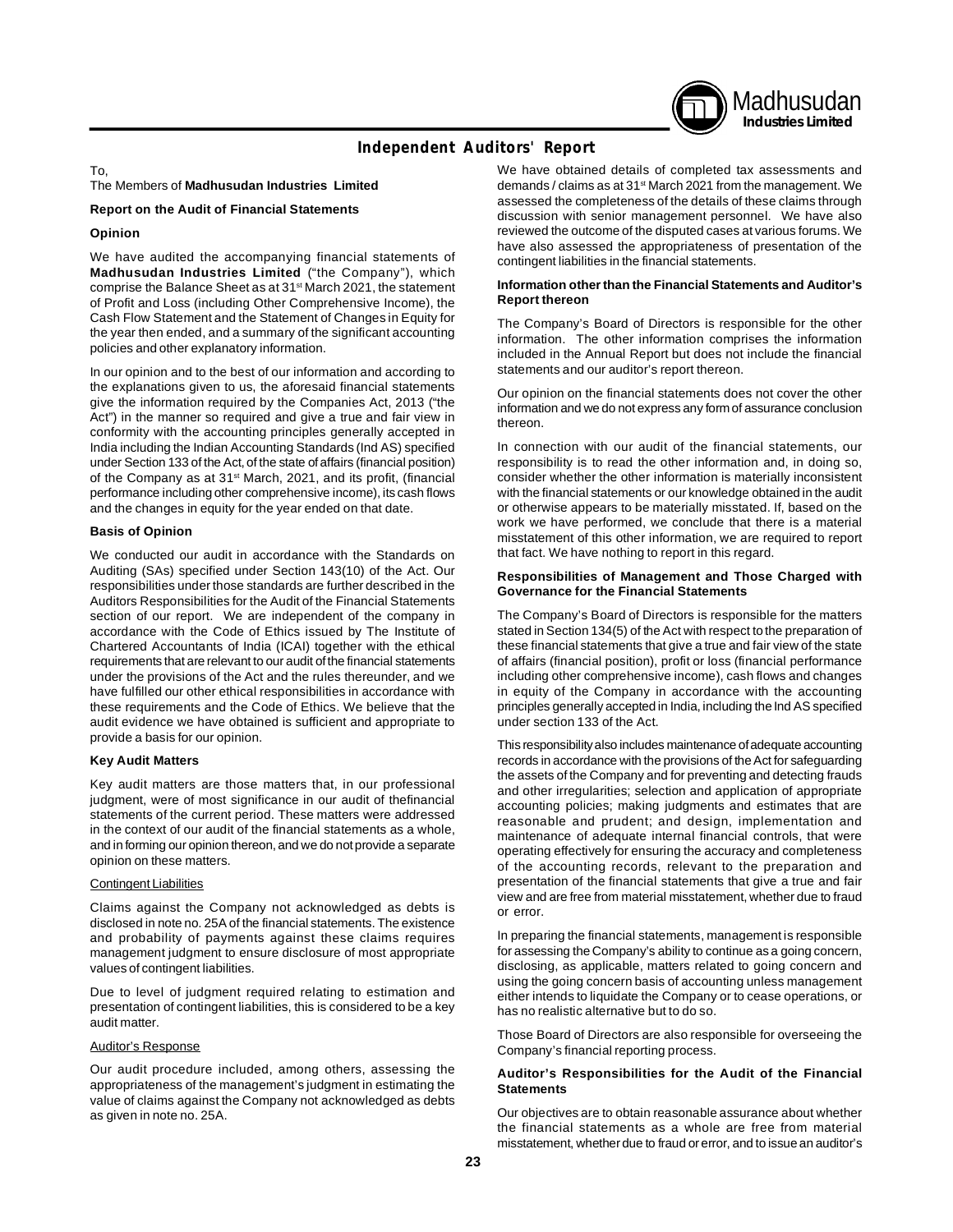## Independent Auditors' Report

To,
The Members of **Madhusudan Industries Limited**

### Report on the Audit of Financial Statements

#### Opinion

We have audited the accompanying financial statements of **Madhusudan Industries Limited** ("the Company"), which comprise the Balance Sheet as at 31st March 2021, the statement of Profit and Loss (including Other Comprehensive Income), the Cash Flow Statement and the Statement of Changes in Equity for the year then ended, and a summary of the significant accounting policies and other explanatory information.

In our opinion and to the best of our information and according to the explanations given to us, the aforesaid financial statements give the information required by the Companies Act, 2013 ("the Act") in the manner so required and give a true and fair view in conformity with the accounting principles generally accepted in India including the Indian Accounting Standards (Ind AS) specified under Section 133 of the Act, of the state of affairs (financial position) of the Company as at 31st March, 2021, and its profit, (financial performance including other comprehensive income), its cash flows and the changes in equity for the year ended on that date.

#### Basis of Opinion

We conducted our audit in accordance with the Standards on Auditing (SAs) specified under Section 143(10) of the Act. Our responsibilities under those standards are further described in the Auditors Responsibilities for the Audit of the Financial Statements section of our report. We are independent of the company in accordance with the Code of Ethics issued by The Institute of Chartered Accountants of India (ICAI) together with the ethical requirements that are relevant to our audit of the financial statements under the provisions of the Act and the rules thereunder, and we have fulfilled our other ethical responsibilities in accordance with these requirements and the Code of Ethics. We believe that the audit evidence we have obtained is sufficient and appropriate to provide a basis for our opinion.

#### Key Audit Matters

Key audit matters are those matters that, in our professional judgment, were of most significance in our audit of thefinancial statements of the current period. These matters were addressed in the context of our audit of the financial statements as a whole, and in forming our opinion thereon, and we do not provide a separate opinion on these matters.

Contingent Liabilities

Claims against the Company not acknowledged as debts is disclosed in note no. 25A of the financial statements. The existence and probability of payments against these claims requires management judgment to ensure disclosure of most appropriate values of contingent liabilities.

Due to level of judgment required relating to estimation and presentation of contingent liabilities, this is considered to be a key audit matter.

Auditor's Response

Our audit procedure included, among others, assessing the appropriateness of the management's judgment in estimating the value of claims against the Company not acknowledged as debts as given in note no. 25A.

We have obtained details of completed tax assessments and demands / claims as at 31st March 2021 from the management. We assessed the completeness of the details of these claims through discussion with senior management personnel. We have also reviewed the outcome of the disputed cases at various forums. We have also assessed the appropriateness of presentation of the contingent liabilities in the financial statements.

#### Information other than the Financial Statements and Auditor's Report thereon

The Company's Board of Directors is responsible for the other information. The other information comprises the information included in the Annual Report but does not include the financial statements and our auditor's report thereon.

Our opinion on the financial statements does not cover the other information and we do not express any form of assurance conclusion thereon.

In connection with our audit of the financial statements, our responsibility is to read the other information and, in doing so, consider whether the other information is materially inconsistent with the financial statements or our knowledge obtained in the audit or otherwise appears to be materially misstated. If, based on the work we have performed, we conclude that there is a material misstatement of this other information, we are required to report that fact. We have nothing to report in this regard.

#### Responsibilities of Management and Those Charged with Governance for the Financial Statements

The Company's Board of Directors is responsible for the matters stated in Section 134(5) of the Act with respect to the preparation of these financial statements that give a true and fair view of the state of affairs (financial position), profit or loss (financial performance including other comprehensive income), cash flows and changes in equity of the Company in accordance with the accounting principles generally accepted in India, including the Ind AS specified under section 133 of the Act.

This responsibility also includes maintenance of adequate accounting records in accordance with the provisions of the Act for safeguarding the assets of the Company and for preventing and detecting frauds and other irregularities; selection and application of appropriate accounting policies; making judgments and estimates that are reasonable and prudent; and design, implementation and maintenance of adequate internal financial controls, that were operating effectively for ensuring the accuracy and completeness of the accounting records, relevant to the preparation and presentation of the financial statements that give a true and fair view and are free from material misstatement, whether due to fraud or error.

In preparing the financial statements, management is responsible for assessing the Company's ability to continue as a going concern, disclosing, as applicable, matters related to going concern and using the going concern basis of accounting unless management either intends to liquidate the Company or to cease operations, or has no realistic alternative but to do so.

Those Board of Directors are also responsible for overseeing the Company's financial reporting process.

#### Auditor's Responsibilities for the Audit of the Financial Statements

Our objectives are to obtain reasonable assurance about whether the financial statements as a whole are free from material misstatement, whether due to fraud or error, and to issue an auditor's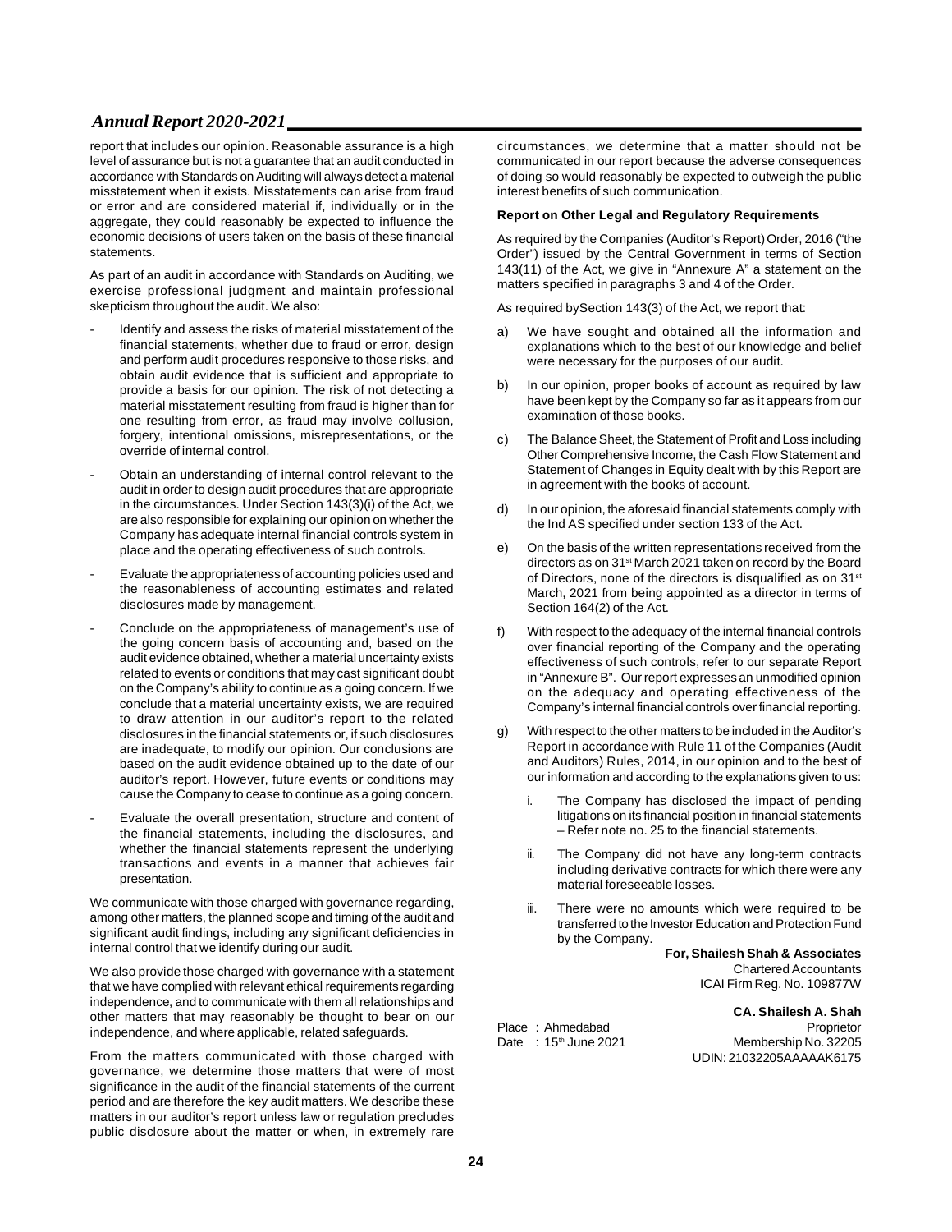report that includes our opinion. Reasonable assurance is a high level of assurance but is not a guarantee that an audit conducted in accordance with Standards on Auditing will always detect a material misstatement when it exists. Misstatements can arise from fraud or error and are considered material if, individually or in the aggregate, they could reasonably be expected to influence the economic decisions of users taken on the basis of these financial statements.

As part of an audit in accordance with Standards on Auditing, we exercise professional judgment and maintain professional skepticism throughout the audit. We also:

- Identify and assess the risks of material misstatement of the financial statements, whether due to fraud or error, design and perform audit procedures responsive to those risks, and obtain audit evidence that is sufficient and appropriate to provide a basis for our opinion. The risk of not detecting a material misstatement resulting from fraud is higher than for one resulting from error, as fraud may involve collusion, forgery, intentional omissions, misrepresentations, or the override of internal control.
- Obtain an understanding of internal control relevant to the audit in order to design audit procedures that are appropriate in the circumstances. Under Section 143(3)(i) of the Act, we are also responsible for explaining our opinion on whether the Company has adequate internal financial controls system in place and the operating effectiveness of such controls.
- Evaluate the appropriateness of accounting policies used and the reasonableness of accounting estimates and related disclosures made by management.
- Conclude on the appropriateness of management's use of the going concern basis of accounting and, based on the audit evidence obtained, whether a material uncertainty exists related to events or conditions that may cast significant doubt on the Company's ability to continue as a going concern. If we conclude that a material uncertainty exists, we are required to draw attention in our auditor's report to the related disclosures in the financial statements or, if such disclosures are inadequate, to modify our opinion. Our conclusions are based on the audit evidence obtained up to the date of our auditor's report. However, future events or conditions may cause the Company to cease to continue as a going concern.
- Evaluate the overall presentation, structure and content of the financial statements, including the disclosures, and whether the financial statements represent the underlying transactions and events in a manner that achieves fair presentation.

We communicate with those charged with governance regarding, among other matters, the planned scope and timing of the audit and significant audit findings, including any significant deficiencies in internal control that we identify during our audit.

We also provide those charged with governance with a statement that we have complied with relevant ethical requirements regarding independence, and to communicate with them all relationships and other matters that may reasonably be thought to bear on our independence, and where applicable, related safeguards.

From the matters communicated with those charged with governance, we determine those matters that were of most significance in the audit of the financial statements of the current period and are therefore the key audit matters. We describe these matters in our auditor's report unless law or regulation precludes public disclosure about the matter or when, in extremely rare circumstances, we determine that a matter should not be communicated in our report because the adverse consequences of doing so would reasonably be expected to outweigh the public interest benefits of such communication.

**Report on Other Legal and Regulatory Requirements**

As required by the Companies (Auditor's Report) Order, 2016 ("the Order") issued by the Central Government in terms of Section 143(11) of the Act, we give in "Annexure A" a statement on the matters specified in paragraphs 3 and 4 of the Order.

As required bySection 143(3) of the Act, we report that:

a) We have sought and obtained all the information and explanations which to the best of our knowledge and belief were necessary for the purposes of our audit.

b) In our opinion, proper books of account as required by law have been kept by the Company so far as it appears from our examination of those books.

c) The Balance Sheet, the Statement of Profit and Loss including Other Comprehensive Income, the Cash Flow Statement and Statement of Changes in Equity dealt with by this Report are in agreement with the books of account.

d) In our opinion, the aforesaid financial statements comply with the Ind AS specified under section 133 of the Act.

e) On the basis of the written representations received from the directors as on 31st March 2021 taken on record by the Board of Directors, none of the directors is disqualified as on 31st March, 2021 from being appointed as a director in terms of Section 164(2) of the Act.

f) With respect to the adequacy of the internal financial controls over financial reporting of the Company and the operating effectiveness of such controls, refer to our separate Report in "Annexure B". Our report expresses an unmodified opinion on the adequacy and operating effectiveness of the Company's internal financial controls over financial reporting.

g) With respect to the other matters to be included in the Auditor's Report in accordance with Rule 11 of the Companies (Audit and Auditors) Rules, 2014, in our opinion and to the best of our information and according to the explanations given to us:

   i. The Company has disclosed the impact of pending litigations on its financial position in financial statements – Refer note no. 25 to the financial statements.

   ii. The Company did not have any long-term contracts including derivative contracts for which there were any material foreseeable losses.

   iii. There were no amounts which were required to be transferred to the Investor Education and Protection Fund by the Company.

**For, Shailesh Shah & Associates**
Chartered Accountants
ICAI Firm Reg. No. 109877W

**CA. Shailesh A. Shah**
Proprietor
Membership No. 32205
UDIN: 21032205AAAAAK6175

Place : Ahmedabad
Date : 15th June 2021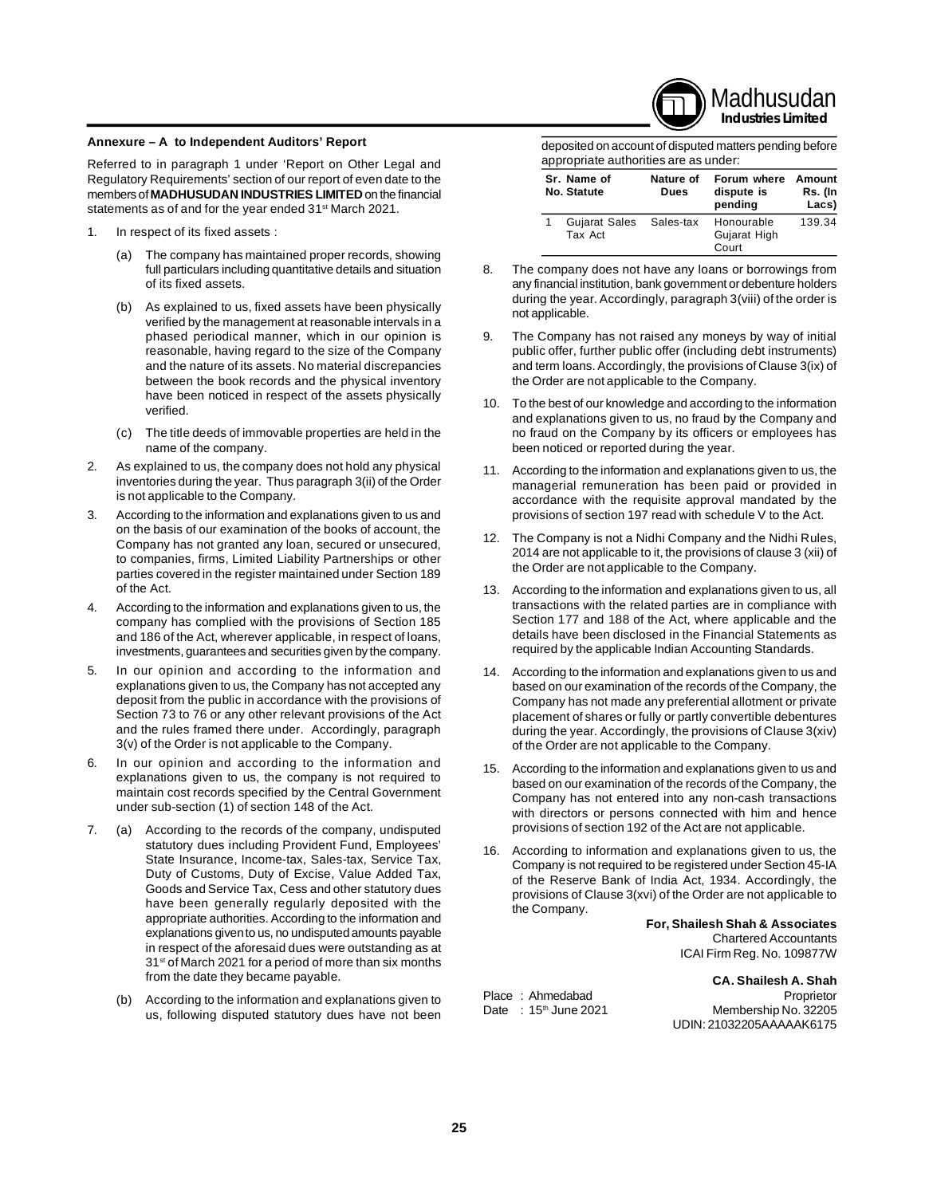**Annexure – A to Independent Auditors' Report**

Referred to in paragraph 1 under 'Report on Other Legal and Regulatory Requirements' section of our report of even date to the members of **MADHUSUDAN INDUSTRIES LIMITED** on the financial statements as of and for the year ended 31st March 2021.

1. In respect of its fixed assets :

   (a) The company has maintained proper records, showing full particulars including quantitative details and situation of its fixed assets.

   (b) As explained to us, fixed assets have been physically verified by the management at reasonable intervals in a phased periodical manner, which in our opinion is reasonable, having regard to the size of the Company and the nature of its assets. No material discrepancies between the book records and the physical inventory have been noticed in respect of the assets physically verified.

   (c) The title deeds of immovable properties are held in the name of the company.

2. As explained to us, the company does not hold any physical inventories during the year. Thus paragraph 3(ii) of the Order is not applicable to the Company.

3. According to the information and explanations given to us and on the basis of our examination of the books of account, the Company has not granted any loan, secured or unsecured, to companies, firms, Limited Liability Partnerships or other parties covered in the register maintained under Section 189 of the Act.

4. According to the information and explanations given to us, the company has complied with the provisions of Section 185 and 186 of the Act, wherever applicable, in respect of loans, investments, guarantees and securities given by the company.

5. In our opinion and according to the information and explanations given to us, the Company has not accepted any deposit from the public in accordance with the provisions of Section 73 to 76 or any other relevant provisions of the Act and the rules framed there under. Accordingly, paragraph 3(v) of the Order is not applicable to the Company.

6. In our opinion and according to the information and explanations given to us, the company is not required to maintain cost records specified by the Central Government under sub-section (1) of section 148 of the Act.

7. (a) According to the records of the company, undisputed statutory dues including Provident Fund, Employees' State Insurance, Income-tax, Sales-tax, Service Tax, Duty of Customs, Duty of Excise, Value Added Tax, Goods and Service Tax, Cess and other statutory dues have been generally regularly deposited with the appropriate authorities. According to the information and explanations given to us, no undisputed amounts payable in respect of the aforesaid dues were outstanding as at 31st of March 2021 for a period of more than six months from the date they became payable.

   (b) According to the information and explanations given to us, following disputed statutory dues have not been deposited on account of disputed matters pending before appropriate authorities are as under:

| Sr. No. | Name of Statute | Nature of Dues | Forum where dispute is pending | Amount Rs. (In Lacs) |
|---|---|---|---|---|
| 1 | Gujarat Sales Tax Act | Sales-tax | Honourable Gujarat High Court | 139.34 |

8. The company does not have any loans or borrowings from any financial institution, bank government or debenture holders during the year. Accordingly, paragraph 3(viii) of the order is not applicable.

9. The Company has not raised any moneys by way of initial public offer, further public offer (including debt instruments) and term loans. Accordingly, the provisions of Clause 3(ix) of the Order are not applicable to the Company.

10. To the best of our knowledge and according to the information and explanations given to us, no fraud by the Company and no fraud on the Company by its officers or employees has been noticed or reported during the year.

11. According to the information and explanations given to us, the managerial remuneration has been paid or provided in accordance with the requisite approval mandated by the provisions of section 197 read with schedule V to the Act.

12. The Company is not a Nidhi Company and the Nidhi Rules, 2014 are not applicable to it, the provisions of clause 3 (xii) of the Order are not applicable to the Company.

13. According to the information and explanations given to us, all transactions with the related parties are in compliance with Section 177 and 188 of the Act, where applicable and the details have been disclosed in the Financial Statements as required by the applicable Indian Accounting Standards.

14. According to the information and explanations given to us and based on our examination of the records of the Company, the Company has not made any preferential allotment or private placement of shares or fully or partly convertible debentures during the year. Accordingly, the provisions of Clause 3(xiv) of the Order are not applicable to the Company.

15. According to the information and explanations given to us and based on our examination of the records of the Company, the Company has not entered into any non-cash transactions with directors or persons connected with him and hence provisions of section 192 of the Act are not applicable.

16. According to information and explanations given to us, the Company is not required to be registered under Section 45-IA of the Reserve Bank of India Act, 1934. Accordingly, the provisions of Clause 3(xvi) of the Order are not applicable to the Company.

**For, Shailesh Shah & Associates**
Chartered Accountants
ICAI Firm Reg. No. 109877W

**CA. Shailesh A. Shah**
Proprietor
Membership No. 32205
UDIN: 21032205AAAAAK6175

Place : Ahmedabad
Date : 15th June 2021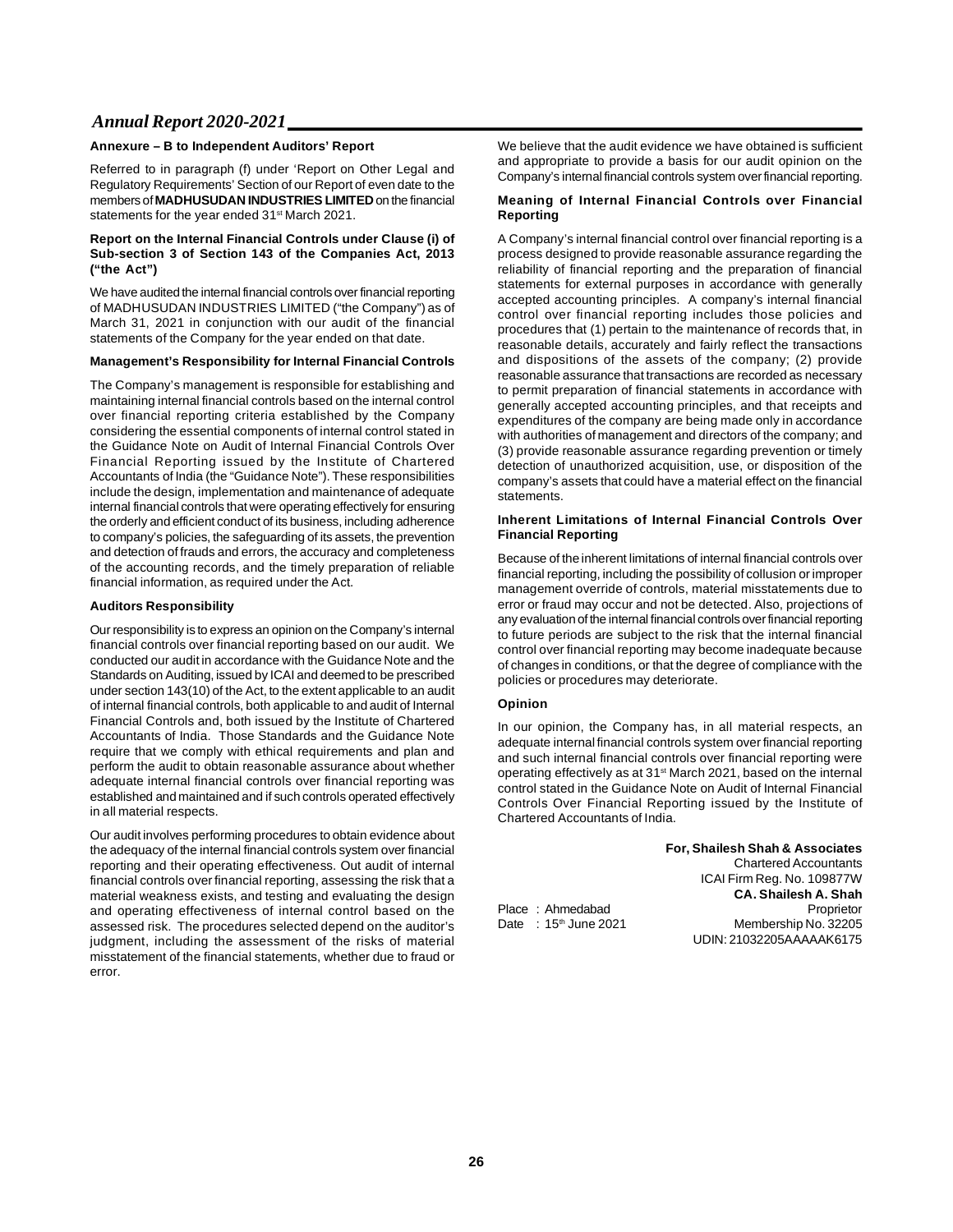## Annexure – B to Independent Auditors' Report

Referred to in paragraph (f) under 'Report on Other Legal and Regulatory Requirements' Section of our Report of even date to the members of **MADHUSUDAN INDUSTRIES LIMITED** on the financial statements for the year ended 31st March 2021.

### Report on the Internal Financial Controls under Clause (i) of Sub-section 3 of Section 143 of the Companies Act, 2013 ("the Act")

We have audited the internal financial controls over financial reporting of MADHUSUDAN INDUSTRIES LIMITED ("the Company") as of March 31, 2021 in conjunction with our audit of the financial statements of the Company for the year ended on that date.

### Management's Responsibility for Internal Financial Controls

The Company's management is responsible for establishing and maintaining internal financial controls based on the internal control over financial reporting criteria established by the Company considering the essential components of internal control stated in the Guidance Note on Audit of Internal Financial Controls Over Financial Reporting issued by the Institute of Chartered Accountants of India (the "Guidance Note"). These responsibilities include the design, implementation and maintenance of adequate internal financial controls that were operating effectively for ensuring the orderly and efficient conduct of its business, including adherence to company's policies, the safeguarding of its assets, the prevention and detection of frauds and errors, the accuracy and completeness of the accounting records, and the timely preparation of reliable financial information, as required under the Act.

### Auditors Responsibility

Our responsibility is to express an opinion on the Company's internal financial controls over financial reporting based on our audit. We conducted our audit in accordance with the Guidance Note and the Standards on Auditing, issued by ICAI and deemed to be prescribed under section 143(10) of the Act, to the extent applicable to an audit of internal financial controls, both applicable to and audit of Internal Financial Controls and, both issued by the Institute of Chartered Accountants of India. Those Standards and the Guidance Note require that we comply with ethical requirements and plan and perform the audit to obtain reasonable assurance about whether adequate internal financial controls over financial reporting was established and maintained and if such controls operated effectively in all material respects.

Our audit involves performing procedures to obtain evidence about the adequacy of the internal financial controls system over financial reporting and their operating effectiveness. Out audit of internal financial controls over financial reporting, assessing the risk that a material weakness exists, and testing and evaluating the design and operating effectiveness of internal control based on the assessed risk. The procedures selected depend on the auditor's judgment, including the assessment of the risks of material misstatement of the financial statements, whether due to fraud or error.

We believe that the audit evidence we have obtained is sufficient and appropriate to provide a basis for our audit opinion on the Company's internal financial controls system over financial reporting.

### Meaning of Internal Financial Controls over Financial Reporting

A Company's internal financial control over financial reporting is a process designed to provide reasonable assurance regarding the reliability of financial reporting and the preparation of financial statements for external purposes in accordance with generally accepted accounting principles. A company's internal financial control over financial reporting includes those policies and procedures that (1) pertain to the maintenance of records that, in reasonable details, accurately and fairly reflect the transactions and dispositions of the assets of the company; (2) provide reasonable assurance that transactions are recorded as necessary to permit preparation of financial statements in accordance with generally accepted accounting principles, and that receipts and expenditures of the company are being made only in accordance with authorities of management and directors of the company; and (3) provide reasonable assurance regarding prevention or timely detection of unauthorized acquisition, use, or disposition of the company's assets that could have a material effect on the financial statements.

### Inherent Limitations of Internal Financial Controls Over Financial Reporting

Because of the inherent limitations of internal financial controls over financial reporting, including the possibility of collusion or improper management override of controls, material misstatements due to error or fraud may occur and not be detected. Also, projections of any evaluation of the internal financial controls over financial reporting to future periods are subject to the risk that the internal financial control over financial reporting may become inadequate because of changes in conditions, or that the degree of compliance with the policies or procedures may deteriorate.

### Opinion

In our opinion, the Company has, in all material respects, an adequate internal financial controls system over financial reporting and such internal financial controls over financial reporting were operating effectively as at 31st March 2021, based on the internal control stated in the Guidance Note on Audit of Internal Financial Controls Over Financial Reporting issued by the Institute of Chartered Accountants of India.

**For, Shailesh Shah & Associates**
Chartered Accountants
ICAI Firm Reg. No. 109877W
**CA. Shailesh A. Shah**
Proprietor
Membership No. 32205
UDIN: 21032205AAAAAK6175

Place : Ahmedabad
Date : 15th June 2021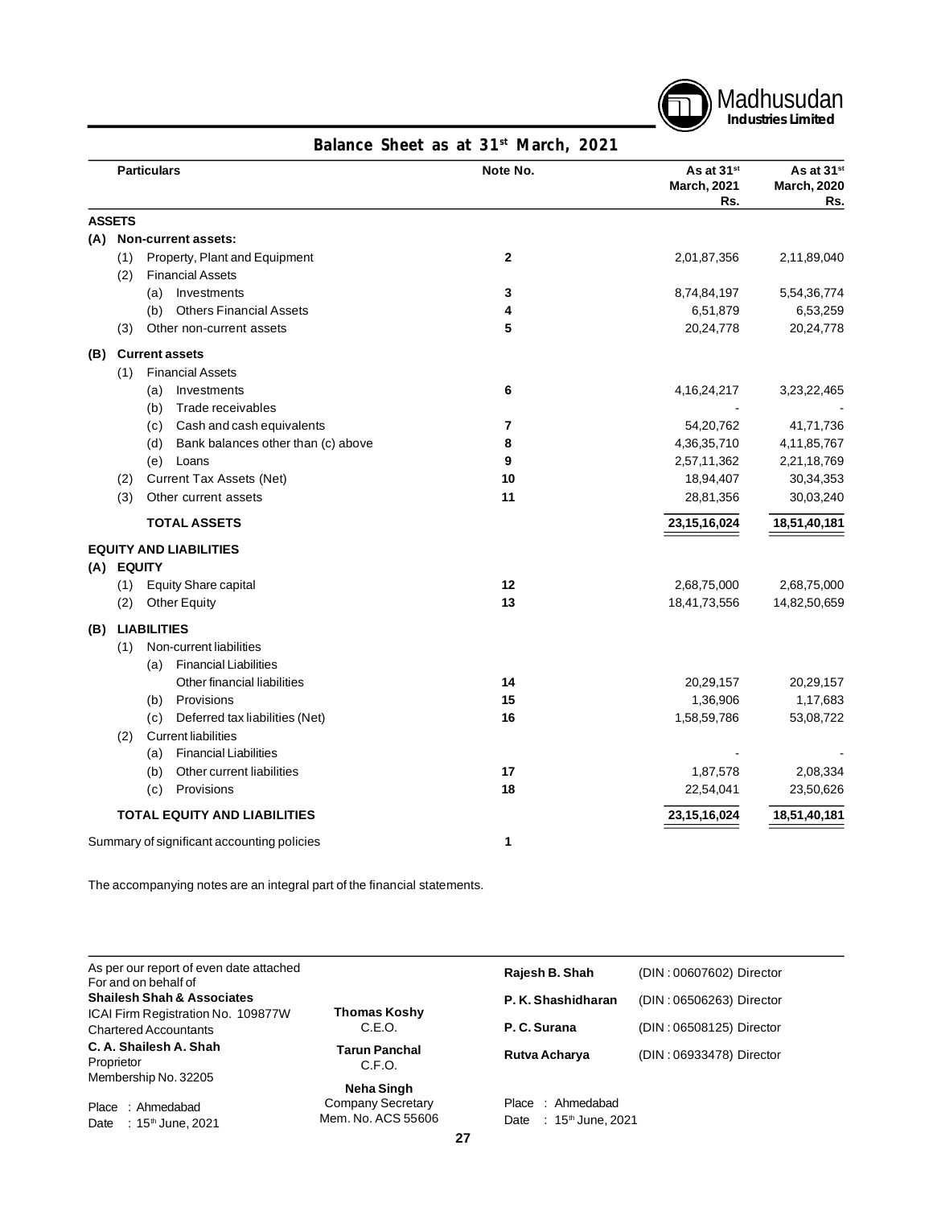Madhusudan Industries Limited

## Balance Sheet as at 31st March, 2021

| Particulars | Note No. | As at 31st March, 2021 Rs. | As at 31st March, 2020 Rs. |
|---|---|---|---|
| **ASSETS** | | | |
| **(A) Non-current assets:** | | | |
| (1) Property, Plant and Equipment | 2 | 2,01,87,356 | 2,11,89,040 |
| (2) Financial Assets | | | |
| (a) Investments | 3 | 8,74,84,197 | 5,54,36,774 |
| (b) Others Financial Assets | 4 | 6,51,879 | 6,53,259 |
| (3) Other non-current assets | 5 | 20,24,778 | 20,24,778 |
| **(B) Current assets** | | | |
| (1) Financial Assets | | | |
| (a) Investments | 6 | 4,16,24,217 | 3,23,22,465 |
| (b) Trade receivables | | - | - |
| (c) Cash and cash equivalents | 7 | 54,20,762 | 41,71,736 |
| (d) Bank balances other than (c) above | 8 | 4,36,35,710 | 4,11,85,767 |
| (e) Loans | 9 | 2,57,11,362 | 2,21,18,769 |
| (2) Current Tax Assets (Net) | 10 | 18,94,407 | 30,34,353 |
| (3) Other current assets | 11 | 28,81,356 | 30,03,240 |
| **TOTAL ASSETS** | | **23,15,16,024** | **18,51,40,181** |
| **EQUITY AND LIABILITIES** | | | |
| **(A) EQUITY** | | | |
| (1) Equity Share capital | 12 | 2,68,75,000 | 2,68,75,000 |
| (2) Other Equity | 13 | 18,41,73,556 | 14,82,50,659 |
| **(B) LIABILITIES** | | | |
| (1) Non-current liabilities | | | |
| (a) Financial Liabilities | | | |
| Other financial liabilities | 14 | 20,29,157 | 20,29,157 |
| (b) Provisions | 15 | 1,36,906 | 1,17,683 |
| (c) Deferred tax liabilities (Net) | 16 | 1,58,59,786 | 53,08,722 |
| (2) Current liabilities | | | |
| (a) Financial Liabilities | | - | - |
| (b) Other current liabilities | 17 | 1,87,578 | 2,08,334 |
| (c) Provisions | 18 | 22,54,041 | 23,50,626 |
| **TOTAL EQUITY AND LIABILITIES** | | **23,15,16,024** | **18,51,40,181** |
| Summary of significant accounting policies | 1 | | |

The accompanying notes are an integral part of the financial statements.

As per our report of even date attached
For and on behalf of
**Shailesh Shah & Associates**
ICAI Firm Registration No. 109877W
Chartered Accountants
**C. A. Shailesh A. Shah**
Proprietor
Membership No. 32205

Place : Ahmedabad
Date : 15th June, 2021

**Thomas Koshy**
C.E.O.

**Tarun Panchal**
C.F.O.

**Neha Singh**
Company Secretary
Mem. No. ACS 55606

**Rajesh B. Shah** (DIN : 00607602) Director
**P. K. Shashidharan** (DIN : 06506263) Director
**P. C. Surana** (DIN : 06508125) Director
**Rutva Acharya** (DIN : 06933478) Director

Place : Ahmedabad
Date : 15th June, 2021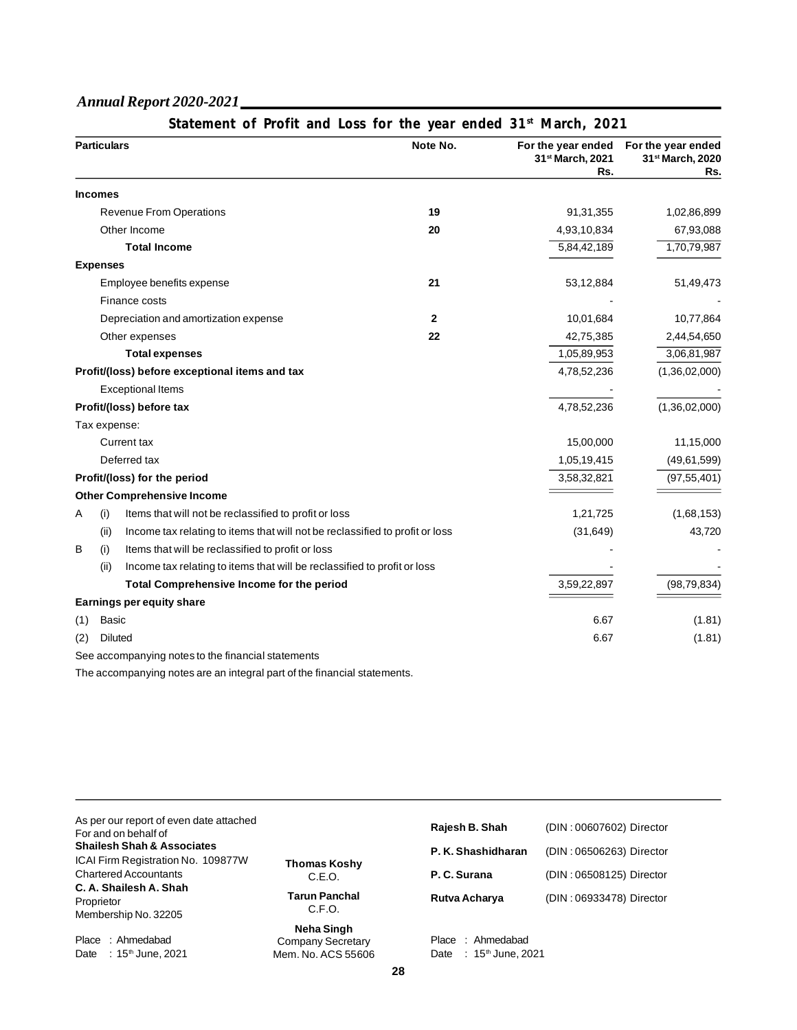## Statement of Profit and Loss for the year ended 31st March, 2021

| Particulars | Note No. | For the year ended 31st March, 2021 Rs. | For the year ended 31st March, 2020 Rs. |
|---|---|---|---|
| **Incomes** | | | |
| Revenue From Operations | **19** | 91,31,355 | 1,02,86,899 |
| Other Income | **20** | 4,93,10,834 | 67,93,088 |
| **Total Income** | | 5,84,42,189 | 1,70,79,987 |
| **Expenses** | | | |
| Employee benefits expense | **21** | 53,12,884 | 51,49,473 |
| Finance costs | | - | - |
| Depreciation and amortization expense | **2** | 10,01,684 | 10,77,864 |
| Other expenses | **22** | 42,75,385 | 2,44,54,650 |
| **Total expenses** | | 1,05,89,953 | 3,06,81,987 |
| **Profit/(loss) before exceptional items and tax** | | 4,78,52,236 | (1,36,02,000) |
| Exceptional Items | | - | - |
| **Profit/(loss) before tax** | | 4,78,52,236 | (1,36,02,000) |
| Tax expense: | | | |
| Current tax | | 15,00,000 | 11,15,000 |
| Deferred tax | | 1,05,19,415 | (49,61,599) |
| **Profit/(loss) for the period** | | 3,58,32,821 | (97,55,401) |
| **Other Comprehensive Income** | | | |
| A (i) Items that will not be reclassified to profit or loss | | 1,21,725 | (1,68,153) |
| (ii) Income tax relating to items that will not be reclassified to profit or loss | | (31,649) | 43,720 |
| B (i) Items that will be reclassified to profit or loss | | - | - |
| (ii) Income tax relating to items that will be reclassified to profit or loss | | - | - |
| **Total Comprehensive Income for the period** | | 3,59,22,897 | (98,79,834) |
| **Earnings per equity share** | | | |
| (1) Basic | | 6.67 | (1.81) |
| (2) Diluted | | 6.67 | (1.81) |

See accompanying notes to the financial statements

The accompanying notes are an integral part of the financial statements.

As per our report of even date attached
For and on behalf of
**Shailesh Shah & Associates**
ICAI Firm Registration No. 109877W
Chartered Accountants
**C. A. Shailesh A. Shah**
Proprietor
Membership No. 32205

Place : Ahmedabad
Date : 15th June, 2021

**Thomas Koshy**
C.E.O.

**Tarun Panchal**
C.F.O.

**Neha Singh**
Company Secretary
Mem. No. ACS 55606

**Rajesh B. Shah** (DIN : 00607602) Director
**P. K. Shashidharan** (DIN : 06506263) Director
**P. C. Surana** (DIN : 06508125) Director
**Rutva Acharya** (DIN : 06933478) Director

Place : Ahmedabad
Date : 15th June, 2021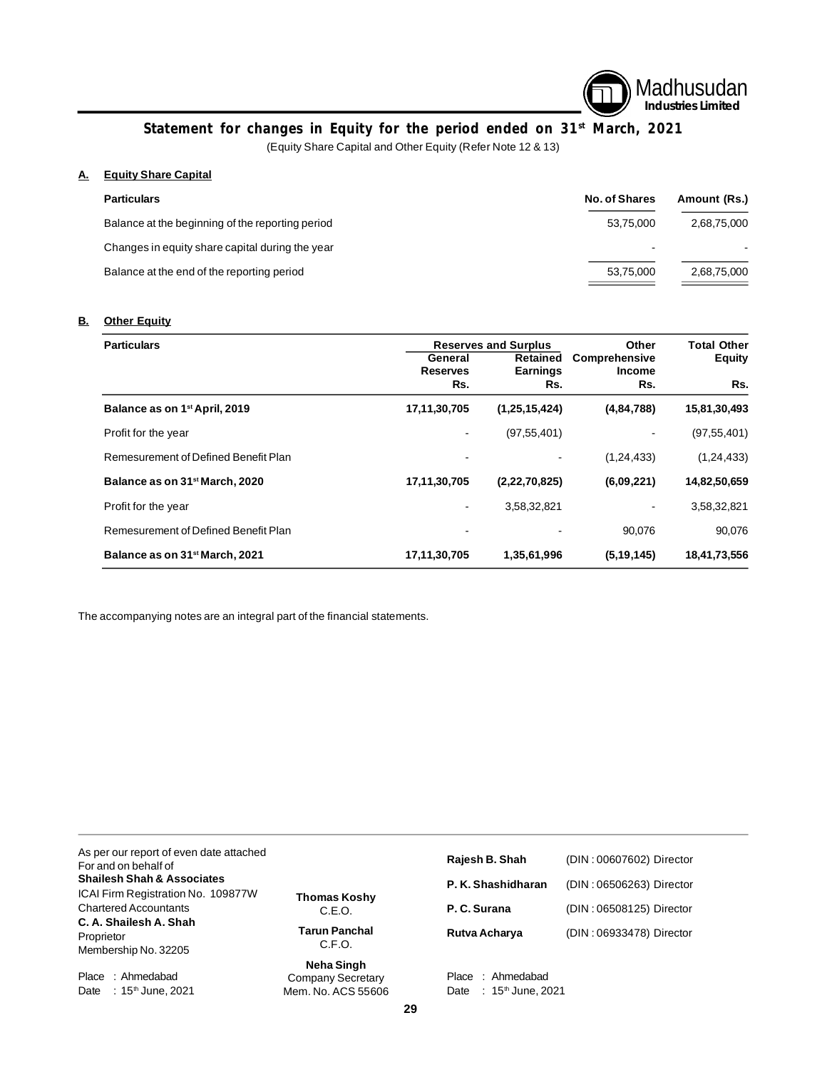# Statement for changes in Equity for the period ended on 31st March, 2021

(Equity Share Capital and Other Equity (Refer Note 12 & 13)

## A. Equity Share Capital

| Particulars | No. of Shares | Amount (Rs.) |
|---|---|---|
| Balance at the beginning of the reporting period | 53,75,000 | 2,68,75,000 |
| Changes in equity share capital during the year | - | - |
| Balance at the end of the reporting period | 53,75,000 | 2,68,75,000 |

## B. Other Equity

| Particulars | Reserves and Surplus | | Other Comprehensive Income | Total Other Equity |
|---|---|---|---|---|
| | General Reserves Rs. | Retained Earnings Rs. | Rs. | Rs. |
| **Balance as on 1st April, 2019** | **17,11,30,705** | **(1,25,15,424)** | **(4,84,788)** | **15,81,30,493** |
| Profit for the year | - | (97,55,401) | - | (97,55,401) |
| Remesurement of Defined Benefit Plan | - | - | (1,24,433) | (1,24,433) |
| **Balance as on 31st March, 2020** | **17,11,30,705** | **(2,22,70,825)** | **(6,09,221)** | **14,82,50,659** |
| Profit for the year | - | 3,58,32,821 | - | 3,58,32,821 |
| Remesurement of Defined Benefit Plan | - | - | 90,076 | 90,076 |
| **Balance as on 31st March, 2021** | **17,11,30,705** | **1,35,61,996** | **(5,19,145)** | **18,41,73,556** |

The accompanying notes are an integral part of the financial statements.

As per our report of even date attached
For and on behalf of
**Shailesh Shah & Associates**
ICAI Firm Registration No. 109877W
Chartered Accountants
**C. A. Shailesh A. Shah**
Proprietor
Membership No. 32205

Place : Ahmedabad
Date : 15th June, 2021

**Thomas Koshy**
C.E.O.

**Tarun Panchal**
C.F.O.

**Neha Singh**
Company Secretary
Mem. No. ACS 55606

**Rajesh B. Shah** (DIN : 00607602) Director
**P. K. Shashidharan** (DIN : 06506263) Director
**P. C. Surana** (DIN : 06508125) Director
**Rutva Acharya** (DIN : 06933478) Director

Place : Ahmedabad
Date : 15th June, 2021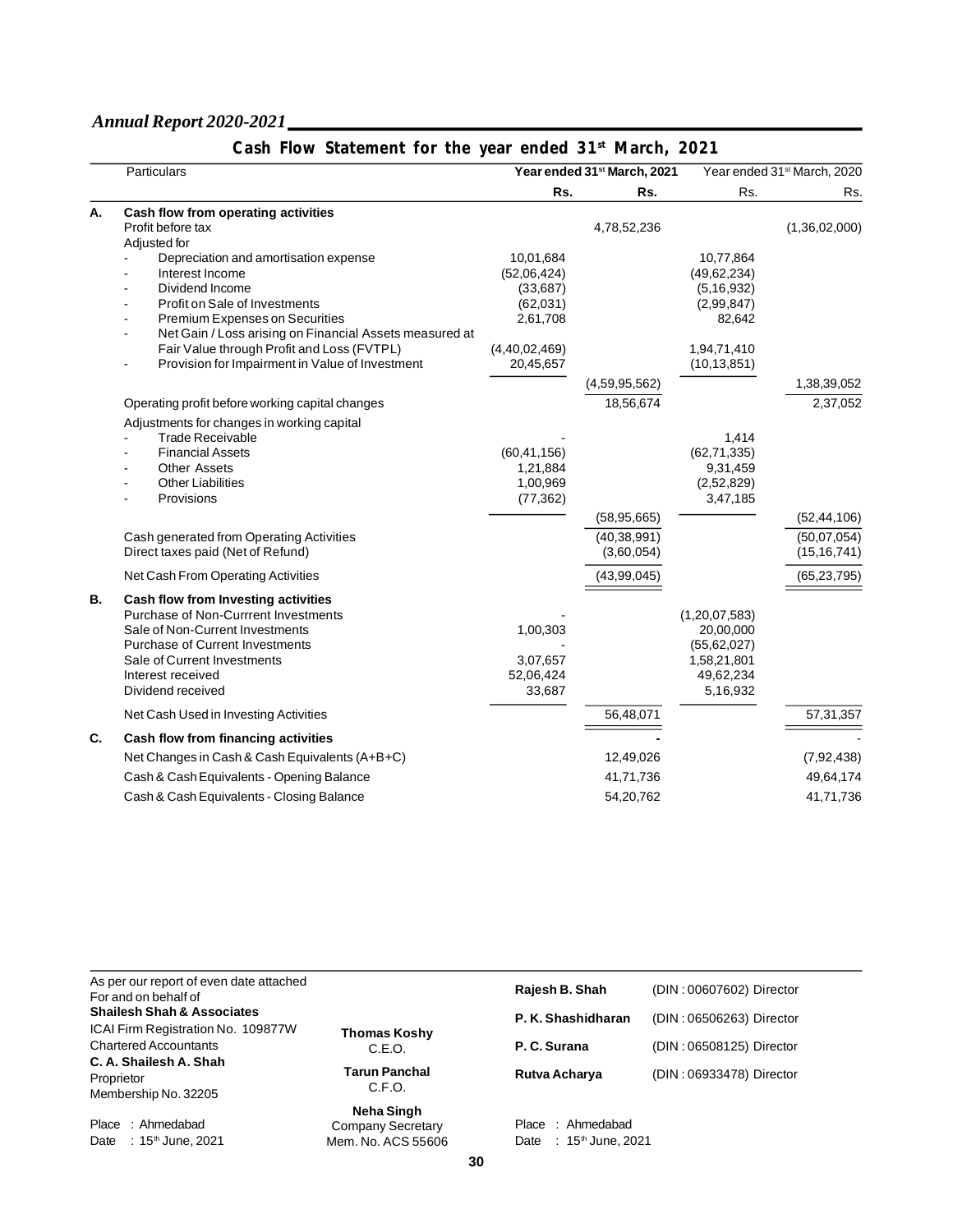## Cash Flow Statement for the year ended 31st March, 2021

| | Particulars | Year ended 31st March, 2021 | | Year ended 31st March, 2020 | |
|---|---|---|---|---|---|
| | | Rs. | Rs. | Rs. | Rs. |
| **A.** | **Cash flow from operating activities** | | | | |
| | Profit before tax | | 4,78,52,236 | | (1,36,02,000) |
| | Adjusted for | | | | |
| | - Depreciation and amortisation expense | 10,01,684 | | 10,77,864 | |
| | - Interest Income | (52,06,424) | | (49,62,234) | |
| | - Dividend Income | (33,687) | | (5,16,932) | |
| | - Profit on Sale of Investments | (62,031) | | (2,99,847) | |
| | - Premium Expenses on Securities | 2,61,708 | | 82,642 | |
| | - Net Gain / Loss arising on Financial Assets measured at Fair Value through Profit and Loss (FVTPL) | (4,40,02,469) | | 1,94,71,410 | |
| | - Provision for Impairment in Value of Investment | 20,45,657 | | (10,13,851) | |
| | | | (4,59,95,562) | | 1,38,39,052 |
| | Operating profit before working capital changes | | 18,56,674 | | 2,37,052 |
| | Adjustments for changes in working capital | | | | |
| | - Trade Receivable | - | | 1,414 | |
| | - Financial Assets | (60,41,156) | | (62,71,335) | |
| | - Other Assets | 1,21,884 | | 9,31,459 | |
| | - Other Liabilities | 1,00,969 | | (2,52,829) | |
| | - Provisions | (77,362) | | 3,47,185 | |
| | | | (58,95,665) | | (52,44,106) |
| | Cash generated from Operating Activities | | (40,38,991) | | (50,07,054) |
| | Direct taxes paid (Net of Refund) | | (3,60,054) | | (15,16,741) |
| | Net Cash From Operating Activities | | (43,99,045) | | (65,23,795) |
| **B.** | **Cash flow from Investing activities** | | | | |
| | Purchase of Non-Currrent Investments | - | | (1,20,07,583) | |
| | Sale of Non-Current Investments | 1,00,303 | | 20,00,000 | |
| | Purchase of Current Investments | - | | (55,62,027) | |
| | Sale of Current Investments | 3,07,657 | | 1,58,21,801 | |
| | Interest received | 52,06,424 | | 49,62,234 | |
| | Dividend received | 33,687 | | 5,16,932 | |
| | Net Cash Used in Investing Activities | | 56,48,071 | | 57,31,357 |
| **C.** | **Cash flow from financing activities** | | - | | - |
| | Net Changes in Cash & Cash Equivalents (A+B+C) | | 12,49,026 | | (7,92,438) |
| | Cash & Cash Equivalents - Opening Balance | | 41,71,736 | | 49,64,174 |
| | Cash & Cash Equivalents - Closing Balance | | 54,20,762 | | 41,71,736 |

As per our report of even date attached
For and on behalf of
**Shailesh Shah & Associates**
ICAI Firm Registration No. 109877W
Chartered Accountants
**C. A. Shailesh A. Shah**
Proprietor
Membership No. 32205

Place : Ahmedabad
Date : 15th June, 2021

**Thomas Koshy**
C.E.O.

**Tarun Panchal**
C.F.O.

**Neha Singh**
Company Secretary
Mem. No. ACS 55606

**Rajesh B. Shah** (DIN : 00607602) Director

**P. K. Shashidharan** (DIN : 06506263) Director

**P. C. Surana** (DIN : 06508125) Director

**Rutva Acharya** (DIN : 06933478) Director

Place : Ahmedabad
Date : 15th June, 2021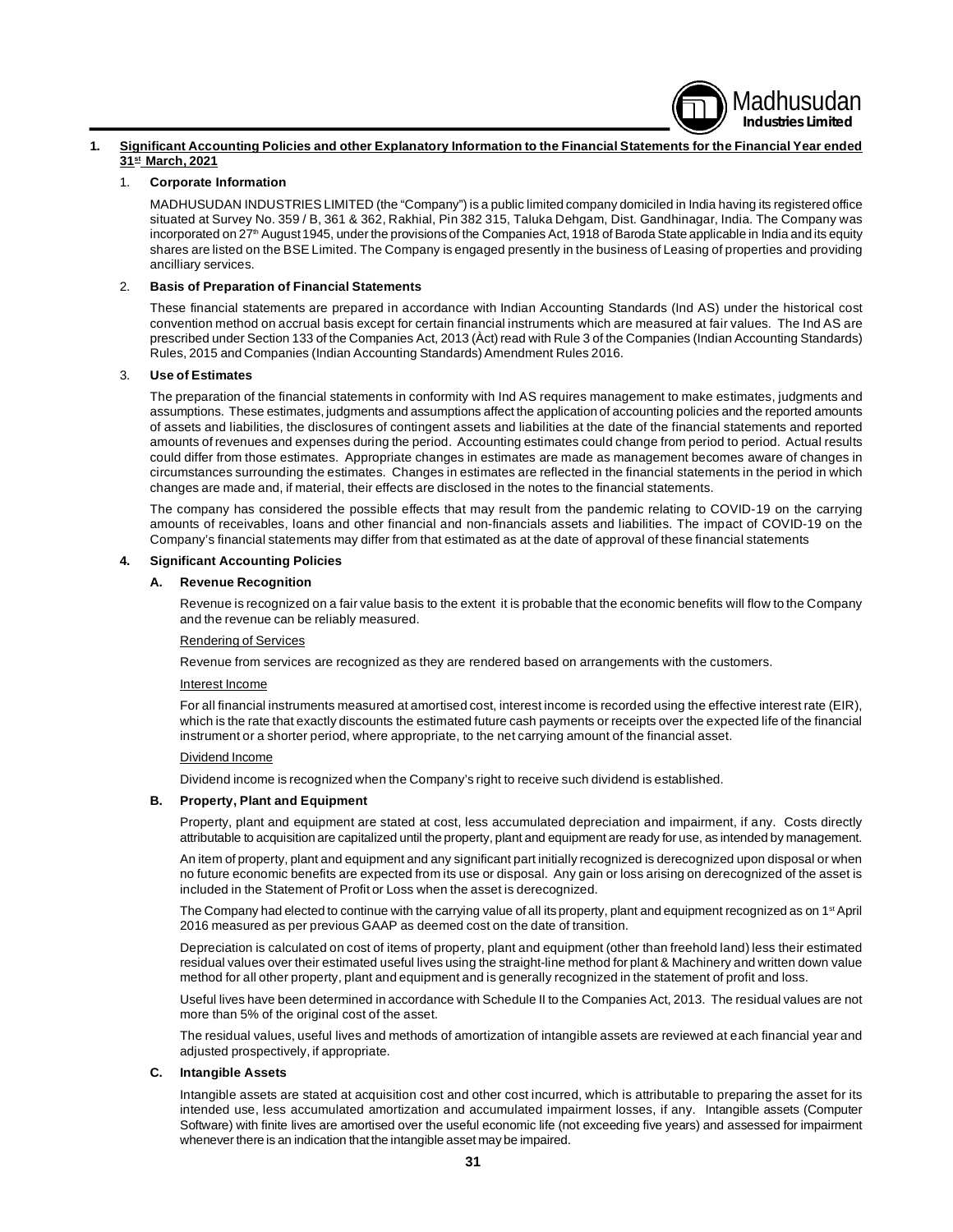## 1. Significant Accounting Policies and other Explanatory Information to the Financial Statements for the Financial Year ended 31st March, 2021

### 1. Corporate Information

MADHUSUDAN INDUSTRIES LIMITED (the "Company") is a public limited company domiciled in India having its registered office situated at Survey No. 359 / B, 361 & 362, Rakhial, Pin 382 315, Taluka Dehgam, Dist. Gandhinagar, India. The Company was incorporated on 27th August 1945, under the provisions of the Companies Act, 1918 of Baroda State applicable in India and its equity shares are listed on the BSE Limited. The Company is engaged presently in the business of Leasing of properties and providing ancilliary services.

### 2. Basis of Preparation of Financial Statements

These financial statements are prepared in accordance with Indian Accounting Standards (Ind AS) under the historical cost convention method on accrual basis except for certain financial instruments which are measured at fair values. The Ind AS are prescribed under Section 133 of the Companies Act, 2013 (Act) read with Rule 3 of the Companies (Indian Accounting Standards) Rules, 2015 and Companies (Indian Accounting Standards) Amendment Rules 2016.

### 3. Use of Estimates

The preparation of the financial statements in conformity with Ind AS requires management to make estimates, judgments and assumptions. These estimates, judgments and assumptions affect the application of accounting policies and the reported amounts of assets and liabilities, the disclosures of contingent assets and liabilities at the date of the financial statements and reported amounts of revenues and expenses during the period. Accounting estimates could change from period to period. Actual results could differ from those estimates. Appropriate changes in estimates are made as management becomes aware of changes in circumstances surrounding the estimates. Changes in estimates are reflected in the financial statements in the period in which changes are made and, if material, their effects are disclosed in the notes to the financial statements.

The company has considered the possible effects that may result from the pandemic relating to COVID-19 on the carrying amounts of receivables, loans and other financial and non-financials assets and liabilities. The impact of COVID-19 on the Company's financial statements may differ from that estimated as at the date of approval of these financial statements

### 4. Significant Accounting Policies

#### A. Revenue Recognition

Revenue is recognized on a fair value basis to the extent it is probable that the economic benefits will flow to the Company and the revenue can be reliably measured.

Rendering of Services

Revenue from services are recognized as they are rendered based on arrangements with the customers.

Interest Income

For all financial instruments measured at amortised cost, interest income is recorded using the effective interest rate (EIR), which is the rate that exactly discounts the estimated future cash payments or receipts over the expected life of the financial instrument or a shorter period, where appropriate, to the net carrying amount of the financial asset.

Dividend Income

Dividend income is recognized when the Company's right to receive such dividend is established.

#### B. Property, Plant and Equipment

Property, plant and equipment are stated at cost, less accumulated depreciation and impairment, if any. Costs directly attributable to acquisition are capitalized until the property, plant and equipment are ready for use, as intended by management.

An item of property, plant and equipment and any significant part initially recognized is derecognized upon disposal or when no future economic benefits are expected from its use or disposal. Any gain or loss arising on derecognized of the asset is included in the Statement of Profit or Loss when the asset is derecognized.

The Company had elected to continue with the carrying value of all its property, plant and equipment recognized as on 1st April 2016 measured as per previous GAAP as deemed cost on the date of transition.

Depreciation is calculated on cost of items of property, plant and equipment (other than freehold land) less their estimated residual values over their estimated useful lives using the straight-line method for plant & Machinery and written down value method for all other property, plant and equipment and is generally recognized in the statement of profit and loss.

Useful lives have been determined in accordance with Schedule II to the Companies Act, 2013. The residual values are not more than 5% of the original cost of the asset.

The residual values, useful lives and methods of amortization of intangible assets are reviewed at each financial year and adjusted prospectively, if appropriate.

#### C. Intangible Assets

Intangible assets are stated at acquisition cost and other cost incurred, which is attributable to preparing the asset for its intended use, less accumulated amortization and accumulated impairment losses, if any. Intangible assets (Computer Software) with finite lives are amortised over the useful economic life (not exceeding five years) and assessed for impairment whenever there is an indication that the intangible asset may be impaired.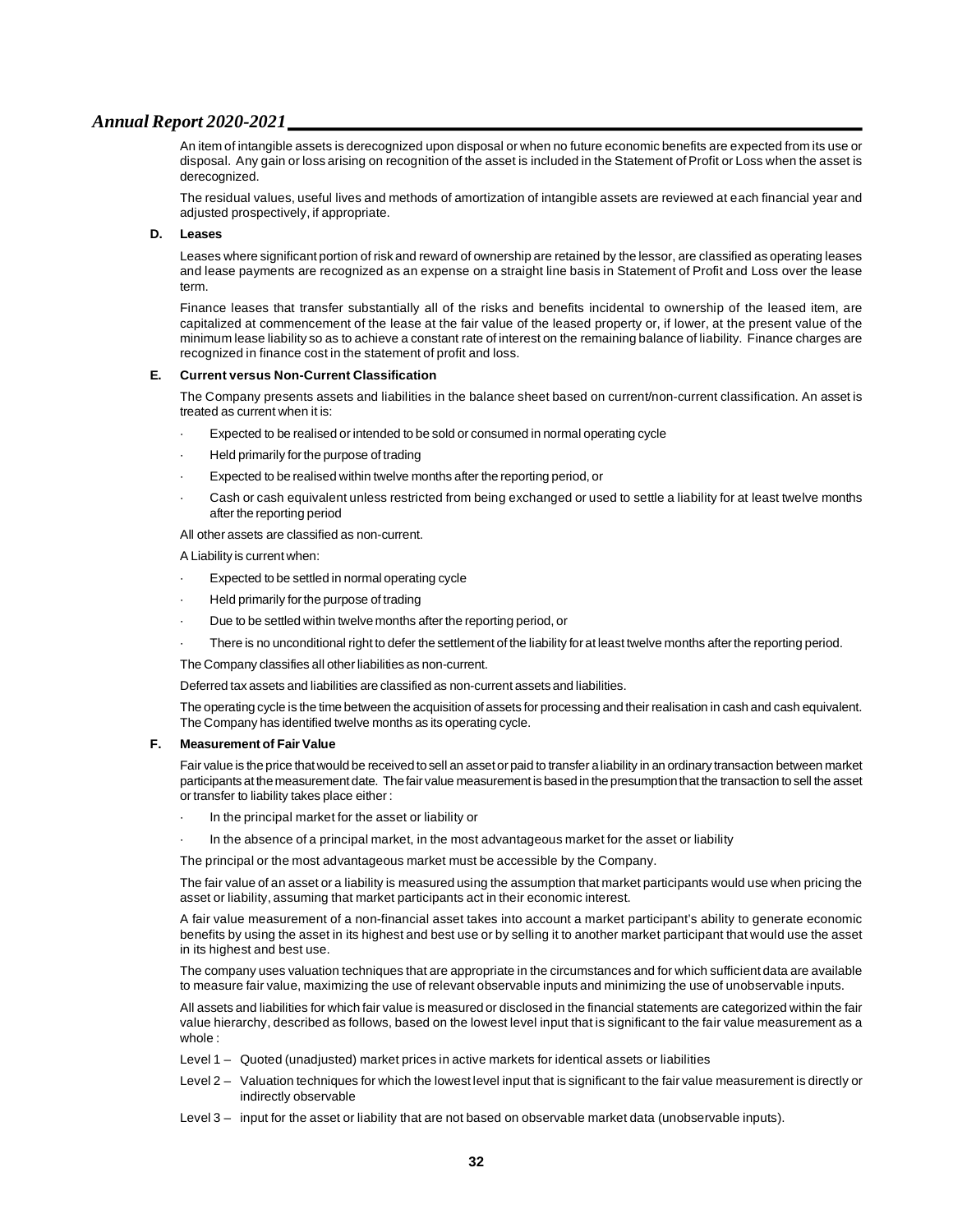An item of intangible assets is derecognized upon disposal or when no future economic benefits are expected from its use or disposal. Any gain or loss arising on recognition of the asset is included in the Statement of Profit or Loss when the asset is derecognized.

The residual values, useful lives and methods of amortization of intangible assets are reviewed at each financial year and adjusted prospectively, if appropriate.

**D. Leases**

Leases where significant portion of risk and reward of ownership are retained by the lessor, are classified as operating leases and lease payments are recognized as an expense on a straight line basis in Statement of Profit and Loss over the lease term.

Finance leases that transfer substantially all of the risks and benefits incidental to ownership of the leased item, are capitalized at commencement of the lease at the fair value of the leased property or, if lower, at the present value of the minimum lease liability so as to achieve a constant rate of interest on the remaining balance of liability. Finance charges are recognized in finance cost in the statement of profit and loss.

**E. Current versus Non-Current Classification**

The Company presents assets and liabilities in the balance sheet based on current/non-current classification. An asset is treated as current when it is:

- Expected to be realised or intended to be sold or consumed in normal operating cycle
- Held primarily for the purpose of trading
- Expected to be realised within twelve months after the reporting period, or
- Cash or cash equivalent unless restricted from being exchanged or used to settle a liability for at least twelve months after the reporting period

All other assets are classified as non-current.

A Liability is current when:

- Expected to be settled in normal operating cycle
- Held primarily for the purpose of trading
- Due to be settled within twelve months after the reporting period, or
- There is no unconditional right to defer the settlement of the liability for at least twelve months after the reporting period.

The Company classifies all other liabilities as non-current.

Deferred tax assets and liabilities are classified as non-current assets and liabilities.

The operating cycle is the time between the acquisition of assets for processing and their realisation in cash and cash equivalent. The Company has identified twelve months as its operating cycle.

**F. Measurement of Fair Value**

Fair value is the price that would be received to sell an asset or paid to transfer a liability in an ordinary transaction between market participants at the measurement date. The fair value measurement is based in the presumption that the transaction to sell the asset or transfer to liability takes place either :

- In the principal market for the asset or liability or
- In the absence of a principal market, in the most advantageous market for the asset or liability

The principal or the most advantageous market must be accessible by the Company.

The fair value of an asset or a liability is measured using the assumption that market participants would use when pricing the asset or liability, assuming that market participants act in their economic interest.

A fair value measurement of a non-financial asset takes into account a market participant's ability to generate economic benefits by using the asset in its highest and best use or by selling it to another market participant that would use the asset in its highest and best use.

The company uses valuation techniques that are appropriate in the circumstances and for which sufficient data are available to measure fair value, maximizing the use of relevant observable inputs and minimizing the use of unobservable inputs.

All assets and liabilities for which fair value is measured or disclosed in the financial statements are categorized within the fair value hierarchy, described as follows, based on the lowest level input that is significant to the fair value measurement as a whole :

Level 1 – Quoted (unadjusted) market prices in active markets for identical assets or liabilities

Level 2 – Valuation techniques for which the lowest level input that is significant to the fair value measurement is directly or indirectly observable

Level 3 – input for the asset or liability that are not based on observable market data (unobservable inputs).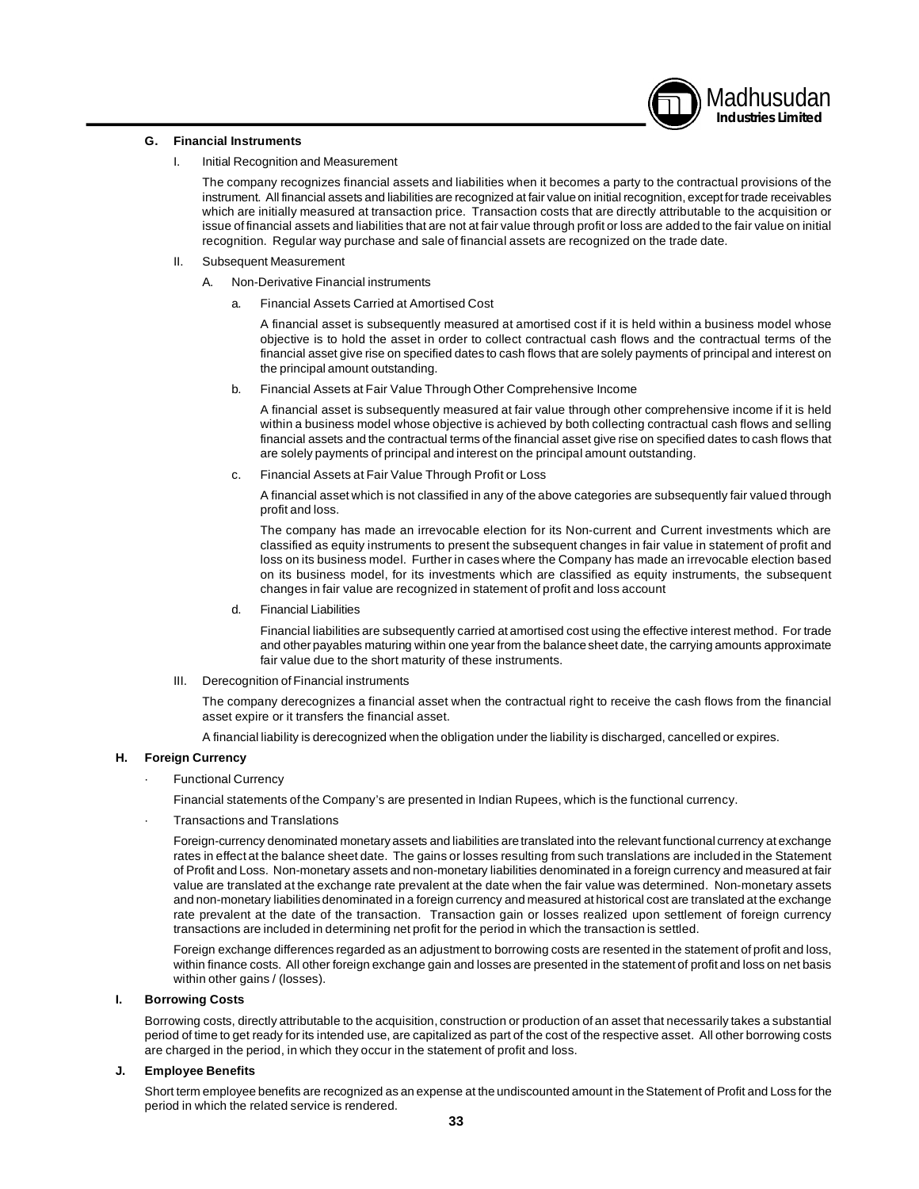### G. Financial Instruments

I. Initial Recognition and Measurement

The company recognizes financial assets and liabilities when it becomes a party to the contractual provisions of the instrument. All financial assets and liabilities are recognized at fair value on initial recognition, except for trade receivables which are initially measured at transaction price. Transaction costs that are directly attributable to the acquisition or issue of financial assets and liabilities that are not at fair value through profit or loss are added to the fair value on initial recognition. Regular way purchase and sale of financial assets are recognized on the trade date.

II. Subsequent Measurement

A. Non-Derivative Financial instruments

a. Financial Assets Carried at Amortised Cost

A financial asset is subsequently measured at amortised cost if it is held within a business model whose objective is to hold the asset in order to collect contractual cash flows and the contractual terms of the financial asset give rise on specified dates to cash flows that are solely payments of principal and interest on the principal amount outstanding.

b. Financial Assets at Fair Value Through Other Comprehensive Income

A financial asset is subsequently measured at fair value through other comprehensive income if it is held within a business model whose objective is achieved by both collecting contractual cash flows and selling financial assets and the contractual terms of the financial asset give rise on specified dates to cash flows that are solely payments of principal and interest on the principal amount outstanding.

c. Financial Assets at Fair Value Through Profit or Loss

A financial asset which is not classified in any of the above categories are subsequently fair valued through profit and loss.

The company has made an irrevocable election for its Non-current and Current investments which are classified as equity instruments to present the subsequent changes in fair value in statement of profit and loss on its business model. Further in cases where the Company has made an irrevocable election based on its business model, for its investments which are classified as equity instruments, the subsequent changes in fair value are recognized in statement of profit and loss account

d. Financial Liabilities

Financial liabilities are subsequently carried at amortised cost using the effective interest method. For trade and other payables maturing within one year from the balance sheet date, the carrying amounts approximate fair value due to the short maturity of these instruments.

III. Derecognition of Financial instruments

The company derecognizes a financial asset when the contractual right to receive the cash flows from the financial asset expire or it transfers the financial asset.

A financial liability is derecognized when the obligation under the liability is discharged, cancelled or expires.

### H. Foreign Currency

- Functional Currency

Financial statements of the Company's are presented in Indian Rupees, which is the functional currency.

- Transactions and Translations

Foreign-currency denominated monetary assets and liabilities are translated into the relevant functional currency at exchange rates in effect at the balance sheet date. The gains or losses resulting from such translations are included in the Statement of Profit and Loss. Non-monetary assets and non-monetary liabilities denominated in a foreign currency and measured at fair value are translated at the exchange rate prevalent at the date when the fair value was determined. Non-monetary assets and non-monetary liabilities denominated in a foreign currency and measured at historical cost are translated at the exchange rate prevalent at the date of the transaction. Transaction gain or losses realized upon settlement of foreign currency transactions are included in determining net profit for the period in which the transaction is settled.

Foreign exchange differences regarded as an adjustment to borrowing costs are resented in the statement of profit and loss, within finance costs. All other foreign exchange gain and losses are presented in the statement of profit and loss on net basis within other gains / (losses).

### I. Borrowing Costs

Borrowing costs, directly attributable to the acquisition, construction or production of an asset that necessarily takes a substantial period of time to get ready for its intended use, are capitalized as part of the cost of the respective asset. All other borrowing costs are charged in the period, in which they occur in the statement of profit and loss.

### J. Employee Benefits

Short term employee benefits are recognized as an expense at the undiscounted amount in the Statement of Profit and Loss for the period in which the related service is rendered.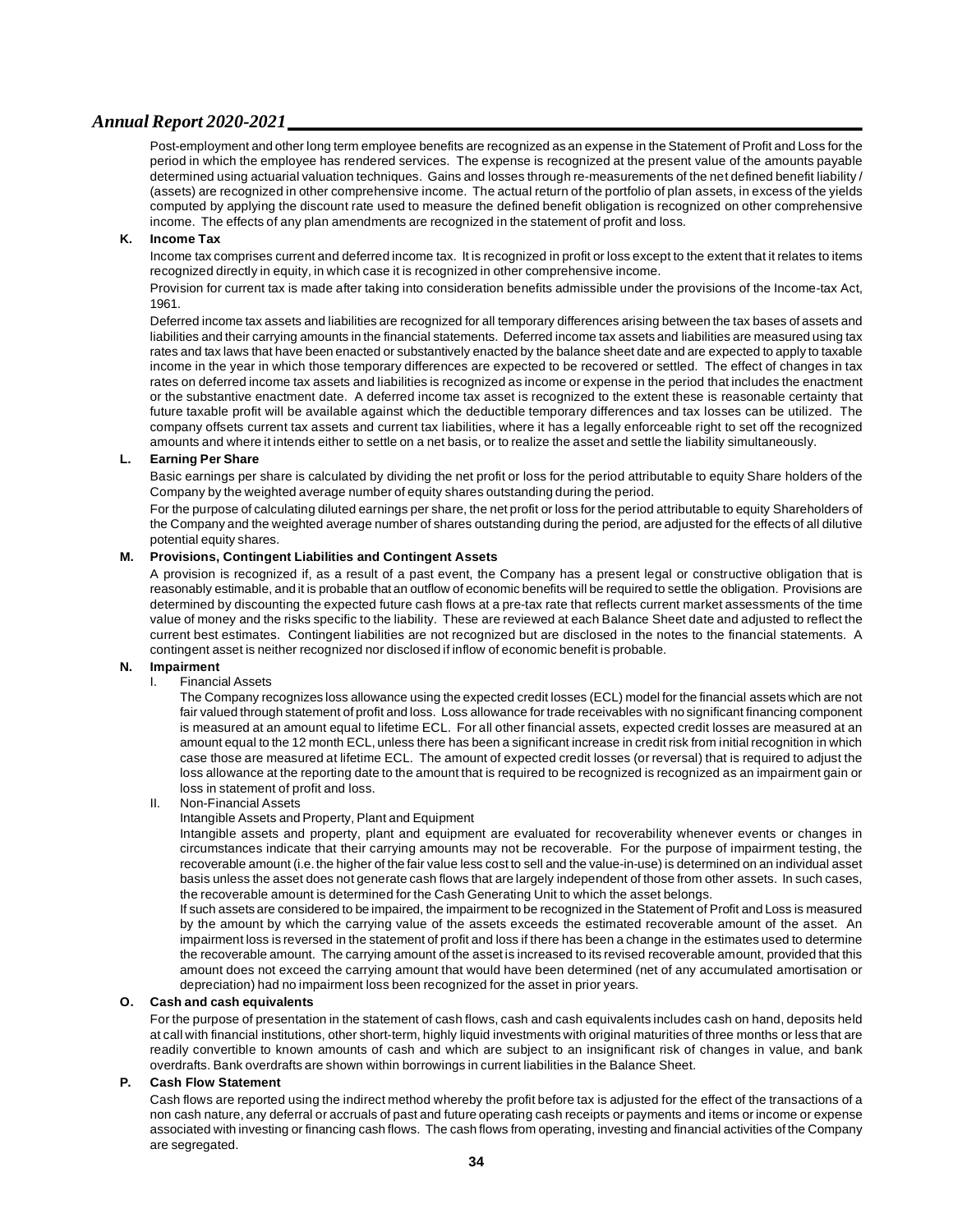Post-employment and other long term employee benefits are recognized as an expense in the Statement of Profit and Loss for the period in which the employee has rendered services. The expense is recognized at the present value of the amounts payable determined using actuarial valuation techniques. Gains and losses through re-measurements of the net defined benefit liability / (assets) are recognized in other comprehensive income. The actual return of the portfolio of plan assets, in excess of the yields computed by applying the discount rate used to measure the defined benefit obligation is recognized on other comprehensive income. The effects of any plan amendments are recognized in the statement of profit and loss.

**K. Income Tax**

Income tax comprises current and deferred income tax. It is recognized in profit or loss except to the extent that it relates to items recognized directly in equity, in which case it is recognized in other comprehensive income.

Provision for current tax is made after taking into consideration benefits admissible under the provisions of the Income-tax Act, 1961.

Deferred income tax assets and liabilities are recognized for all temporary differences arising between the tax bases of assets and liabilities and their carrying amounts in the financial statements. Deferred income tax assets and liabilities are measured using tax rates and tax laws that have been enacted or substantively enacted by the balance sheet date and are expected to apply to taxable income in the year in which those temporary differences are expected to be recovered or settled. The effect of changes in tax rates on deferred income tax assets and liabilities is recognized as income or expense in the period that includes the enactment or the substantive enactment date. A deferred income tax asset is recognized to the extent these is reasonable certainty that future taxable profit will be available against which the deductible temporary differences and tax losses can be utilized. The company offsets current tax assets and current tax liabilities, where it has a legally enforceable right to set off the recognized amounts and where it intends either to settle on a net basis, or to realize the asset and settle the liability simultaneously.

**L. Earning Per Share**

Basic earnings per share is calculated by dividing the net profit or loss for the period attributable to equity Share holders of the Company by the weighted average number of equity shares outstanding during the period.

For the purpose of calculating diluted earnings per share, the net profit or loss for the period attributable to equity Shareholders of the Company and the weighted average number of shares outstanding during the period, are adjusted for the effects of all dilutive potential equity shares.

**M. Provisions, Contingent Liabilities and Contingent Assets**

A provision is recognized if, as a result of a past event, the Company has a present legal or constructive obligation that is reasonably estimable, and it is probable that an outflow of economic benefits will be required to settle the obligation. Provisions are determined by discounting the expected future cash flows at a pre-tax rate that reflects current market assessments of the time value of money and the risks specific to the liability. These are reviewed at each Balance Sheet date and adjusted to reflect the current best estimates. Contingent liabilities are not recognized but are disclosed in the notes to the financial statements. A contingent asset is neither recognized nor disclosed if inflow of economic benefit is probable.

**N. Impairment**

I. Financial Assets

The Company recognizes loss allowance using the expected credit losses (ECL) model for the financial assets which are not fair valued through statement of profit and loss. Loss allowance for trade receivables with no significant financing component is measured at an amount equal to lifetime ECL. For all other financial assets, expected credit losses are measured at an amount equal to the 12 month ECL, unless there has been a significant increase in credit risk from initial recognition in which case those are measured at lifetime ECL. The amount of expected credit losses (or reversal) that is required to adjust the loss allowance at the reporting date to the amount that is required to be recognized is recognized as an impairment gain or loss in statement of profit and loss.

II. Non-Financial Assets

Intangible Assets and Property, Plant and Equipment

Intangible assets and property, plant and equipment are evaluated for recoverability whenever events or changes in circumstances indicate that their carrying amounts may not be recoverable. For the purpose of impairment testing, the recoverable amount (i.e. the higher of the fair value less cost to sell and the value-in-use) is determined on an individual asset basis unless the asset does not generate cash flows that are largely independent of those from other assets. In such cases, the recoverable amount is determined for the Cash Generating Unit to which the asset belongs.

If such assets are considered to be impaired, the impairment to be recognized in the Statement of Profit and Loss is measured by the amount by which the carrying value of the assets exceeds the estimated recoverable amount of the asset. An impairment loss is reversed in the statement of profit and loss if there has been a change in the estimates used to determine the recoverable amount. The carrying amount of the asset is increased to its revised recoverable amount, provided that this amount does not exceed the carrying amount that would have been determined (net of any accumulated amortisation or depreciation) had no impairment loss been recognized for the asset in prior years.

**O. Cash and cash equivalents**

For the purpose of presentation in the statement of cash flows, cash and cash equivalents includes cash on hand, deposits held at call with financial institutions, other short-term, highly liquid investments with original maturities of three months or less that are readily convertible to known amounts of cash and which are subject to an insignificant risk of changes in value, and bank overdrafts. Bank overdrafts are shown within borrowings in current liabilities in the Balance Sheet.

**P. Cash Flow Statement**

Cash flows are reported using the indirect method whereby the profit before tax is adjusted for the effect of the transactions of a non cash nature, any deferral or accruals of past and future operating cash receipts or payments and items or income or expense associated with investing or financing cash flows. The cash flows from operating, investing and financial activities of the Company are segregated.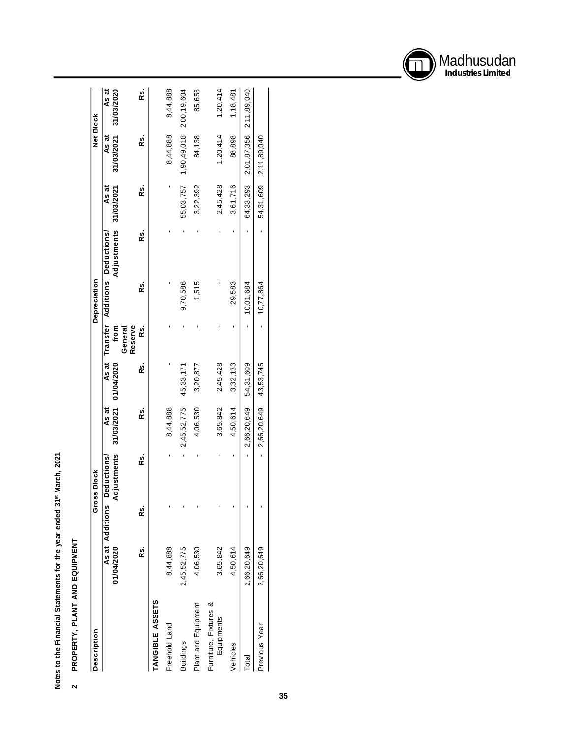Notes to the Financial Statements for the year ended 31st March, 2021

## 2 PROPERTY, PLANT AND EQUIPMENT

| Description | Gross Block | | | | Depreciation | | | | | Net Block | |
|---|---|---|---|---|---|---|---|---|---|---|---|
| | As at 01/04/2020 | Additions | Deductions/ Adjustments | As at 31/03/2021 | As at 01/04/2020 | Transfer from General Reserve | Additions | Deductions/ Adjustments | As at 31/03/2021 | As at 31/03/2021 | As at 31/03/2020 |
| | Rs. | Rs. | Rs. | Rs. | Rs. | Rs. | Rs. | Rs. | Rs. | Rs. | Rs. |
| **TANGIBLE ASSETS** | | | | | | | | | | | |
| Freehold Land | 8,44,888 | - | - | 8,44,888 | - | - | - | - | - | 8,44,888 | 8,44,888 |
| Buildings | 2,45,52,775 | - | - | 2,45,52,775 | 45,33,171 | - | 9,70,586 | - | 55,03,757 | 1,90,49,018 | 2,00,19,604 |
| Plant and Equipment | 4,06,530 | - | - | 4,06,530 | 3,20,877 | - | 1,515 | - | 3,22,392 | 84,138 | 85,653 |
| Furniture, Fixtures & Equipments | 3,65,842 | - | - | 3,65,842 | 2,45,428 | - | - | - | 2,45,428 | 1,20,414 | 1,20,414 |
| Vehicles | 4,50,614 | - | - | 4,50,614 | 3,32,133 | - | 29,583 | - | 3,61,716 | 88,898 | 1,18,481 |
| Total | 2,66,20,649 | - | - | 2,66,20,649 | 54,31,609 | - | 10,01,684 | - | 64,33,293 | 2,01,87,356 | 2,11,89,040 |
| Previous Year | 2,66,20,649 | - | - | 2,66,20,649 | 43,53,745 | - | 10,77,864 | - | 54,31,609 | 2,11,89,040 | |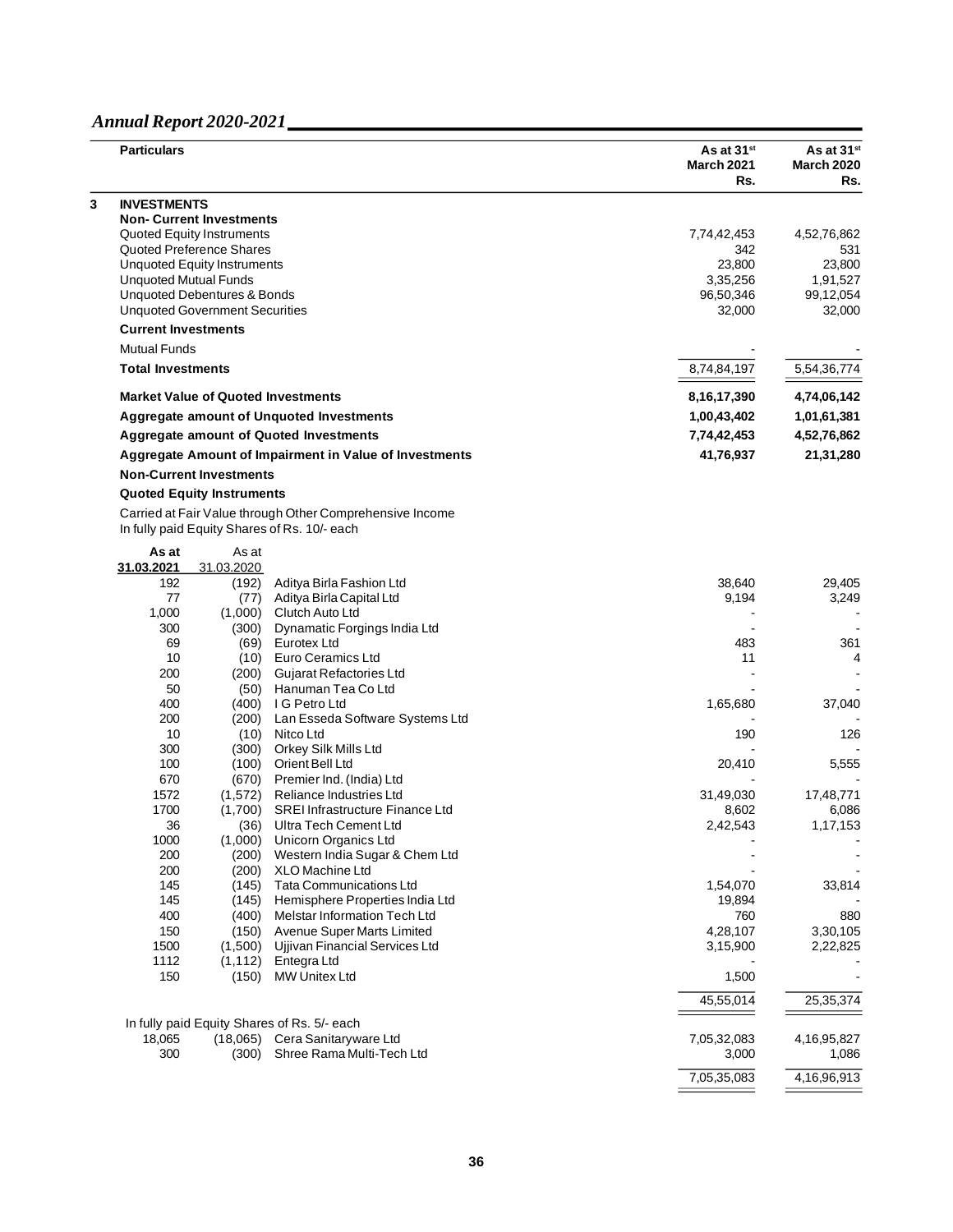| Particulars | As at 31st March 2021 Rs. | As at 31st March 2020 Rs. |
|---|---|---|
| **3 INVESTMENTS** | | |
| **Non- Current Investments** | | |
| Quoted Equity Instruments | 7,74,42,453 | 4,52,76,862 |
| Quoted Preference Shares | 342 | 531 |
| Unquoted Equity Instruments | 23,800 | 23,800 |
| Unquoted Mutual Funds | 3,35,256 | 1,91,527 |
| Unquoted Debentures & Bonds | 96,50,346 | 99,12,054 |
| Unquoted Government Securities | 32,000 | 32,000 |
| **Current Investments** | | |
| Mutual Funds | - | - |
| **Total Investments** | 8,74,84,197 | 5,54,36,774 |
| **Market Value of Quoted Investments** | **8,16,17,390** | **4,74,06,142** |
| **Aggregate amount of Unquoted Investments** | **1,00,43,402** | **1,01,61,381** |
| **Aggregate amount of Quoted Investments** | **7,74,42,453** | **4,52,76,862** |
| **Aggregate Amount of Impairment in Value of Investments** | **41,76,937** | **21,31,280** |

**Non-Current Investments**

**Quoted Equity Instruments**

Carried at Fair Value through Other Comprehensive Income
In fully paid Equity Shares of Rs. 10/- each

| As at 31.03.2021 | As at 31.03.2020 | | | |
|---|---|---|---|---|
| 192 | (192) | Aditya Birla Fashion Ltd | 38,640 | 29,405 |
| 77 | (77) | Aditya Birla Capital Ltd | 9,194 | 3,249 |
| 1,000 | (1,000) | Clutch Auto Ltd | - | - |
| 300 | (300) | Dynamatic Forgings India Ltd | - | - |
| 69 | (69) | Eurotex Ltd | 483 | 361 |
| 10 | (10) | Euro Ceramics Ltd | 11 | 4 |
| 200 | (200) | Gujarat Refactories Ltd | - | - |
| 50 | (50) | Hanuman Tea Co Ltd | - | - |
| 400 | (400) | I G Petro Ltd | 1,65,680 | 37,040 |
| 200 | (200) | Lan Esseda Software Systems Ltd | - | - |
| 10 | (10) | Nitco Ltd | 190 | 126 |
| 300 | (300) | Orkey Silk Mills Ltd | - | - |
| 100 | (100) | Orient Bell Ltd | 20,410 | 5,555 |
| 670 | (670) | Premier Ind. (India) Ltd | - | - |
| 1572 | (1,572) | Reliance Industries Ltd | 31,49,030 | 17,48,771 |
| 1700 | (1,700) | SREI Infrastructure Finance Ltd | 8,602 | 6,086 |
| 36 | (36) | Ultra Tech Cement Ltd | 2,42,543 | 1,17,153 |
| 1000 | (1,000) | Unicorn Organics Ltd | - | - |
| 200 | (200) | Western India Sugar & Chem Ltd | - | - |
| 200 | (200) | XLO Machine Ltd | - | - |
| 145 | (145) | Tata Communications Ltd | 1,54,070 | 33,814 |
| 145 | (145) | Hemisphere Properties India Ltd | 19,894 | - |
| 400 | (400) | Melstar Information Tech Ltd | 760 | 880 |
| 150 | (150) | Avenue Super Marts Limited | 4,28,107 | 3,30,105 |
| 1500 | (1,500) | Ujjivan Financial Services Ltd | 3,15,900 | 2,22,825 |
| 1112 | (1,112) | Entegra Ltd | - | - |
| 150 | (150) | MW Unitex Ltd | 1,500 | - |
| | | | 45,55,014 | 25,35,374 |

In fully paid Equity Shares of Rs. 5/- each

| | | | | |
|---|---|---|---|---|
| 18,065 | (18,065) | Cera Sanitaryware Ltd | 7,05,32,083 | 4,16,95,827 |
| 300 | (300) | Shree Rama Multi-Tech Ltd | 3,000 | 1,086 |
| | | | 7,05,35,083 | 4,16,96,913 |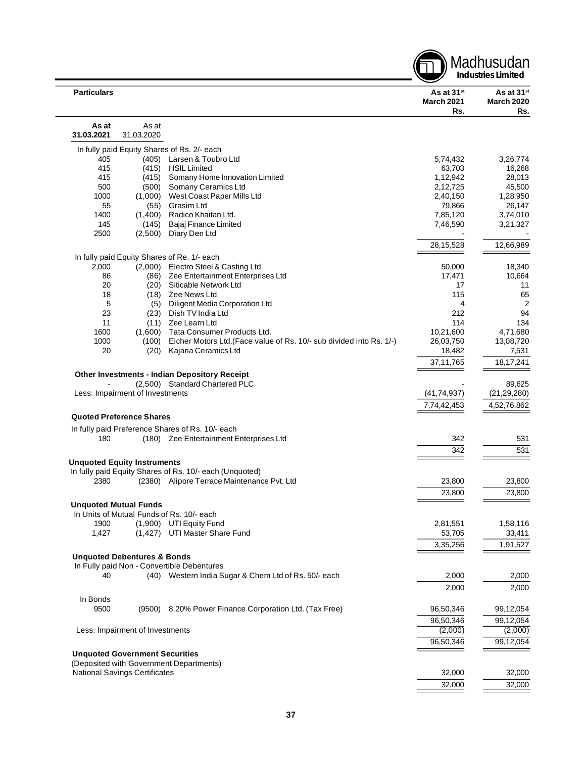| As at 31.03.2021 | As at 31.03.2020 | Particulars | As at 31st March 2021 Rs. | As at 31st March 2020 Rs. |
|---|---|---|---|---|
| | | In fully paid Equity Shares of Rs. 2/- each | | |
| 405 | (405) | Larsen & Toubro Ltd | 5,74,432 | 3,26,774 |
| 415 | (415) | HSIL Limited | 63,703 | 16,268 |
| 415 | (415) | Somany Home Innovation Limited | 1,12,942 | 28,013 |
| 500 | (500) | Somany Ceramics Ltd | 2,12,725 | 45,500 |
| 1000 | (1,000) | West Coast Paper Mills Ltd | 2,40,150 | 1,28,950 |
| 55 | (55) | Grasim Ltd | 79,866 | 26,147 |
| 1400 | (1,400) | Radico Khaitan Ltd. | 7,85,120 | 3,74,010 |
| 145 | (145) | Bajaj Finance Limited | 7,46,590 | 3,21,327 |
| 2500 | (2,500) | Diary Den Ltd | - | - |
| | | | 28,15,528 | 12,66,989 |
| | | In fully paid Equity Shares of Re. 1/- each | | |
| 2,000 | (2,000) | Electro Steel & Casting Ltd | 50,000 | 18,340 |
| 86 | (86) | Zee Entertainment Enterprises Ltd | 17,471 | 10,664 |
| 20 | (20) | Siticable Network Ltd | 17 | 11 |
| 18 | (18) | Zee News Ltd | 115 | 65 |
| 5 | (5) | Diligent Media Corporation Ltd | 4 | 2 |
| 23 | (23) | Dish TV India Ltd | 212 | 94 |
| 11 | (11) | Zee Learn Ltd | 114 | 134 |
| 1600 | (1,600) | Tata Consumer Products Ltd. | 10,21,600 | 4,71,680 |
| 1000 | (100) | Eicher Motors Ltd.(Face value of Rs. 10/- sub divided into Rs. 1/-) | 26,03,750 | 13,08,720 |
| 20 | (20) | Kajaria Ceramics Ltd | 18,482 | 7,531 |
| | | | 37,11,765 | 18,17,241 |
| | | **Other Investments - Indian Depository Receipt** | | |
| - | (2,500) | Standard Chartered PLC | - | 89,625 |
| | | Less: Impairment of Investments | (41,74,937) | (21,29,280) |
| | | | 7,74,42,453 | 4,52,76,862 |
| | | **Quoted Preference Shares** | | |
| | | In fully paid Preference Shares of Rs. 10/- each | | |
| 180 | (180) | Zee Entertainment Enterprises Ltd | 342 | 531 |
| | | | 342 | 531 |
| | | **Unquoted Equity Instruments** | | |
| | | In fully paid Equity Shares of Rs. 10/- each (Unquoted) | | |
| 2380 | (2380) | Alipore Terrace Maintenance Pvt. Ltd | 23,800 | 23,800 |
| | | | 23,800 | 23,800 |
| | | **Unquoted Mutual Funds** | | |
| | | In Units of Mutual Funds of Rs. 10/- each | | |
| 1900 | (1,900) | UTI Equity Fund | 2,81,551 | 1,58,116 |
| 1,427 | (1,427) | UTI Master Share Fund | 53,705 | 33,411 |
| | | | 3,35,256 | 1,91,527 |
| | | **Unquoted Debentures & Bonds** | | |
| | | In Fully paid Non - Convertible Debentures | | |
| 40 | (40) | Western India Sugar & Chem Ltd of Rs. 50/- each | 2,000 | 2,000 |
| | | | 2,000 | 2,000 |
| | | In Bonds | | |
| 9500 | (9500) | 8.20% Power Finance Corporation Ltd. (Tax Free) | 96,50,346 | 99,12,054 |
| | | | 96,50,346 | 99,12,054 |
| | | Less: Impairment of Investments | (2,000) | (2,000) |
| | | | 96,50,346 | 99,12,054 |
| | | **Unquoted Government Securities** | | |
| | | (Deposited with Government Departments) | | |
| | | National Savings Certificates | 32,000 | 32,000 |
| | | | 32,000 | 32,000 |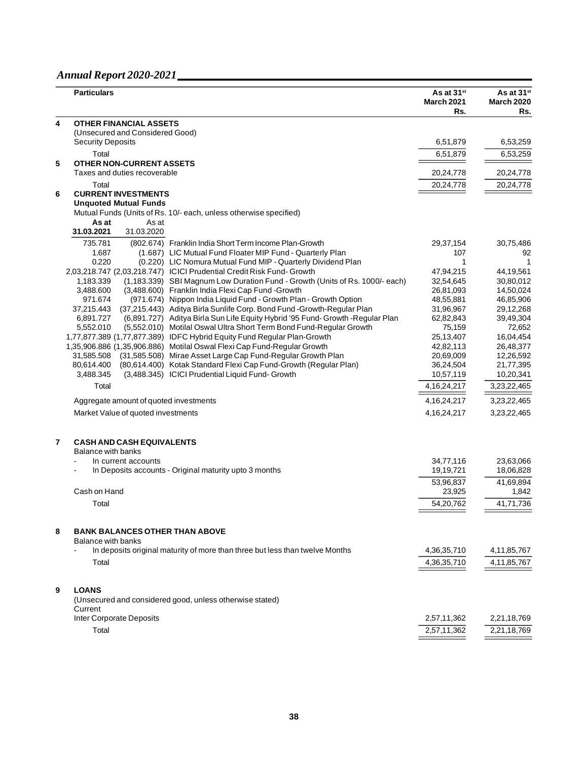| | Particulars | As at 31[st] March 2021 Rs. | As at 31[st] March 2020 Rs. |
|---|---|---|---|
| **4** | **OTHER FINANCIAL ASSETS** | | |
| | (Unsecured and Considered Good) | | |
| | Security Deposits | 6,51,879 | 6,53,259 |
| | Total | 6,51,879 | 6,53,259 |
| **5** | **OTHER NON-CURRENT ASSETS** | | |
| | Taxes and duties recoverable | 20,24,778 | 20,24,778 |
| | Total | 20,24,778 | 20,24,778 |

**6 CURRENT INVESTMENTS**

**Unquoted Mutual Funds**

Mutual Funds (Units of Rs. 10/- each, unless otherwise specified)

| As at 31.03.2021 | As at 31.03.2020 | | As at 31st March 2021 Rs. | As at 31st March 2020 Rs. |
|---|---|---|---|---|
| 735.781 | (802.674) | Franklin India Short Term Income Plan-Growth | 29,37,154 | 30,75,486 |
| 1.687 | (1.687) | LIC Mutual Fund Floater MIP Fund - Quarterly Plan | 107 | 92 |
| 0.220 | (0.220) | LIC Nomura Mutual Fund MIP - Quarterly Dividend Plan | 1 | 1 |
| 2,03,218.747 | (2,03,218.747) | ICICI Prudential Credit Risk Fund- Growth | 47,94,215 | 44,19,561 |
| 1,183.339 | (1,183.339) | SBI Magnum Low Duration Fund - Growth (Units of Rs. 1000/- each) | 32,54,645 | 30,80,012 |
| 3,488.600 | (3,488.600) | Franklin India Flexi Cap Fund -Growth | 26,81,093 | 14,50,024 |
| 971.674 | (971.674) | Nippon India Liquid Fund - Growth Plan - Growth Option | 48,55,881 | 46,85,906 |
| 37,215.443 | (37,215.443) | Aditya Birla Sunlife Corp. Bond Fund -Growth-Regular Plan | 31,96,967 | 29,12,268 |
| 6,891.727 | (6,891.727) | Aditya Birla Sun Life Equity Hybrid '95 Fund- Growth -Regular Plan | 62,82,843 | 39,49,304 |
| 5,552.010 | (5,552.010) | Motilal Oswal Ultra Short Term Bond Fund-Regular Growth | 75,159 | 72,652 |
| 1,77,877.389 | (1,77,877.389) | IDFC Hybrid Equity Fund Regular Plan-Growth | 25,13,407 | 16,04,454 |
| 1,35,906.886 | (1,35,906.886) | Motilal Oswal Flexi Cap Fund-Regular Growth | 42,82,113 | 26,48,377 |
| 31,585.508 | (31,585.508) | Mirae Asset Large Cap Fund-Regular Growth Plan | 20,69,009 | 12,26,592 |
| 80,614.400 | (80,614.400) | Kotak Standard Flexi Cap Fund-Growth (Regular Plan) | 36,24,504 | 21,77,395 |
| 3,488.345 | (3,488.345) | ICICI Prudential Liquid Fund- Growth | 10,57,119 | 10,20,341 |
| Total | | | 4,16,24,217 | 3,23,22,465 |
| Aggregate amount of quoted investments | | | 4,16,24,217 | 3,23,22,465 |
| Market Value of quoted investments | | | 4,16,24,217 | 3,23,22,465 |

| | Particulars | As at 31st March 2021 Rs. | As at 31st March 2020 Rs. |
|---|---|---|---|
| **7** | **CASH AND CASH EQUIVALENTS** | | |
| | Balance with banks | | |
| | - In current accounts | 34,77,116 | 23,63,066 |
| | - In Deposits accounts - Original maturity upto 3 months | 19,19,721 | 18,06,828 |
| | | 53,96,837 | 41,69,894 |
| | Cash on Hand | 23,925 | 1,842 |
| | Total | 54,20,762 | 41,71,736 |
| **8** | **BANK BALANCES OTHER THAN ABOVE** | | |
| | Balance with banks | | |
| | - In deposits original maturity of more than three but less than twelve Months | 4,36,35,710 | 4,11,85,767 |
| | Total | 4,36,35,710 | 4,11,85,767 |
| **9** | **LOANS** | | |
| | (Unsecured and considered good, unless otherwise stated) | | |
| | Current | | |
| | Inter Corporate Deposits | 2,57,11,362 | 2,21,18,769 |
| | Total | 2,57,11,362 | 2,21,18,769 |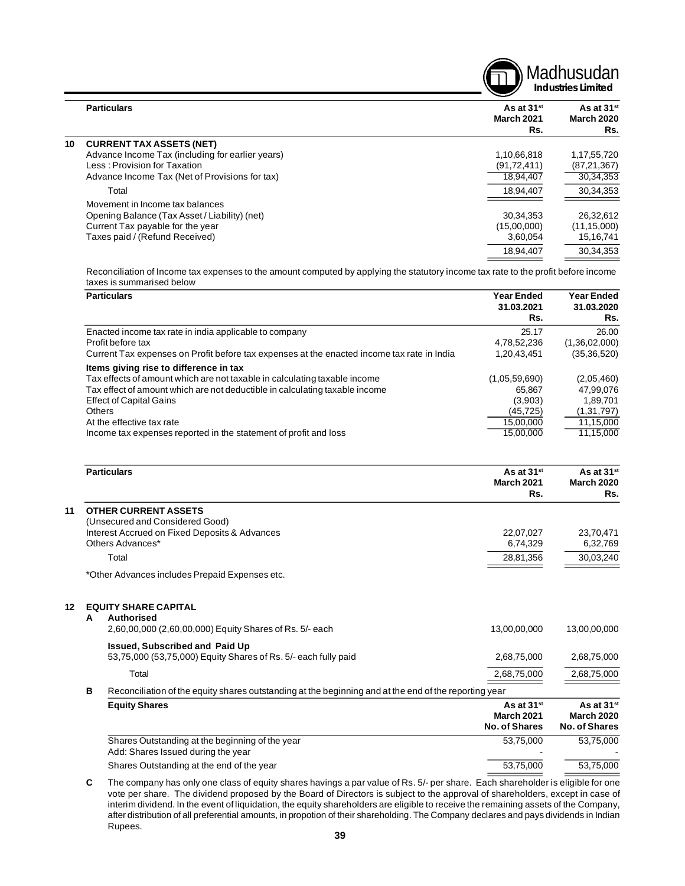| | Particulars | As at 31st March 2021 Rs. | As at 31st March 2020 Rs. |
|---|---|---|---|
| **10** | **CURRENT TAX ASSETS (NET)** | | |
| | Advance Income Tax (including for earlier years) | 1,10,66,818 | 1,17,55,720 |
| | Less : Provision for Taxation | (91,72,411) | (87,21,367) |
| | Advance Income Tax (Net of Provisions for tax) | 18,94,407 | 30,34,353 |
| | Total | 18,94,407 | 30,34,353 |
| | Movement in Income tax balances | | |
| | Opening Balance (Tax Asset / Liability) (net) | 30,34,353 | 26,32,612 |
| | Current Tax payable for the year | (15,00,000) | (11,15,000) |
| | Taxes paid / (Refund Received) | 3,60,054 | 15,16,741 |
| | | 18,94,407 | 30,34,353 |

Reconciliation of Income tax expenses to the amount computed by applying the statutory income tax rate to the profit before income taxes is summarised below

| Particulars | Year Ended 31.03.2021 Rs. | Year Ended 31.03.2020 Rs. |
|---|---|---|
| Enacted income tax rate in india applicable to company | 25.17 | 26.00 |
| Profit before tax | 4,78,52,236 | (1,36,02,000) |
| Current Tax expenses on Profit before tax expenses at the enacted income tax rate in India | 1,20,43,451 | (35,36,520) |
| **Items giving rise to difference in tax** | | |
| Tax effects of amount which are not taxable in calculating taxable income | (1,05,59,690) | (2,05,460) |
| Tax effect of amount which are not deductible in calculating taxable income | 65,867 | 47,99,076 |
| Effect of Capital Gains | (3,903) | 1,89,701 |
| Others | (45,725) | (1,31,797) |
| At the effective tax rate | 15,00,000 | 11,15,000 |
| Income tax expenses reported in the statement of profit and loss | 15,00,000 | 11,15,000 |

| | Particulars | As at 31st March 2021 Rs. | As at 31st March 2020 Rs. |
|---|---|---|---|
| **11** | **OTHER CURRENT ASSETS** | | |
| | (Unsecured and Considered Good) | | |
| | Interest Accrued on Fixed Deposits & Advances | 22,07,027 | 23,70,471 |
| | Others Advances* | 6,74,329 | 6,32,769 |
| | Total | 28,81,356 | 30,03,240 |

*Other Advances includes Prepaid Expenses etc.

**12 EQUITY SHARE CAPITAL**

| | Particulars | As at 31st March 2021 Rs. | As at 31st March 2020 Rs. |
|---|---|---|---|
| **A** | **Authorised** | | |
| | 2,60,00,000 (2,60,00,000) Equity Shares of Rs. 5/- each | 13,00,00,000 | 13,00,00,000 |
| | **Issued, Subscribed and Paid Up** | | |
| | 53,75,000 (53,75,000) Equity Shares of Rs. 5/- each fully paid | 2,68,75,000 | 2,68,75,000 |
| | Total | 2,68,75,000 | 2,68,75,000 |

**B** Reconciliation of the equity shares outstanding at the beginning and at the end of the reporting year

| Equity Shares | As at 31st March 2021 No. of Shares | As at 31st March 2020 No. of Shares |
|---|---|---|
| Shares Outstanding at the beginning of the year | 53,75,000 | 53,75,000 |
| Add: Shares Issued during the year | - | - |
| Shares Outstanding at the end of the year | 53,75,000 | 53,75,000 |

**C** The company has only one class of equity shares havings a par value of Rs. 5/- per share. Each shareholder is eligible for one vote per share. The dividend proposed by the Board of Directors is subject to the approval of shareholders, except in case of interim dividend. In the event of liquidation, the equity shareholders are eligible to receive the remaining assets of the Company, after distribution of all preferential amounts, in propotion of their shareholding. The Company declares and pays dividends in Indian Rupees.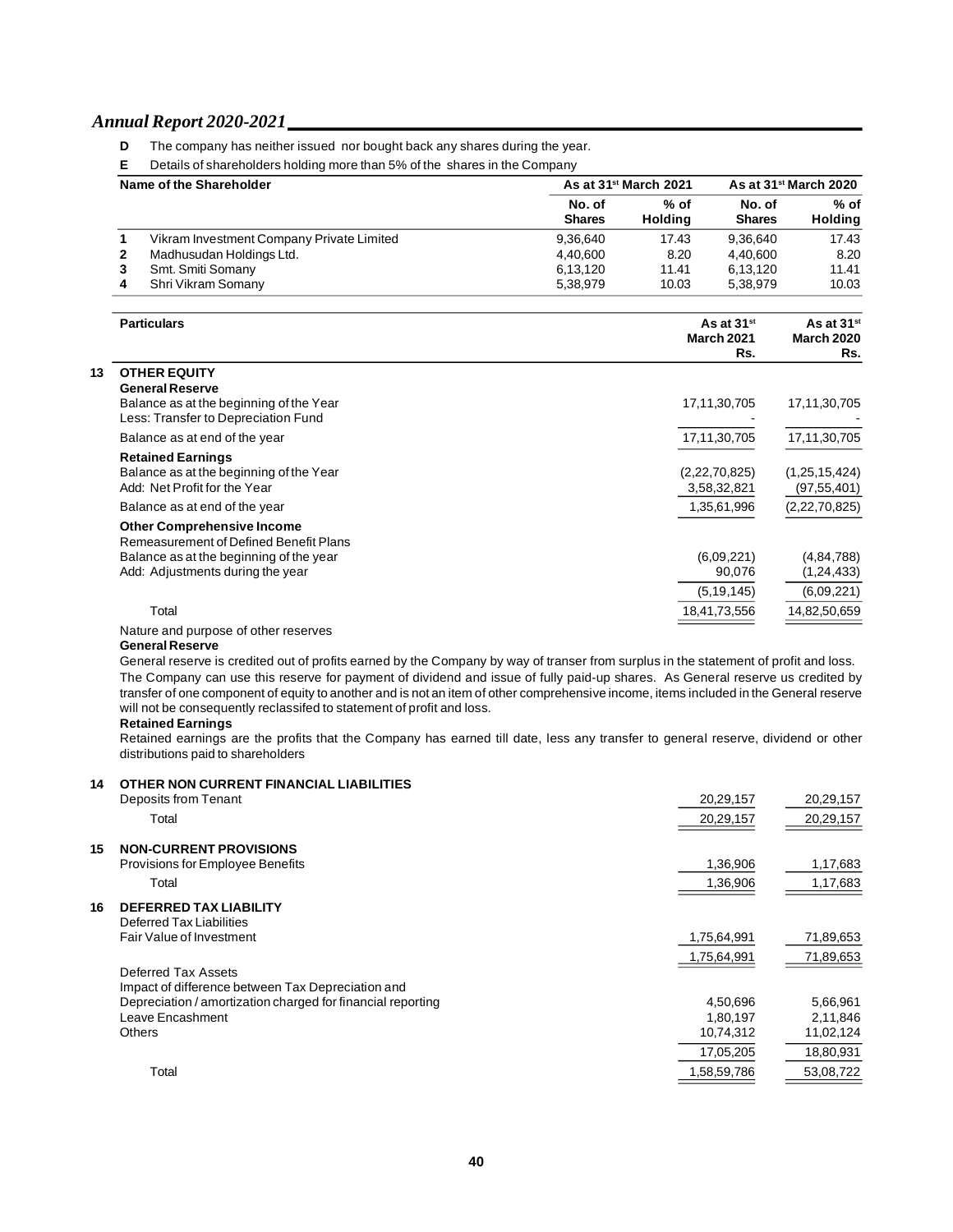**D** The company has neither issued nor bought back any shares during the year.

**E** Details of shareholders holding more than 5% of the shares in the Company

| | Name of the Shareholder | As at 31st March 2021 | | As at 31st March 2020 | |
|---|---|---|---|---|---|
| | | No. of Shares | % of Holding | No. of Shares | % of Holding |
| 1 | Vikram Investment Company Private Limited | 9,36,640 | 17.43 | 9,36,640 | 17.43 |
| 2 | Madhusudan Holdings Ltd. | 4,40,600 | 8.20 | 4,40,600 | 8.20 |
| 3 | Smt. Smiti Somany | 6,13,120 | 11.41 | 6,13,120 | 11.41 |
| 4 | Shri Vikram Somany | 5,38,979 | 10.03 | 5,38,979 | 10.03 |

| | Particulars | As at 31st March 2021 Rs. | As at 31st March 2020 Rs. |
|---|---|---|---|
| **13** | **OTHER EQUITY** | | |
| | **General Reserve** | | |
| | Balance as at the beginning of the Year | 17,11,30,705 | 17,11,30,705 |
| | Less: Transfer to Depreciation Fund | - | - |
| | Balance as at end of the year | 17,11,30,705 | 17,11,30,705 |
| | **Retained Earnings** | | |
| | Balance as at the beginning of the Year | (2,22,70,825) | (1,25,15,424) |
| | Add: Net Profit for the Year | 3,58,32,821 | (97,55,401) |
| | Balance as at end of the year | 1,35,61,996 | (2,22,70,825) |
| | **Other Comprehensive Income** | | |
| | Remeasurement of Defined Benefit Plans | | |
| | Balance as at the beginning of the year | (6,09,221) | (4,84,788) |
| | Add: Adjustments during the year | 90,076 | (1,24,433) |
| | | (5,19,145) | (6,09,221) |
| | Total | 18,41,73,556 | 14,82,50,659 |

Nature and purpose of other reserves

**General Reserve**

General reserve is credited out of profits earned by the Company by way of transer from surplus in the statement of profit and loss. The Company can use this reserve for payment of dividend and issue of fully paid-up shares. As General reserve us credited by transfer of one component of equity to another and is not an item of other comprehensive income, items included in the General reserve will not be consequently reclassifed to statement of profit and loss.

**Retained Earnings**

Retained earnings are the profits that the Company has earned till date, less any transfer to general reserve, dividend or other distributions paid to shareholders

| | Particulars | As at 31st March 2021 Rs. | As at 31st March 2020 Rs. |
|---|---|---|---|
| **14** | **OTHER NON CURRENT FINANCIAL LIABILITIES** | | |
| | Deposits from Tenant | 20,29,157 | 20,29,157 |
| | Total | 20,29,157 | 20,29,157 |
| **15** | **NON-CURRENT PROVISIONS** | | |
| | Provisions for Employee Benefits | 1,36,906 | 1,17,683 |
| | Total | 1,36,906 | 1,17,683 |
| **16** | **DEFERRED TAX LIABILITY** | | |
| | Deferred Tax Liabilities | | |
| | Fair Value of Investment | 1,75,64,991 | 71,89,653 |
| | | 1,75,64,991 | 71,89,653 |
| | Deferred Tax Assets | | |
| | Impact of difference between Tax Depreciation and Depreciation / amortization charged for financial reporting | 4,50,696 | 5,66,961 |
| | Leave Encashment | 1,80,197 | 2,11,846 |
| | Others | 10,74,312 | 11,02,124 |
| | | 17,05,205 | 18,80,931 |
| | Total | 1,58,59,786 | 53,08,722 |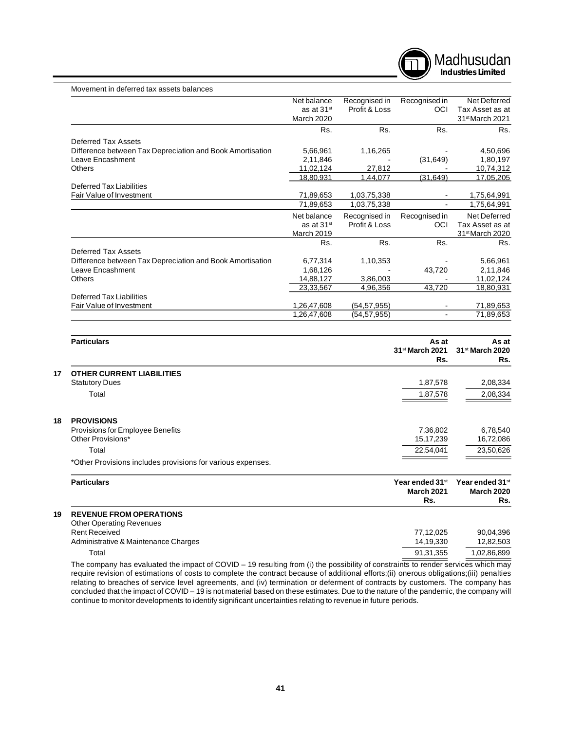Movement in deferred tax assets balances

| | Net balance as at 31st March 2020 | Recognised in Profit & Loss | Recognised in OCI | Net Deferred Tax Asset as at 31st March 2021 |
|---|---|---|---|---|
| | Rs. | Rs. | Rs. | Rs. |
| Deferred Tax Assets | | | | |
| Difference between Tax Depreciation and Book Amortisation | 5,66,961 | 1,16,265 | - | 4,50,696 |
| Leave Encashment | 2,11,846 | - | (31,649) | 1,80,197 |
| Others | 11,02,124 | 27,812 | - | 10,74,312 |
| | 18,80,931 | 1,44,077 | (31,649) | 17,05,205 |
| Deferred Tax Liabilities | | | | |
| Fair Value of Investment | 71,89,653 | 1,03,75,338 | - | 1,75,64,991 |
| | 71,89,653 | 1,03,75,338 | - | 1,75,64,991 |

| | Net balance as at 31st March 2019 | Recognised in Profit & Loss | Recognised in OCI | Net Deferred Tax Asset as at 31st March 2020 |
|---|---|---|---|---|
| | Rs. | Rs. | Rs. | Rs. |
| Deferred Tax Assets | | | | |
| Difference between Tax Depreciation and Book Amortisation | 6,77,314 | 1,10,353 | - | 5,66,961 |
| Leave Encashment | 1,68,126 | - | 43,720 | 2,11,846 |
| Others | 14,88,127 | 3,86,003 | - | 11,02,124 |
| | 23,33,567 | 4,96,356 | 43,720 | 18,80,931 |
| Deferred Tax Liabilities | | | | |
| Fair Value of Investment | 1,26,47,608 | (54,57,955) | - | 71,89,653 |
| | 1,26,47,608 | (54,57,955) | - | 71,89,653 |

| | Particulars | As at 31st March 2021 Rs. | As at 31st March 2020 Rs. |
|---|---|---|---|
| **17** | **OTHER CURRENT LIABILITIES** | | |
| | Statutory Dues | 1,87,578 | 2,08,334 |
| | Total | 1,87,578 | 2,08,334 |
| **18** | **PROVISIONS** | | |
| | Provisions for Employee Benefits | 7,36,802 | 6,78,540 |
| | Other Provisions* | 15,17,239 | 16,72,086 |
| | Total | 22,54,041 | 23,50,626 |

*Other Provisions includes provisions for various expenses.

| | Particulars | Year ended 31st March 2021 Rs. | Year ended 31st March 2020 Rs. |
|---|---|---|---|
| **19** | **REVENUE FROM OPERATIONS** | | |
| | Other Operating Revenues | | |
| | Rent Received | 77,12,025 | 90,04,396 |
| | Administrative & Maintenance Charges | 14,19,330 | 12,82,503 |
| | Total | 91,31,355 | 1,02,86,899 |

The company has evaluated the impact of COVID – 19 resulting from (i) the possibility of constraints to render services which may require revision of estimations of costs to complete the contract because of additional efforts;(ii) onerous obligations;(iii) penalties relating to breaches of service level agreements, and (iv) termination or deferment of contracts by customers. The company has concluded that the impact of COVID – 19 is not material based on these estimates. Due to the nature of the pandemic, the company will continue to monitor developments to identify significant uncertainties relating to revenue in future periods.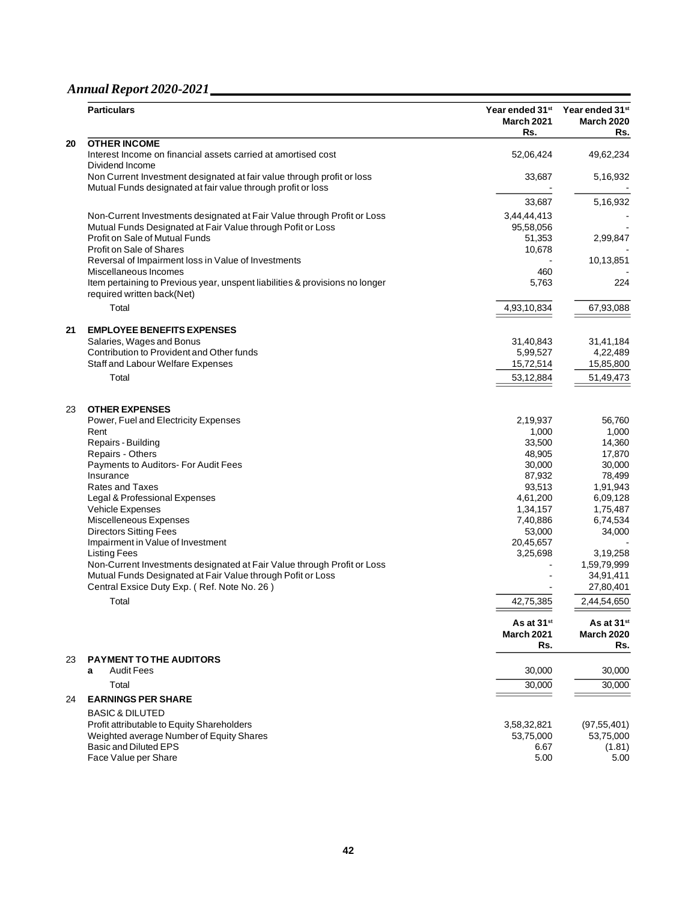| | Particulars | Year ended 31st March 2021 Rs. | Year ended 31st March 2020 Rs. |
|---|---|---|---|
| 20 | **OTHER INCOME** | | |
| | Interest Income on financial assets carried at amortised cost | 52,06,424 | 49,62,234 |
| | Dividend Income | | |
| | Non Current Investment designated at fair value through profit or loss | 33,687 | 5,16,932 |
| | Mutual Funds designated at fair value through profit or loss | - | - |
| | | 33,687 | 5,16,932 |
| | Non-Current Investments designated at Fair Value through Profit or Loss | 3,44,44,413 | - |
| | Mutual Funds Designated at Fair Value through Pofit or Loss | 95,58,056 | - |
| | Profit on Sale of Mutual Funds | 51,353 | 2,99,847 |
| | Profit on Sale of Shares | 10,678 | - |
| | Reversal of Impairment loss in Value of Investments | - | 10,13,851 |
| | Miscellaneous Incomes | 460 | - |
| | Item pertaining to Previous year, unspent liabilities & provisions no longer required written back(Net) | 5,763 | 224 |
| | Total | 4,93,10,834 | 67,93,088 |
| 21 | **EMPLOYEE BENEFITS EXPENSES** | | |
| | Salaries, Wages and Bonus | 31,40,843 | 31,41,184 |
| | Contribution to Provident and Other funds | 5,99,527 | 4,22,489 |
| | Staff and Labour Welfare Expenses | 15,72,514 | 15,85,800 |
| | Total | 53,12,884 | 51,49,473 |
| 23 | **OTHER EXPENSES** | | |
| | Power, Fuel and Electricity Expenses | 2,19,937 | 56,760 |
| | Rent | 1,000 | 1,000 |
| | Repairs - Building | 33,500 | 14,360 |
| | Repairs - Others | 48,905 | 17,870 |
| | Payments to Auditors- For Audit Fees | 30,000 | 30,000 |
| | Insurance | 87,932 | 78,499 |
| | Rates and Taxes | 93,513 | 1,91,943 |
| | Legal & Professional Expenses | 4,61,200 | 6,09,128 |
| | Vehicle Expenses | 1,34,157 | 1,75,487 |
| | Miscelleneous Expenses | 7,40,886 | 6,74,534 |
| | Directors Sitting Fees | 53,000 | 34,000 |
| | Impairment in Value of Investment | 20,45,657 | - |
| | Listing Fees | 3,25,698 | 3,19,258 |
| | Non-Current Investments designated at Fair Value through Profit or Loss | - | 1,59,79,999 |
| | Mutual Funds Designated at Fair Value through Pofit or Loss | - | 34,91,411 |
| | Central Exsice Duty Exp. ( Ref. Note No. 26 ) | - | 27,80,401 |
| | Total | 42,75,385 | 2,44,54,650 |

| | | As at 31st March 2021 Rs. | As at 31st March 2020 Rs. |
|---|---|---|---|
| 23 | **PAYMENT TO THE AUDITORS** | | |
| | **a** Audit Fees | 30,000 | 30,000 |
| | Total | 30,000 | 30,000 |
| 24 | **EARNINGS PER SHARE** | | |
| | BASIC & DILUTED | | |
| | Profit attributable to Equity Shareholders | 3,58,32,821 | (97,55,401) |
| | Weighted average Number of Equity Shares | 53,75,000 | 53,75,000 |
| | Basic and Diluted EPS | 6.67 | (1.81) |
| | Face Value per Share | 5.00 | 5.00 |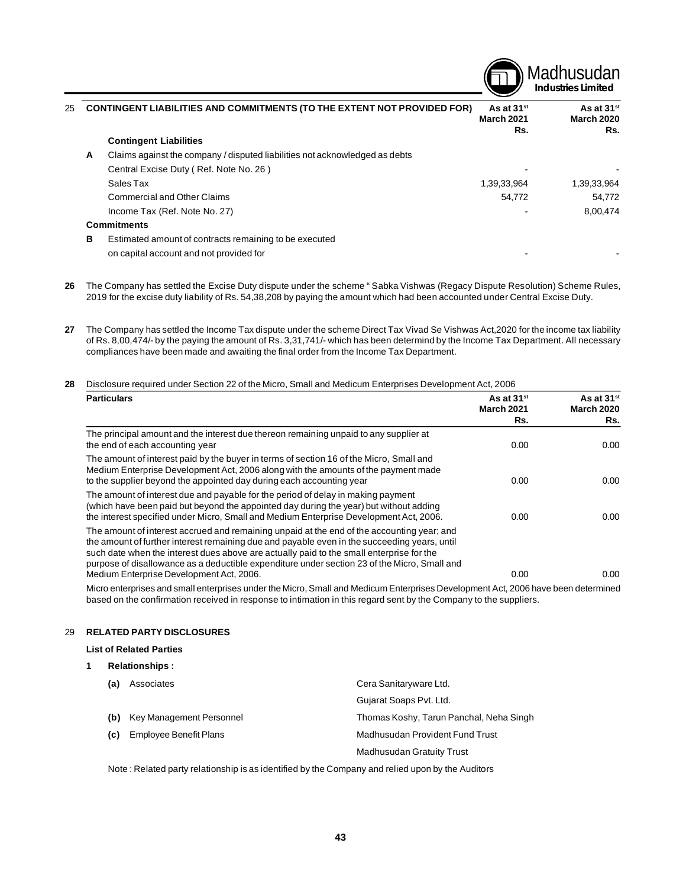## 25 CONTINGENT LIABILITIES AND COMMITMENTS (TO THE EXTENT NOT PROVIDED FOR)

| | | As at 31st March 2021 Rs. | As at 31st March 2020 Rs. |
|---|---|---|---|
| | **Contingent Liabilities** | | |
| **A** | Claims against the company / disputed liabilities not acknowledged as debts | | |
| | Central Excise Duty ( Ref. Note No. 26 ) | - | - |
| | Sales Tax | 1,39,33,964 | 1,39,33,964 |
| | Commercial and Other Claims | 54,772 | 54,772 |
| | Income Tax (Ref. Note No. 27) | - | 8,00,474 |
| | **Commitments** | | |
| **B** | Estimated amount of contracts remaining to be executed on capital account and not provided for | - | - |

**26** The Company has settled the Excise Duty dispute under the scheme " Sabka Vishwas (Regacy Dispute Resolution) Scheme Rules, 2019 for the excise duty liability of Rs. 54,38,208 by paying the amount which had been accounted under Central Excise Duty.

**27** The Company has settled the Income Tax dispute under the scheme Direct Tax Vivad Se Vishwas Act,2020 for the income tax liability of Rs. 8,00,474/- by the paying the amount of Rs. 3,31,741/- which has been determind by the Income Tax Department. All necessary compliances have been made and awaiting the final order from the Income Tax Department.

**28** Disclosure required under Section 22 of the Micro, Small and Medicum Enterprises Development Act, 2006

| Particulars | As at 31st March 2021 Rs. | As at 31st March 2020 Rs. |
|---|---|---|
| The principal amount and the interest due thereon remaining unpaid to any supplier at the end of each accounting year | 0.00 | 0.00 |
| The amount of interest paid by the buyer in terms of section 16 of the Micro, Small and Medium Enterprise Development Act, 2006 along with the amounts of the payment made to the supplier beyond the appointed day during each accounting year | 0.00 | 0.00 |
| The amount of interest due and payable for the period of delay in making payment (which have been paid but beyond the appointed day during the year) but without adding the interest specified under Micro, Small and Medium Enterprise Development Act, 2006. | 0.00 | 0.00 |
| The amount of interest accrued and remaining unpaid at the end of the accounting year; and the amount of further interest remaining due and payable even in the succeeding years, until such date when the interest dues above are actually paid to the small enterprise for the purpose of disallowance as a deductible expenditure under section 23 of the Micro, Small and Medium Enterprise Development Act, 2006. | 0.00 | 0.00 |

Micro enterprises and small enterprises under the Micro, Small and Medicum Enterprises Development Act, 2006 have been determined based on the confirmation received in response to intimation in this regard sent by the Company to the suppliers.

## 29 RELATED PARTY DISCLOSURES

**List of Related Parties**

**1 Relationships :**

| | |
|---|---|
| **(a)** Associates | Cera Sanitaryware Ltd. |
| | Gujarat Soaps Pvt. Ltd. |
| **(b)** Key Management Personnel | Thomas Koshy, Tarun Panchal, Neha Singh |
| **(c)** Employee Benefit Plans | Madhusudan Provident Fund Trust |
| | Madhusudan Gratuity Trust |

Note : Related party relationship is as identified by the Company and relied upon by the Auditors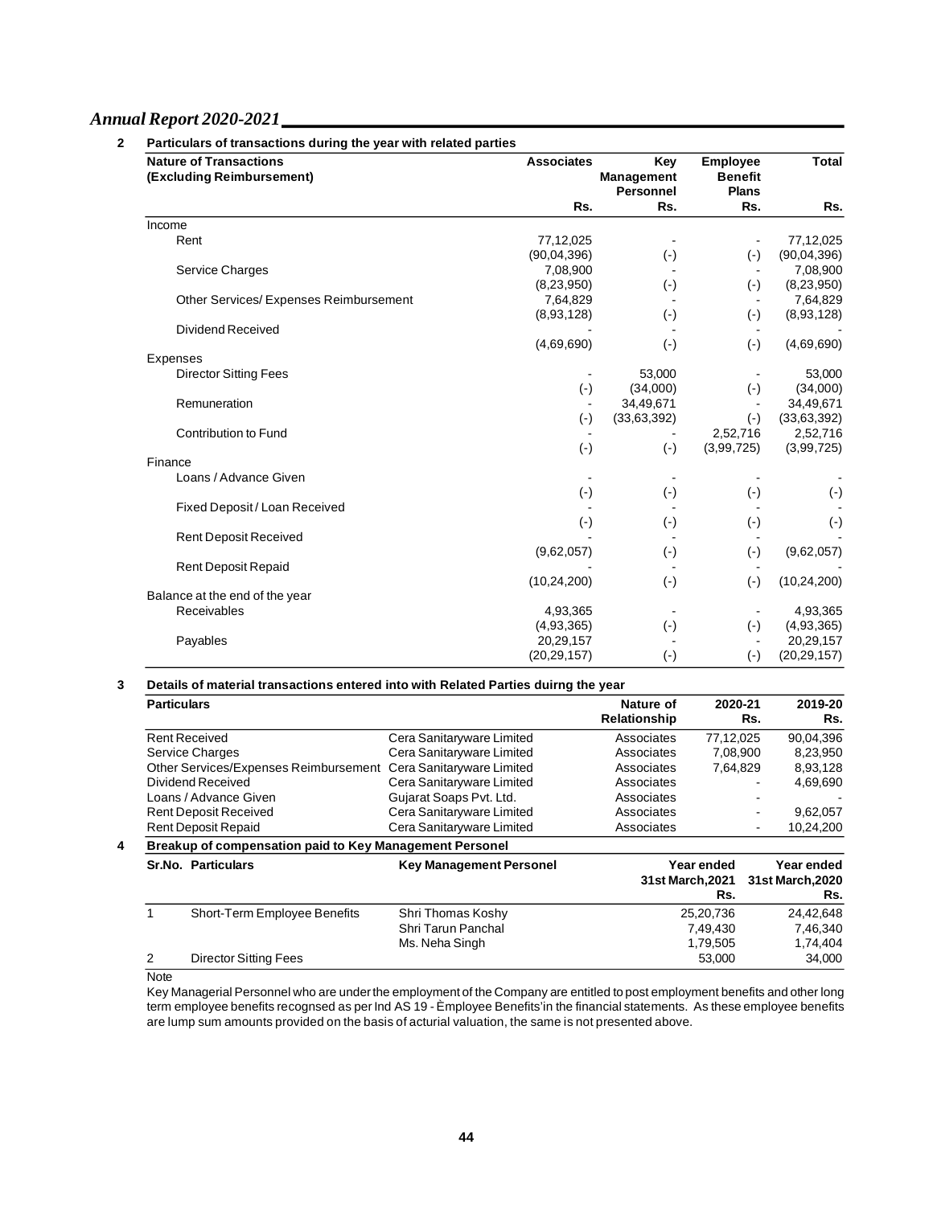**2 Particulars of transactions during the year with related parties**

| Nature of Transactions (Excluding Reimbursement) | Associates Rs. | Key Management Personnel Rs. | Employee Benefit Plans Rs. | Total Rs. |
|---|---|---|---|---|
| **Income** | | | | |
| Rent | 77,12,025 | - | - | 77,12,025 |
| | (90,04,396) | (-) | (-) | (90,04,396) |
| Service Charges | 7,08,900 | - | - | 7,08,900 |
| | (8,23,950) | (-) | (-) | (8,23,950) |
| Other Services/ Expenses Reimbursement | 7,64,829 | - | - | 7,64,829 |
| | (8,93,128) | (-) | (-) | (8,93,128) |
| Dividend Received | - | - | - | - |
| | (4,69,690) | (-) | (-) | (4,69,690) |
| **Expenses** | | | | |
| Director Sitting Fees | - | 53,000 | - | 53,000 |
| | (-) | (34,000) | (-) | (34,000) |
| Remuneration | - | 34,49,671 | - | 34,49,671 |
| | (-) | (33,63,392) | (-) | (33,63,392) |
| Contribution to Fund | - | - | 2,52,716 | 2,52,716 |
| | (-) | (-) | (3,99,725) | (3,99,725) |
| **Finance** | | | | |
| Loans / Advance Given | - | - | - | - |
| | (-) | (-) | (-) | (-) |
| Fixed Deposit / Loan Received | - | - | - | - |
| | (-) | (-) | (-) | (-) |
| Rent Deposit Received | - | - | - | - |
| | (9,62,057) | (-) | (-) | (9,62,057) |
| Rent Deposit Repaid | - | - | - | - |
| | (10,24,200) | (-) | (-) | (10,24,200) |
| **Balance at the end of the year** | | | | |
| Receivables | 4,93,365 | - | - | 4,93,365 |
| | (4,93,365) | (-) | (-) | (4,93,365) |
| Payables | 20,29,157 | - | - | 20,29,157 |
| | (20,29,157) | (-) | (-) | (20,29,157) |

**3 Details of material transactions entered into with Related Parties duirng the year**

| Particulars | | Nature of Relationship | 2020-21 Rs. | 2019-20 Rs. |
|---|---|---|---|---|
| Rent Received | Cera Sanitaryware Limited | Associates | 77,12,025 | 90,04,396 |
| Service Charges | Cera Sanitaryware Limited | Associates | 7,08,900 | 8,23,950 |
| Other Services/Expenses Reimbursement | Cera Sanitaryware Limited | Associates | 7,64,829 | 8,93,128 |
| Dividend Received | Cera Sanitaryware Limited | Associates | - | 4,69,690 |
| Loans / Advance Given | Gujarat Soaps Pvt. Ltd. | Associates | - | - |
| Rent Deposit Received | Cera Sanitaryware Limited | Associates | - | 9,62,057 |
| Rent Deposit Repaid | Cera Sanitaryware Limited | Associates | - | 10,24,200 |

**4 Breakup of compensation paid to Key Management Personel**

| Sr.No. | Particulars | Key Management Personel | Year ended 31st March,2021 Rs. | Year ended 31st March,2020 Rs. |
|---|---|---|---|---|
| 1 | Short-Term Employee Benefits | Shri Thomas Koshy | 25,20,736 | 24,42,648 |
| | | Shri Tarun Panchal | 7,49,430 | 7,46,340 |
| | | Ms. Neha Singh | 1,79,505 | 1,74,404 |
| 2 | Director Sitting Fees | | 53,000 | 34,000 |

Note

Key Managerial Personnel who are under the employment of the Company are entitled to post employment benefits and other long term employee benefits recognsed as per Ind AS 19 - Èmployee Benefits'in the financial statements. As these employee benefits are lump sum amounts provided on the basis of acturial valuation, the same is not presented above.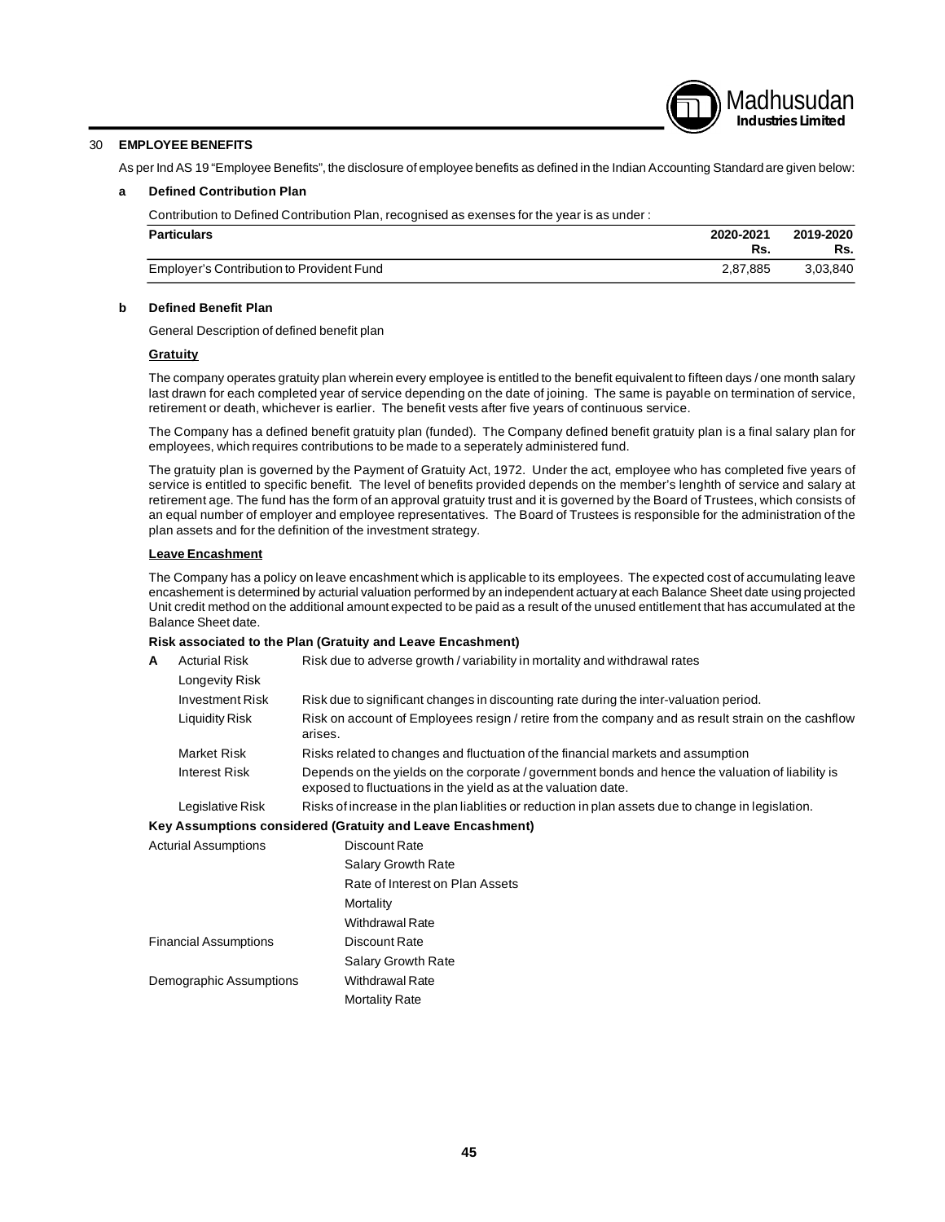## 30 EMPLOYEE BENEFITS

As per Ind AS 19 "Employee Benefits", the disclosure of employee benefits as defined in the Indian Accounting Standard are given below:

### a Defined Contribution Plan

Contribution to Defined Contribution Plan, recognised as exenses for the year is as under :

| Particulars | 2020-2021 Rs. | 2019-2020 Rs. |
|---|---|---|
| Employer's Contribution to Provident Fund | 2,87,885 | 3,03,840 |

### b Defined Benefit Plan

General Description of defined benefit plan

**Gratuity**

The company operates gratuity plan wherein every employee is entitled to the benefit equivalent to fifteen days / one month salary last drawn for each completed year of service depending on the date of joining. The same is payable on termination of service, retirement or death, whichever is earlier. The benefit vests after five years of continuous service.

The Company has a defined benefit gratuity plan (funded). The Company defined benefit gratuity plan is a final salary plan for employees, which requires contributions to be made to a seperately administered fund.

The gratuity plan is governed by the Payment of Gratuity Act, 1972. Under the act, employee who has completed five years of service is entitled to specific benefit. The level of benefits provided depends on the member's lenghth of service and salary at retirement age. The fund has the form of an approval gratuity trust and it is governed by the Board of Trustees, which consists of an equal number of employer and employee representatives. The Board of Trustees is responsible for the administration of the plan assets and for the definition of the investment strategy.

**Leave Encashment**

The Company has a policy on leave encashment which is applicable to its employees. The expected cost of accumulating leave encashement is determined by acturial valuation performed by an independent actuary at each Balance Sheet date using projected Unit credit method on the additional amount expected to be paid as a result of the unused entitlement that has accumulated at the Balance Sheet date.

**Risk associated to the Plan (Gratuity and Leave Encashment)**

| A | Acturial Risk | Risk due to adverse growth / variability in mortality and withdrawal rates |
|---|---|---|
| | Longevity Risk | |
| | Investment Risk | Risk due to significant changes in discounting rate during the inter-valuation period. |
| | Liquidity Risk | Risk on account of Employees resign / retire from the company and as result strain on the cashflow arises. |
| | Market Risk | Risks related to changes and fluctuation of the financial markets and assumption |
| | Interest Risk | Depends on the yields on the corporate / government bonds and hence the valuation of liability is exposed to fluctuations in the yield as at the valuation date. |
| | Legislative Risk | Risks of increase in the plan liablities or reduction in plan assets due to change in legislation. |

**Key Assumptions considered (Gratuity and Leave Encashment)**

| | |
|---|---|
| Acturial Assumptions | Discount Rate |
| | Salary Growth Rate |
| | Rate of Interest on Plan Assets |
| | Mortality |
| | Withdrawal Rate |
| Financial Assumptions | Discount Rate |
| | Salary Growth Rate |
| Demographic Assumptions | Withdrawal Rate |
| | Mortality Rate |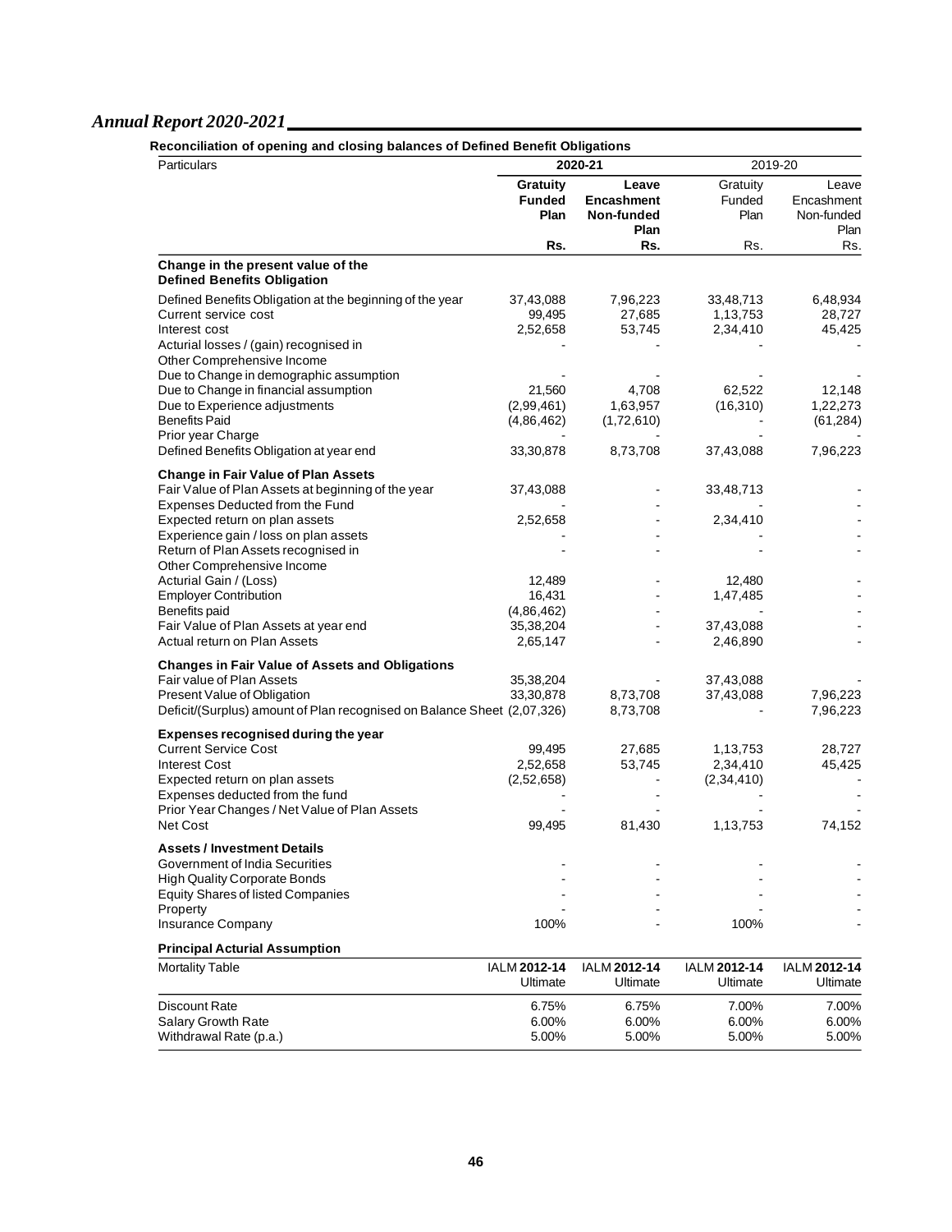**Reconciliation of opening and closing balances of Defined Benefit Obligations**

| Particulars | 2020-21 | | 2019-20 | |
|---|---|---|---|---|
| | **Gratuity Funded Plan** | **Leave Encashment Non-funded Plan** | Gratuity Funded Plan | Leave Encashment Non-funded Plan |
| | **Rs.** | **Rs.** | Rs. | Rs. |
| **Change in the present value of the Defined Benefits Obligation** | | | | |
| Defined Benefits Obligation at the beginning of the year | 37,43,088 | 7,96,223 | 33,48,713 | 6,48,934 |
| Current service cost | 99,495 | 27,685 | 1,13,753 | 28,727 |
| Interest cost | 2,52,658 | 53,745 | 2,34,410 | 45,425 |
| Acturial losses / (gain) recognised in Other Comprehensive Income | - | - | - | - |
| Due to Change in demographic assumption | - | - | - | - |
| Due to Change in financial assumption | 21,560 | 4,708 | 62,522 | 12,148 |
| Due to Experience adjustments | (2,99,461) | 1,63,957 | (16,310) | 1,22,273 |
| Benefits Paid | (4,86,462) | (1,72,610) | - | (61,284) |
| Prior year Charge | - | - | - | - |
| Defined Benefits Obligation at year end | 33,30,878 | 8,73,708 | 37,43,088 | 7,96,223 |
| **Change in Fair Value of Plan Assets** | | | | |
| Fair Value of Plan Assets at beginning of the year | 37,43,088 | - | 33,48,713 | - |
| Expenses Deducted from the Fund | - | - | - | - |
| Expected return on plan assets | 2,52,658 | - | 2,34,410 | - |
| Experience gain / loss on plan assets | - | - | - | - |
| Return of Plan Assets recognised in Other Comprehensive Income | - | - | - | - |
| Acturial Gain / (Loss) | 12,489 | - | 12,480 | - |
| Employer Contribution | 16,431 | - | 1,47,485 | - |
| Benefits paid | (4,86,462) | - | - | - |
| Fair Value of Plan Assets at year end | 35,38,204 | - | 37,43,088 | - |
| Actual return on Plan Assets | 2,65,147 | - | 2,46,890 | - |
| **Changes in Fair Value of Assets and Obligations** | | | | |
| Fair value of Plan Assets | 35,38,204 | - | 37,43,088 | - |
| Present Value of Obligation | 33,30,878 | 8,73,708 | 37,43,088 | 7,96,223 |
| Deficit/(Surplus) amount of Plan recognised on Balance Sheet | (2,07,326) | 8,73,708 | - | 7,96,223 |
| **Expenses recognised during the year** | | | | |
| Current Service Cost | 99,495 | 27,685 | 1,13,753 | 28,727 |
| Interest Cost | 2,52,658 | 53,745 | 2,34,410 | 45,425 |
| Expected return on plan assets | (2,52,658) | - | (2,34,410) | - |
| Expenses deducted from the fund | - | - | - | - |
| Prior Year Changes / Net Value of Plan Assets | - | - | - | - |
| Net Cost | 99,495 | 81,430 | 1,13,753 | 74,152 |
| **Assets / Investment Details** | | | | |
| Government of India Securities | - | - | - | - |
| High Quality Corporate Bonds | - | - | - | - |
| Equity Shares of listed Companies | - | - | - | - |
| Property | - | - | - | - |
| Insurance Company | 100% | - | 100% | - |
| **Principal Acturial Assumption** | | | | |
| Mortality Table | IALM 2012-14 Ultimate | IALM 2012-14 Ultimate | IALM 2012-14 Ultimate | IALM 2012-14 Ultimate |
| Discount Rate | 6.75% | 6.75% | 7.00% | 7.00% |
| Salary Growth Rate | 6.00% | 6.00% | 6.00% | 6.00% |
| Withdrawal Rate (p.a.) | 5.00% | 5.00% | 5.00% | 5.00% |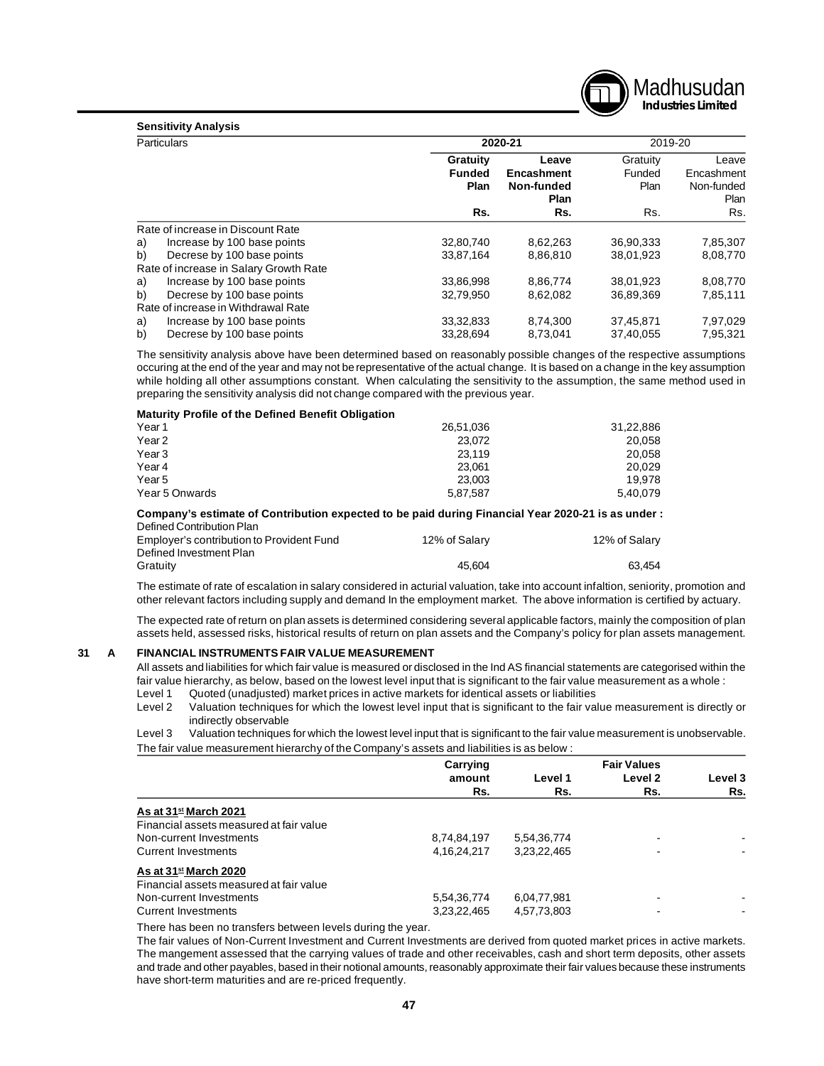**Sensitivity Analysis**

| Particulars | 2020-21 | | 2019-20 | |
|---|---|---|---|---|
| | **Gratuity Funded Plan** | **Leave Encashment Non-funded Plan** | Gratuity Funded Plan | Leave Encashment Non-funded Plan |
| | **Rs.** | **Rs.** | Rs. | Rs. |
| Rate of increase in Discount Rate | | | | |
| a) Increase by 100 base points | 32,80,740 | 8,62,263 | 36,90,333 | 7,85,307 |
| b) Decrese by 100 base points | 33,87,164 | 8,86,810 | 38,01,923 | 8,08,770 |
| Rate of increase in Salary Growth Rate | | | | |
| a) Increase by 100 base points | 33,86,998 | 8,86,774 | 38,01,923 | 8,08,770 |
| b) Decrese by 100 base points | 32,79,950 | 8,62,082 | 36,89,369 | 7,85,111 |
| Rate of increase in Withdrawal Rate | | | | |
| a) Increase by 100 base points | 33,32,833 | 8,74,300 | 37,45,871 | 7,97,029 |
| b) Decrese by 100 base points | 33,28,694 | 8,73,041 | 37,40,055 | 7,95,321 |

The sensitivity analysis above have been determined based on reasonably possible changes of the respective assumptions occuring at the end of the year and may not be representative of the actual change. It is based on a change in the key assumption while holding all other assumptions constant. When calculating the sensitivity to the assumption, the same method used in preparing the sensitivity analysis did not change compared with the previous year.

**Maturity Profile of the Defined Benefit Obligation**

| | 2020-21 | 2019-20 |
|---|---|---|
| Year 1 | 26,51,036 | 31,22,886 |
| Year 2 | 23,072 | 20,058 |
| Year 3 | 23,119 | 20,058 |
| Year 4 | 23,061 | 20,029 |
| Year 5 | 23,003 | 19,978 |
| Year 5 Onwards | 5,87,587 | 5,40,079 |

**Company's estimate of Contribution expected to be paid during Financial Year 2020-21 is as under :**

| | | |
|---|---|---|
| Defined Contribution Plan | | |
| Employer's contribution to Provident Fund | 12% of Salary | 12% of Salary |
| Defined Investment Plan | | |
| Gratuity | 45,604 | 63,454 |

The estimate of rate of escalation in salary considered in acturial valuation, take into account infaltion, seniority, promotion and other relevant factors including supply and demand In the employment market. The above information is certified by actuary.

The expected rate of return on plan assets is determined considering several applicable factors, mainly the composition of plan assets held, assessed risks, historical results of return on plan assets and the Company's policy for plan assets management.

**31 A FINANCIAL INSTRUMENTS FAIR VALUE MEASUREMENT**

All assets and liabilities for which fair value is measured or disclosed in the Ind AS financial statements are categorised within the fair value hierarchy, as below, based on the lowest level input that is significant to the fair value measurement as a whole :

Level 1 Quoted (unadjusted) market prices in active markets for identical assets or liabilities

Level 2 Valuation techniques for which the lowest level input that is significant to the fair value measurement is directly or indirectly observable

Level 3 Valuation techniques for which the lowest level input that is significant to the fair value measurement is unobservable.

The fair value measurement hierarchy of the Company's assets and liabilities is as below :

| | Carrying amount | Fair Values | | |
|---|---|---|---|---|
| | | Level 1 | Level 2 | Level 3 |
| | Rs. | Rs. | Rs. | Rs. |
| **As at 31st March 2021** | | | | |
| Financial assets measured at fair value | | | | |
| Non-current Investments | 8,74,84,197 | 5,54,36,774 | - | - |
| Current Investments | 4,16,24,217 | 3,23,22,465 | - | - |
| **As at 31st March 2020** | | | | |
| Financial assets measured at fair value | | | | |
| Non-current Investments | 5,54,36,774 | 6,04,77,981 | - | - |
| Current Investments | 3,23,22,465 | 4,57,73,803 | - | - |

There has been no transfers between levels during the year.

The fair values of Non-Current Investment and Current Investments are derived from quoted market prices in active markets. The mangement assessed that the carrying values of trade and other receivables, cash and short term deposits, other assets and trade and other payables, based in their notional amounts, reasonably approximate their fair values because these instruments have short-term maturities and are re-priced frequently.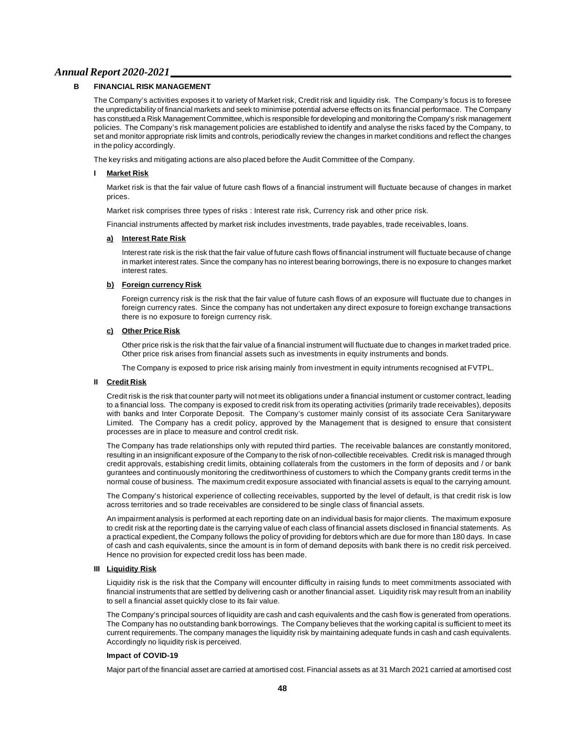### B FINANCIAL RISK MANAGEMENT

The Company's activities exposes it to variety of Market risk, Credit risk and liquidity risk. The Company's focus is to foresee the unpredictability of financial markets and seek to minimise potential adverse effects on its financial performace. The Company has constitued a Risk Management Committee, which is responsible for developing and monitoring the Company's risk management policies. The Company's risk management policies are established to identify and analyse the risks faced by the Company, to set and monitor appropriate risk limits and controls, periodically review the changes in market conditions and reflect the changes in the policy accordingly.

The key risks and mitigating actions are also placed before the Audit Committee of the Company.

#### I Market Risk

Market risk is that the fair value of future cash flows of a financial instrument will fluctuate because of changes in market prices.

Market risk comprises three types of risks : Interest rate risk, Currency risk and other price risk.

Financial instruments affected by market risk includes investments, trade payables, trade receivables, loans.

##### a) Interest Rate Risk

Interest rate risk is the risk that the fair value of future cash flows of financial instrument will fluctuate because of change in market interest rates. Since the company has no interest bearing borrowings, there is no exposure to changes market interest rates.

##### b) Foreign currency Risk

Foreign currency risk is the risk that the fair value of future cash flows of an exposure will fluctuate due to changes in foreign currency rates. Since the company has not undertaken any direct exposure to foreign exchange transactions there is no exposure to foreign currency risk.

##### c) Other Price Risk

Other price risk is the risk that the fair value of a financial instrument will fluctuate due to changes in market traded price. Other price risk arises from financial assets such as investments in equity instruments and bonds.

The Company is exposed to price risk arising mainly from investment in equity intruments recognised at FVTPL.

#### II Credit Risk

Credit risk is the risk that counter party will not meet its obligations under a financial instument or customer contract, leading to a financial loss. The company is exposed to credit risk from its operating activities (primarily trade receivables), deposits with banks and Inter Corporate Deposit. The Company's customer mainly consist of its associate Cera Sanitaryware Limited. The Company has a credit policy, approved by the Management that is designed to ensure that consistent processes are in place to measure and control credit risk.

The Company has trade relationships only with reputed third parties. The receivable balances are constantly monitored, resulting in an insignificant exposure of the Company to the risk of non-collectible receivables. Credit risk is managed through credit approvals, estabishing credit limits, obtaining collaterals from the customers in the form of deposits and / or bank gurantees and continuously monitoring the creditworthiness of customers to which the Company grants credit terms in the normal couse of business. The maximum credit exposure associated with financial assets is equal to the carrying amount.

The Company's historical experience of collecting receivables, supported by the level of default, is that credit risk is low across territories and so trade receivables are considered to be single class of financial assets.

An impairment analysis is performed at each reporting date on an individual basis for major clients. The maximum exposure to credit risk at the reporting date is the carrying value of each class of financial assets disclosed in financial statements. As a practical expedient, the Company follows the policy of providing for debtors which are due for more than 180 days. In case of cash and cash equivalents, since the amount is in form of demand deposits with bank there is no credit risk perceived. Hence no provision for expected credit loss has been made.

#### III Liquidity Risk

Liquidity risk is the risk that the Company will encounter difficulty in raising funds to meet commitments associated with financial instruments that are settled by delivering cash or another financial asset. Liquidity risk may result from an inability to sell a financial asset quickly close to its fair value.

The Company's principal sources of liquidity are cash and cash equivalents and the cash flow is generated from operations. The Company has no outstanding bank borrowings. The Company believes that the working capital is sufficient to meet its current requirements. The company manages the liquidity risk by maintaining adequate funds in cash and cash equivalents. Accordingly no liquidity risk is perceived.

**Impact of COVID-19**

Major part of the financial asset are carried at amortised cost. Financial assets as at 31 March 2021 carried at amortised cost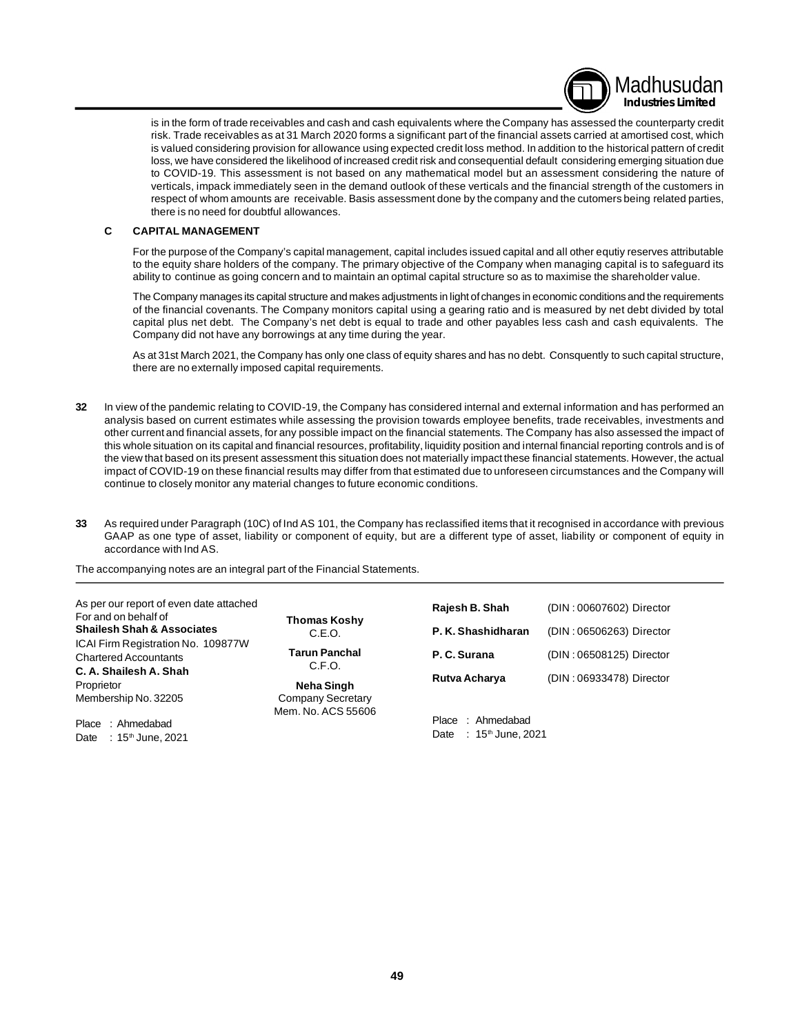is in the form of trade receivables and cash and cash equivalents where the Company has assessed the counterparty credit risk. Trade receivables as at 31 March 2020 forms a significant part of the financial assets carried at amortised cost, which is valued considering provision for allowance using expected credit loss method. In addition to the historical pattern of credit loss, we have considered the likelihood of increased credit risk and consequential default considering emerging situation due to COVID-19. This assessment is not based on any mathematical model but an assessment considering the nature of verticals, impack immediately seen in the demand outlook of these verticals and the financial strength of the customers in respect of whom amounts are receivable. Basis assessment done by the company and the cutomers being related parties, there is no need for doubtful allowances.

**C CAPITAL MANAGEMENT**

For the purpose of the Company's capital management, capital includes issued capital and all other equtiy reserves attributable to the equity share holders of the company. The primary objective of the Company when managing capital is to safeguard its ability to continue as going concern and to maintain an optimal capital structure so as to maximise the shareholder value.

The Company manages its capital structure and makes adjustments in light of changes in economic conditions and the requirements of the financial covenants. The Company monitors capital using a gearing ratio and is measured by net debt divided by total capital plus net debt. The Company's net debt is equal to trade and other payables less cash and cash equivalents. The Company did not have any borrowings at any time during the year.

As at 31st March 2021, the Company has only one class of equity shares and has no debt. Consquently to such capital structure, there are no externally imposed capital requirements.

**32** In view of the pandemic relating to COVID-19, the Company has considered internal and external information and has performed an analysis based on current estimates while assessing the provision towards employee benefits, trade receivables, investments and other current and financial assets, for any possible impact on the financial statements. The Company has also assessed the impact of this whole situation on its capital and financial resources, profitability, liquidity position and internal financial reporting controls and is of the view that based on its present assessment this situation does not materially impact these financial statements. However, the actual impact of COVID-19 on these financial results may differ from that estimated due to unforeseen circumstances and the Company will continue to closely monitor any material changes to future economic conditions.

**33** As required under Paragraph (10C) of Ind AS 101, the Company has reclassified items that it recognised in accordance with previous GAAP as one type of asset, liability or component of equity, but are a different type of asset, liability or component of equity in accordance with Ind AS.

The accompanying notes are an integral part of the Financial Statements.

As per our report of even date attached
For and on behalf of
**Shailesh Shah & Associates**
ICAI Firm Registration No. 109877W
Chartered Accountants
**C. A. Shailesh A. Shah**
Proprietor
Membership No. 32205

Place : Ahmedabad
Date : 15th June, 2021

**Thomas Koshy**
C.E.O.

**Tarun Panchal**
C.F.O.

**Neha Singh**
Company Secretary
Mem. No. ACS 55606

**Rajesh B. Shah** (DIN : 00607602) Director

**P. K. Shashidharan** (DIN : 06506263) Director

**P. C. Surana** (DIN : 06508125) Director

**Rutva Acharya** (DIN : 06933478) Director

Place : Ahmedabad
Date : 15th June, 2021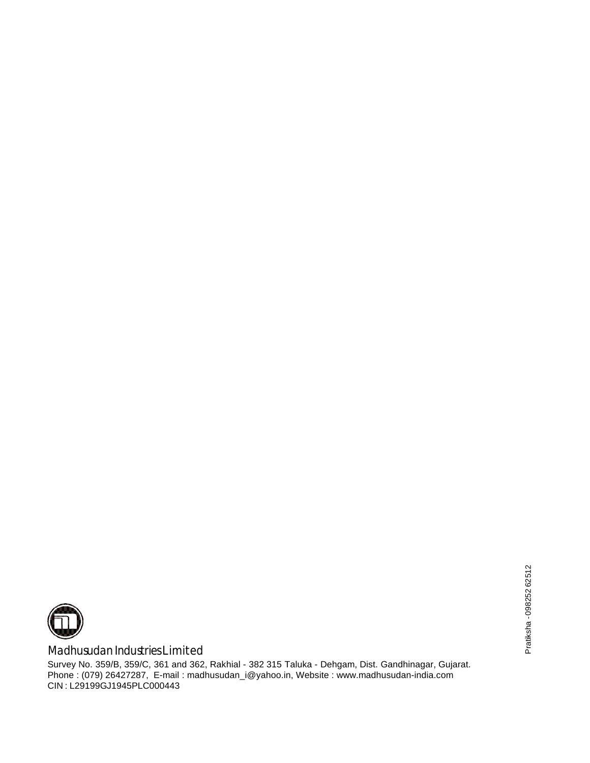Madhusudan Industries Limited

Survey No. 359/B, 359/C, 361 and 362, Rakhial - 382 315 Taluka - Dehgam, Dist. Gandhinagar, Gujarat.
Phone : (079) 26427287, E-mail : madhusudan_i@yahoo.in, Website : www.madhusudan-india.com
CIN : L29199GJ1945PLC000443

Pratiksha - 098252 62512